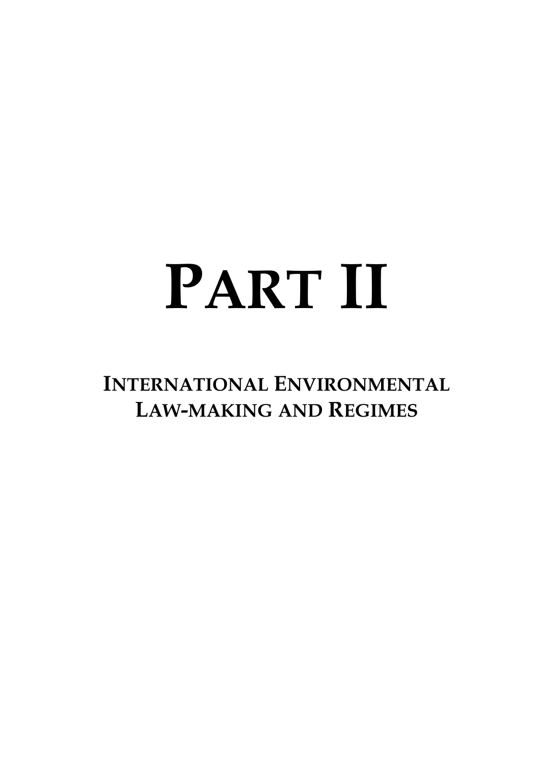# PART II

## INTERNATIONAL ENVIRONMENTAL LAW-MAKING AND REGIMES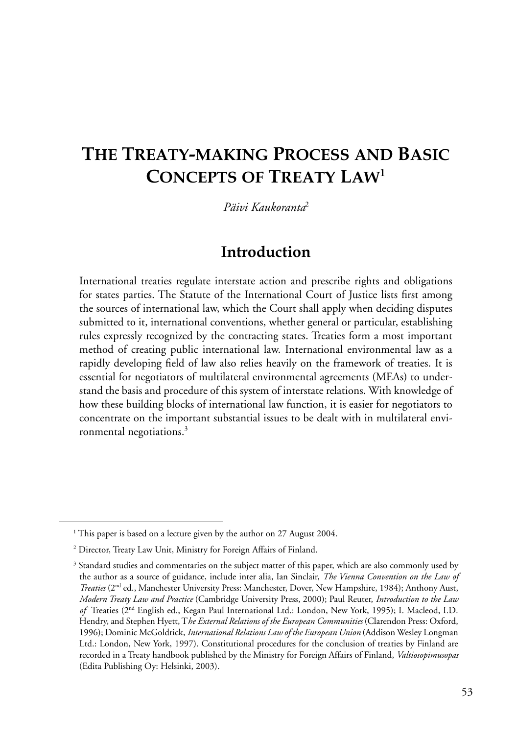# The Treaty-making Process and Basic Concepts of Treaty Law[1]

*Päivi Kaukoranta*[2]

## Introduction

International treaties regulate interstate action and prescribe rights and obligations for states parties. The Statute of the International Court of Justice lists first among the sources of international law, which the Court shall apply when deciding disputes submitted to it, international conventions, whether general or particular, establishing rules expressly recognized by the contracting states. Treaties form a most important method of creating public international law. International environmental law as a rapidly developing field of law also relies heavily on the framework of treaties. It is essential for negotiators of multilateral environmental agreements (MEAs) to understand the basis and procedure of this system of interstate relations. With knowledge of how these building blocks of international law function, it is easier for negotiators to concentrate on the important substantial issues to be dealt with in multilateral environmental negotiations.[3]

---

[1] This paper is based on a lecture given by the author on 27 August 2004.

[2] Director, Treaty Law Unit, Ministry for Foreign Affairs of Finland.

[3] Standard studies and commentaries on the subject matter of this paper, which are also commonly used by the author as a source of guidance, include inter alia, Ian Sinclair, *The Vienna Convention on the Law of Treaties* (2nd ed., Manchester University Press: Manchester, Dover, New Hampshire, 1984); Anthony Aust, *Modern Treaty Law and Practice* (Cambridge University Press, 2000); Paul Reuter, *Introduction to the Law of* Treaties (2nd English ed., Kegan Paul International Ltd.: London, New York, 1995); I. Macleod, I.D. Hendry, and Stephen Hyett, T*he External Relations of the European Communities* (Clarendon Press: Oxford, 1996); Dominic McGoldrick, *International Relations Law of the European Union* (Addison Wesley Longman Ltd.: London, New York, 1997). Constitutional procedures for the conclusion of treaties by Finland are recorded in a Treaty handbook published by the Ministry for Foreign Affairs of Finland, *Valtiosopimusopas* (Edita Publishing Oy: Helsinki, 2003).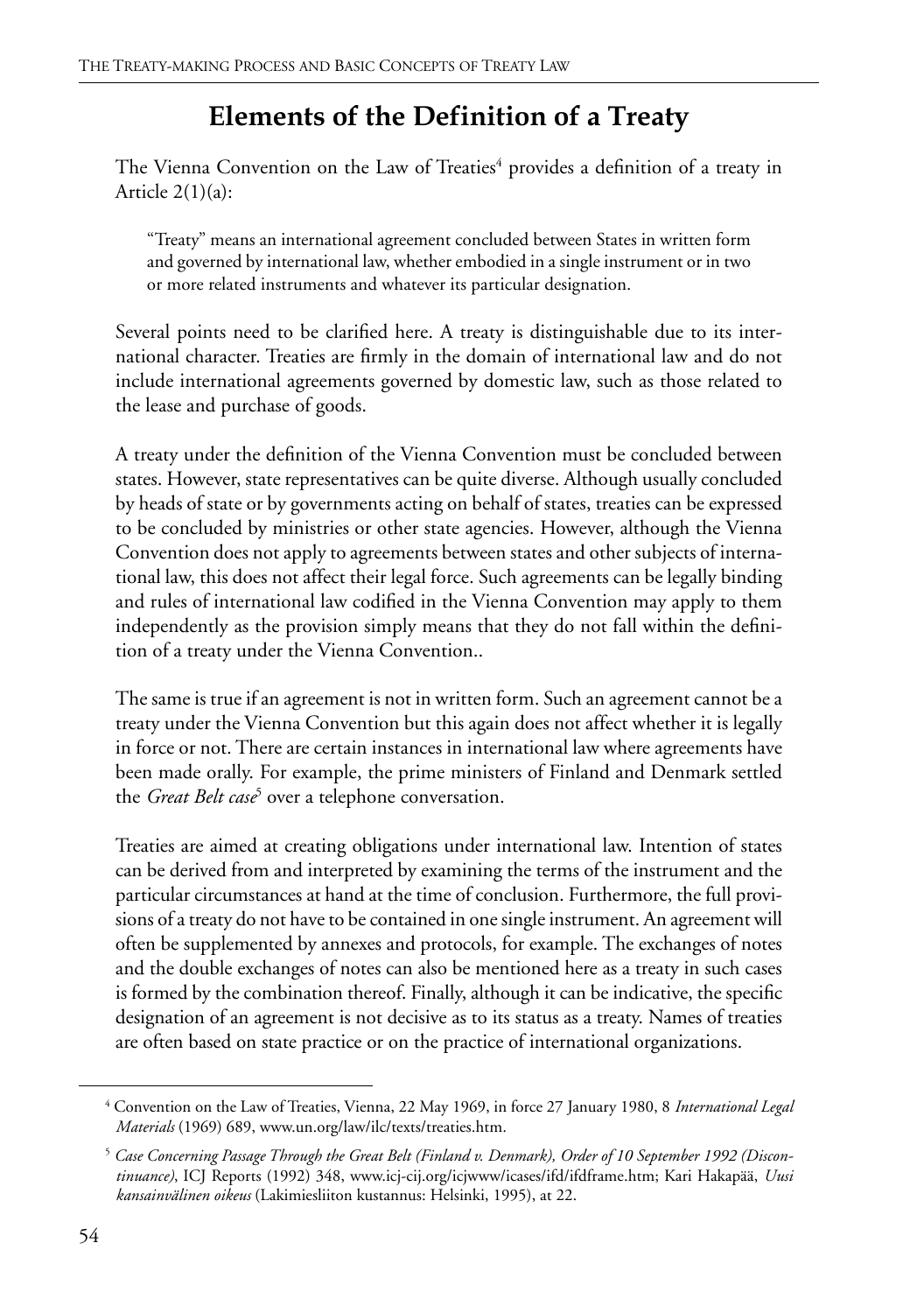## Elements of the Definition of a Treaty

The Vienna Convention on the Law of Treaties[4] provides a definition of a treaty in Article 2(1)(a):

> "Treaty" means an international agreement concluded between States in written form and governed by international law, whether embodied in a single instrument or in two or more related instruments and whatever its particular designation.

Several points need to be clarified here. A treaty is distinguishable due to its international character. Treaties are firmly in the domain of international law and do not include international agreements governed by domestic law, such as those related to the lease and purchase of goods.

A treaty under the definition of the Vienna Convention must be concluded between states. However, state representatives can be quite diverse. Although usually concluded by heads of state or by governments acting on behalf of states, treaties can be expressed to be concluded by ministries or other state agencies. However, although the Vienna Convention does not apply to agreements between states and other subjects of international law, this does not affect their legal force. Such agreements can be legally binding and rules of international law codified in the Vienna Convention may apply to them independently as the provision simply means that they do not fall within the definition of a treaty under the Vienna Convention..

The same is true if an agreement is not in written form. Such an agreement cannot be a treaty under the Vienna Convention but this again does not affect whether it is legally in force or not. There are certain instances in international law where agreements have been made orally. For example, the prime ministers of Finland and Denmark settled the *Great Belt case*[5] over a telephone conversation.

Treaties are aimed at creating obligations under international law. Intention of states can be derived from and interpreted by examining the terms of the instrument and the particular circumstances at hand at the time of conclusion. Furthermore, the full provisions of a treaty do not have to be contained in one single instrument. An agreement will often be supplemented by annexes and protocols, for example. The exchanges of notes and the double exchanges of notes can also be mentioned here as a treaty in such cases is formed by the combination thereof. Finally, although it can be indicative, the specific designation of an agreement is not decisive as to its status as a treaty. Names of treaties are often based on state practice or on the practice of international organizations.

---

[4] Convention on the Law of Treaties, Vienna, 22 May 1969, in force 27 January 1980, 8 *International Legal Materials* (1969) 689, www.un.org/law/ilc/texts/treaties.htm.

[5] *Case Concerning Passage Through the Great Belt (Finland v. Denmark), Order of 10 September 1992 (Discontinuance)*, ICJ Reports (1992) 348, www.icj-cij.org/icjwww/icases/ifd/ifdframe.htm; Kari Hakapää, *Uusi kansainvälinen oikeus* (Lakimiesliiton kustannus: Helsinki, 1995), at 22.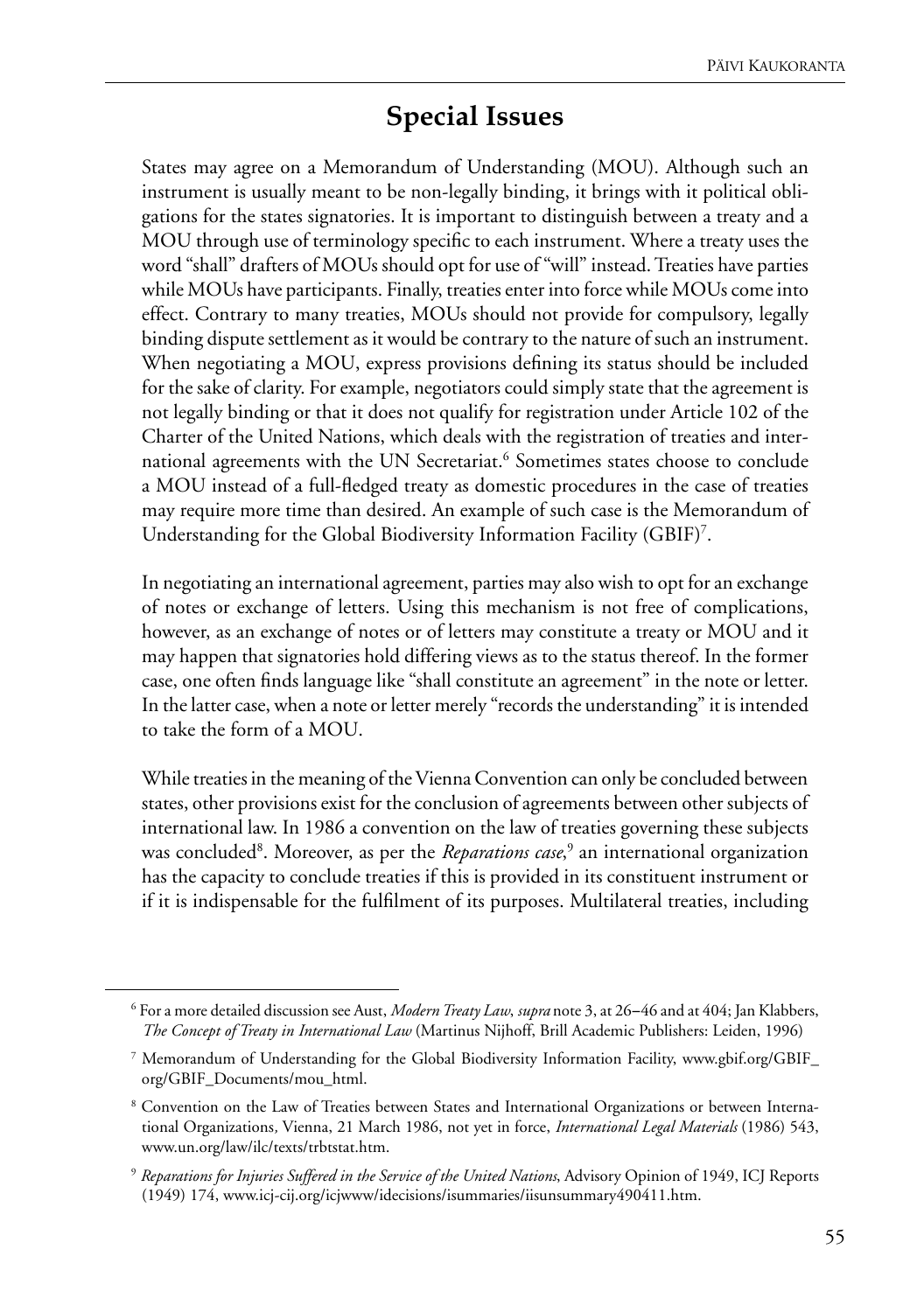## Special Issues

States may agree on a Memorandum of Understanding (MOU). Although such an instrument is usually meant to be non-legally binding, it brings with it political obligations for the states signatories. It is important to distinguish between a treaty and a MOU through use of terminology specific to each instrument. Where a treaty uses the word "shall" drafters of MOUs should opt for use of "will" instead. Treaties have parties while MOUs have participants. Finally, treaties enter into force while MOUs come into effect. Contrary to many treaties, MOUs should not provide for compulsory, legally binding dispute settlement as it would be contrary to the nature of such an instrument. When negotiating a MOU, express provisions defining its status should be included for the sake of clarity. For example, negotiators could simply state that the agreement is not legally binding or that it does not qualify for registration under Article 102 of the Charter of the United Nations, which deals with the registration of treaties and international agreements with the UN Secretariat.[6] Sometimes states choose to conclude a MOU instead of a full-fledged treaty as domestic procedures in the case of treaties may require more time than desired. An example of such case is the Memorandum of Understanding for the Global Biodiversity Information Facility (GBIF)[7].

In negotiating an international agreement, parties may also wish to opt for an exchange of notes or exchange of letters. Using this mechanism is not free of complications, however, as an exchange of notes or of letters may constitute a treaty or MOU and it may happen that signatories hold differing views as to the status thereof. In the former case, one often finds language like "shall constitute an agreement" in the note or letter. In the latter case, when a note or letter merely "records the understanding" it is intended to take the form of a MOU.

While treaties in the meaning of the Vienna Convention can only be concluded between states, other provisions exist for the conclusion of agreements between other subjects of international law. In 1986 a convention on the law of treaties governing these subjects was concluded[8]. Moreover, as per the *Reparations case*,[9] an international organization has the capacity to conclude treaties if this is provided in its constituent instrument or if it is indispensable for the fulfilment of its purposes. Multilateral treaties, including

---

[6] For a more detailed discussion see Aust, *Modern Treaty Law*, *supra* note 3, at 26–46 and at 404; Jan Klabbers, *The Concept of Treaty in International Law* (Martinus Nijhoff, Brill Academic Publishers: Leiden, 1996)

[7] Memorandum of Understanding for the Global Biodiversity Information Facility, www.gbif.org/GBIF_org/GBIF_Documents/mou_html.

[8] Convention on the Law of Treaties between States and International Organizations or between International Organizations, Vienna, 21 March 1986, not yet in force, *International Legal Materials* (1986) 543, www.un.org/law/ilc/texts/trbtstat.htm.

[9] *Reparations for Injuries Suffered in the Service of the United Nations*, Advisory Opinion of 1949, ICJ Reports (1949) 174, www.icj-cij.org/icjwww/idecisions/isummaries/iisunsummary490411.htm.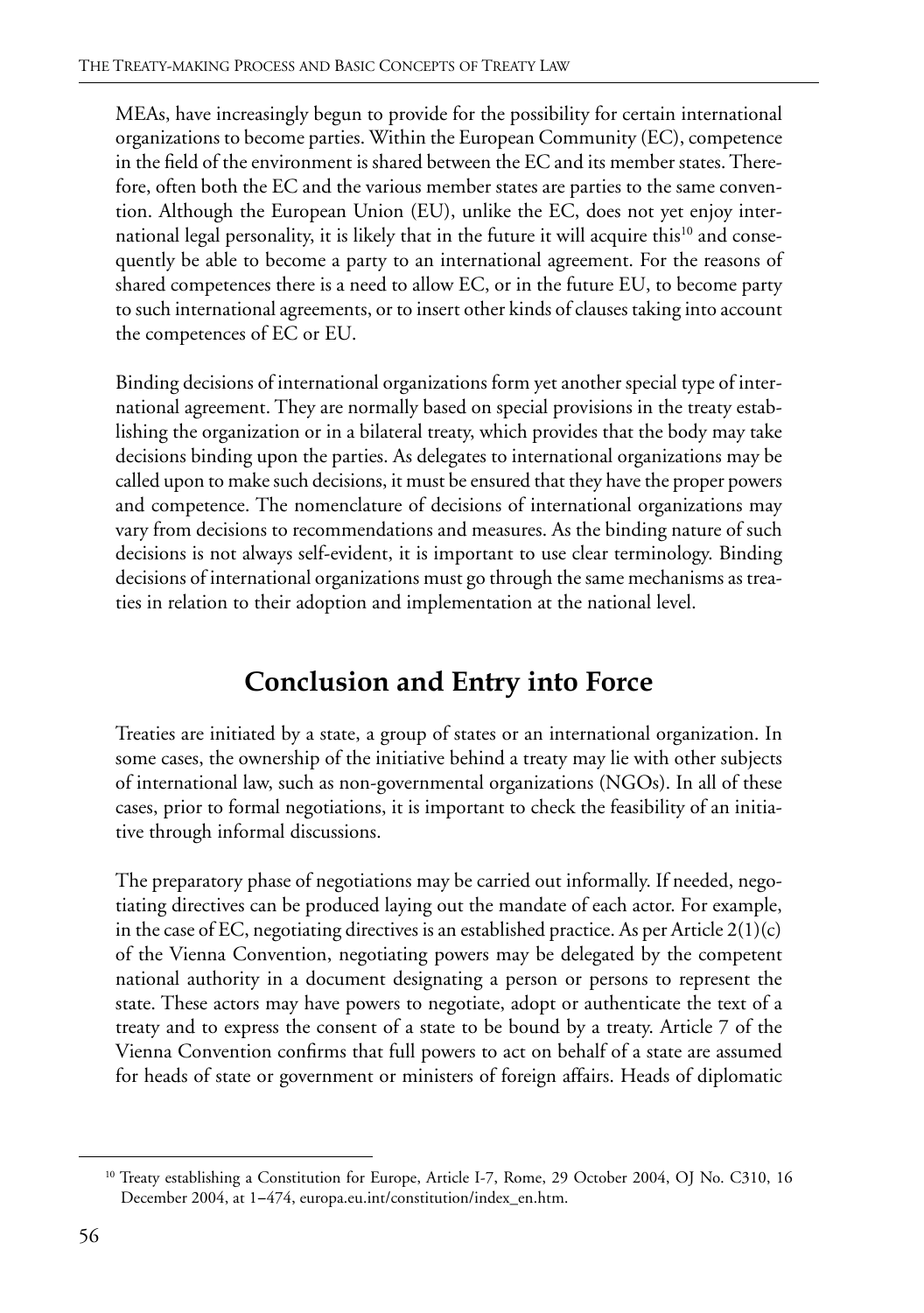MEAs, have increasingly begun to provide for the possibility for certain international organizations to become parties. Within the European Community (EC), competence in the field of the environment is shared between the EC and its member states. Therefore, often both the EC and the various member states are parties to the same convention. Although the European Union (EU), unlike the EC, does not yet enjoy international legal personality, it is likely that in the future it will acquire this[10] and consequently be able to become a party to an international agreement. For the reasons of shared competences there is a need to allow EC, or in the future EU, to become party to such international agreements, or to insert other kinds of clauses taking into account the competences of EC or EU.

Binding decisions of international organizations form yet another special type of international agreement. They are normally based on special provisions in the treaty establishing the organization or in a bilateral treaty, which provides that the body may take decisions binding upon the parties. As delegates to international organizations may be called upon to make such decisions, it must be ensured that they have the proper powers and competence. The nomenclature of decisions of international organizations may vary from decisions to recommendations and measures. As the binding nature of such decisions is not always self-evident, it is important to use clear terminology. Binding decisions of international organizations must go through the same mechanisms as treaties in relation to their adoption and implementation at the national level.

## Conclusion and Entry into Force

Treaties are initiated by a state, a group of states or an international organization. In some cases, the ownership of the initiative behind a treaty may lie with other subjects of international law, such as non-governmental organizations (NGOs). In all of these cases, prior to formal negotiations, it is important to check the feasibility of an initiative through informal discussions.

The preparatory phase of negotiations may be carried out informally. If needed, negotiating directives can be produced laying out the mandate of each actor. For example, in the case of EC, negotiating directives is an established practice. As per Article 2(1)(c) of the Vienna Convention, negotiating powers may be delegated by the competent national authority in a document designating a person or persons to represent the state. These actors may have powers to negotiate, adopt or authenticate the text of a treaty and to express the consent of a state to be bound by a treaty. Article 7 of the Vienna Convention confirms that full powers to act on behalf of a state are assumed for heads of state or government or ministers of foreign affairs. Heads of diplomatic

---

[10] Treaty establishing a Constitution for Europe, Article I-7, Rome, 29 October 2004, OJ No. C310, 16 December 2004, at 1–474, europa.eu.int/constitution/index_en.htm.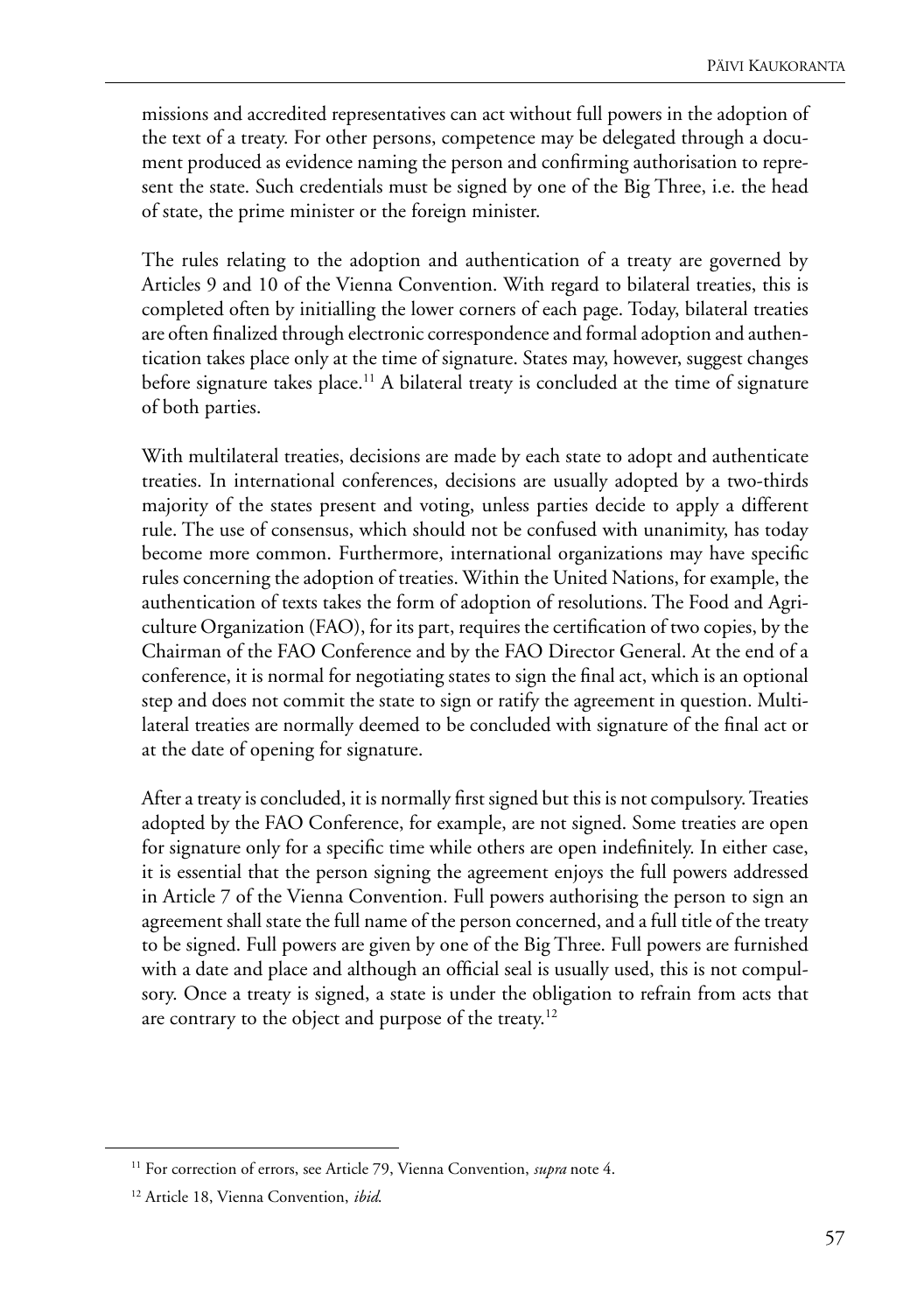missions and accredited representatives can act without full powers in the adoption of the text of a treaty. For other persons, competence may be delegated through a document produced as evidence naming the person and confirming authorisation to represent the state. Such credentials must be signed by one of the Big Three, i.e. the head of state, the prime minister or the foreign minister.

The rules relating to the adoption and authentication of a treaty are governed by Articles 9 and 10 of the Vienna Convention. With regard to bilateral treaties, this is completed often by initialling the lower corners of each page. Today, bilateral treaties are often finalized through electronic correspondence and formal adoption and authentication takes place only at the time of signature. States may, however, suggest changes before signature takes place.[11] A bilateral treaty is concluded at the time of signature of both parties.

With multilateral treaties, decisions are made by each state to adopt and authenticate treaties. In international conferences, decisions are usually adopted by a two-thirds majority of the states present and voting, unless parties decide to apply a different rule. The use of consensus, which should not be confused with unanimity, has today become more common. Furthermore, international organizations may have specific rules concerning the adoption of treaties. Within the United Nations, for example, the authentication of texts takes the form of adoption of resolutions. The Food and Agriculture Organization (FAO), for its part, requires the certification of two copies, by the Chairman of the FAO Conference and by the FAO Director General. At the end of a conference, it is normal for negotiating states to sign the final act, which is an optional step and does not commit the state to sign or ratify the agreement in question. Multilateral treaties are normally deemed to be concluded with signature of the final act or at the date of opening for signature.

After a treaty is concluded, it is normally first signed but this is not compulsory. Treaties adopted by the FAO Conference, for example, are not signed. Some treaties are open for signature only for a specific time while others are open indefinitely. In either case, it is essential that the person signing the agreement enjoys the full powers addressed in Article 7 of the Vienna Convention. Full powers authorising the person to sign an agreement shall state the full name of the person concerned, and a full title of the treaty to be signed. Full powers are given by one of the Big Three. Full powers are furnished with a date and place and although an official seal is usually used, this is not compulsory. Once a treaty is signed, a state is under the obligation to refrain from acts that are contrary to the object and purpose of the treaty.[12]

---

[11] For correction of errors, see Article 79, Vienna Convention, *supra* note 4.

[12] Article 18, Vienna Convention, *ibid*.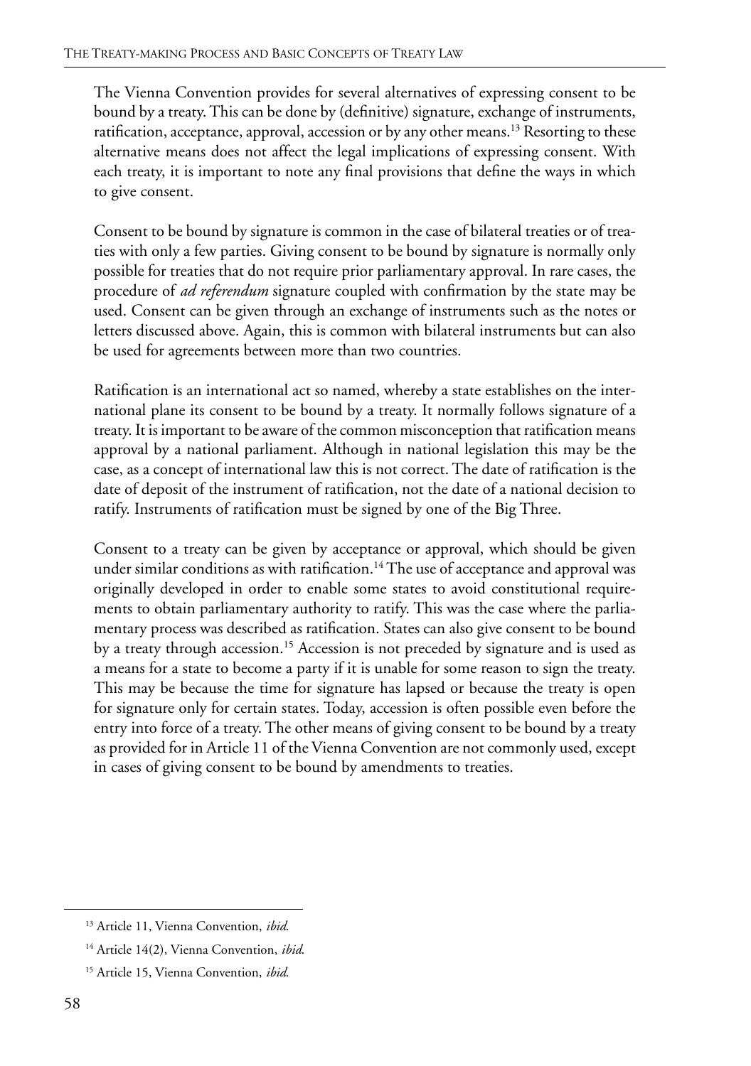The Vienna Convention provides for several alternatives of expressing consent to be bound by a treaty. This can be done by (definitive) signature, exchange of instruments, ratification, acceptance, approval, accession or by any other means.[13] Resorting to these alternative means does not affect the legal implications of expressing consent. With each treaty, it is important to note any final provisions that define the ways in which to give consent.

Consent to be bound by signature is common in the case of bilateral treaties or of treaties with only a few parties. Giving consent to be bound by signature is normally only possible for treaties that do not require prior parliamentary approval. In rare cases, the procedure of *ad referendum* signature coupled with confirmation by the state may be used. Consent can be given through an exchange of instruments such as the notes or letters discussed above. Again, this is common with bilateral instruments but can also be used for agreements between more than two countries.

Ratification is an international act so named, whereby a state establishes on the international plane its consent to be bound by a treaty. It normally follows signature of a treaty. It is important to be aware of the common misconception that ratification means approval by a national parliament. Although in national legislation this may be the case, as a concept of international law this is not correct. The date of ratification is the date of deposit of the instrument of ratification, not the date of a national decision to ratify. Instruments of ratification must be signed by one of the Big Three.

Consent to a treaty can be given by acceptance or approval, which should be given under similar conditions as with ratification.[14] The use of acceptance and approval was originally developed in order to enable some states to avoid constitutional requirements to obtain parliamentary authority to ratify. This was the case where the parliamentary process was described as ratification. States can also give consent to be bound by a treaty through accession.[15] Accession is not preceded by signature and is used as a means for a state to become a party if it is unable for some reason to sign the treaty. This may be because the time for signature has lapsed or because the treaty is open for signature only for certain states. Today, accession is often possible even before the entry into force of a treaty. The other means of giving consent to be bound by a treaty as provided for in Article 11 of the Vienna Convention are not commonly used, except in cases of giving consent to be bound by amendments to treaties.

---

[13] Article 11, Vienna Convention, *ibid.*

[14] Article 14(2), Vienna Convention, *ibid.*

[15] Article 15, Vienna Convention, *ibid.*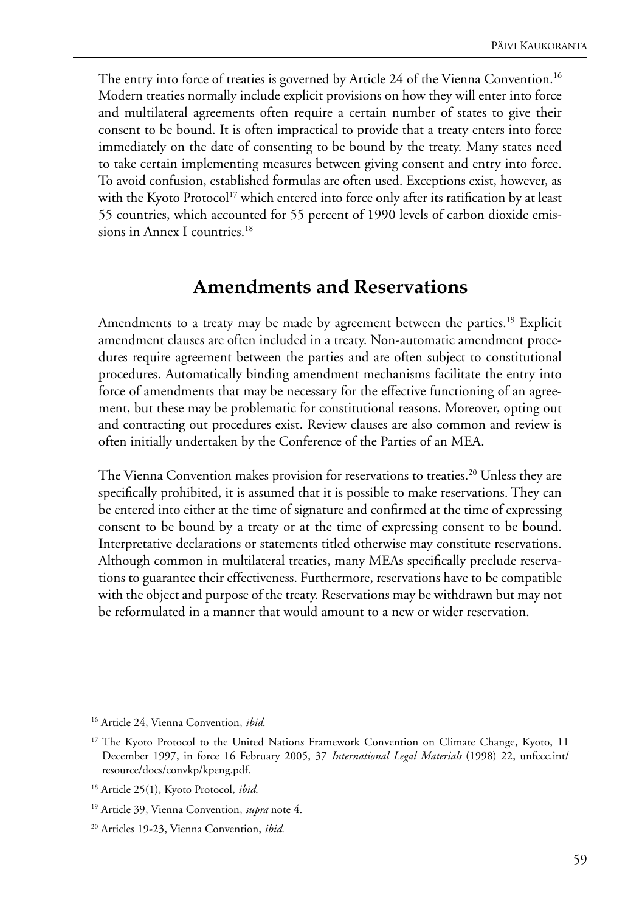The entry into force of treaties is governed by Article 24 of the Vienna Convention.[16] Modern treaties normally include explicit provisions on how they will enter into force and multilateral agreements often require a certain number of states to give their consent to be bound. It is often impractical to provide that a treaty enters into force immediately on the date of consenting to be bound by the treaty. Many states need to take certain implementing measures between giving consent and entry into force. To avoid confusion, established formulas are often used. Exceptions exist, however, as with the Kyoto Protocol[17] which entered into force only after its ratification by at least 55 countries, which accounted for 55 percent of 1990 levels of carbon dioxide emissions in Annex I countries.[18]

## Amendments and Reservations

Amendments to a treaty may be made by agreement between the parties.[19] Explicit amendment clauses are often included in a treaty. Non-automatic amendment procedures require agreement between the parties and are often subject to constitutional procedures. Automatically binding amendment mechanisms facilitate the entry into force of amendments that may be necessary for the effective functioning of an agreement, but these may be problematic for constitutional reasons. Moreover, opting out and contracting out procedures exist. Review clauses are also common and review is often initially undertaken by the Conference of the Parties of an MEA.

The Vienna Convention makes provision for reservations to treaties.[20] Unless they are specifically prohibited, it is assumed that it is possible to make reservations. They can be entered into either at the time of signature and confirmed at the time of expressing consent to be bound by a treaty or at the time of expressing consent to be bound. Interpretative declarations or statements titled otherwise may constitute reservations. Although common in multilateral treaties, many MEAs specifically preclude reservations to guarantee their effectiveness. Furthermore, reservations have to be compatible with the object and purpose of the treaty. Reservations may be withdrawn but may not be reformulated in a manner that would amount to a new or wider reservation.

---

[16] Article 24, Vienna Convention, *ibid*.

[17] The Kyoto Protocol to the United Nations Framework Convention on Climate Change, Kyoto, 11 December 1997, in force 16 February 2005, 37 *International Legal Materials* (1998) 22, unfccc.int/resource/docs/convkp/kpeng.pdf.

[18] Article 25(1), Kyoto Protocol, *ibid*.

[19] Article 39, Vienna Convention, *supra* note 4.

[20] Articles 19-23, Vienna Convention, *ibid*.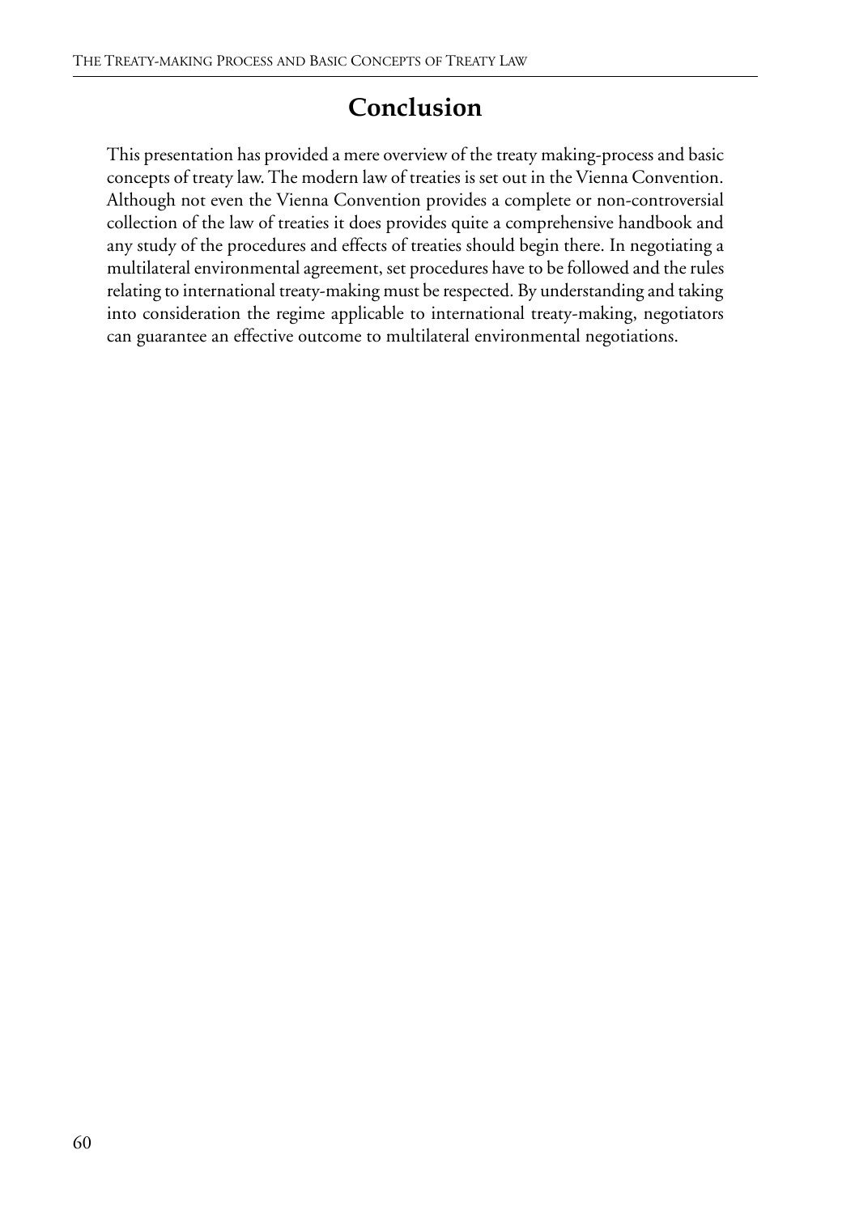# Conclusion

This presentation has provided a mere overview of the treaty making-process and basic concepts of treaty law. The modern law of treaties is set out in the Vienna Convention. Although not even the Vienna Convention provides a complete or non-controversial collection of the law of treaties it does provides quite a comprehensive handbook and any study of the procedures and effects of treaties should begin there. In negotiating a multilateral environmental agreement, set procedures have to be followed and the rules relating to international treaty-making must be respected. By understanding and taking into consideration the regime applicable to international treaty-making, negotiators can guarantee an effective outcome to multilateral environmental negotiations.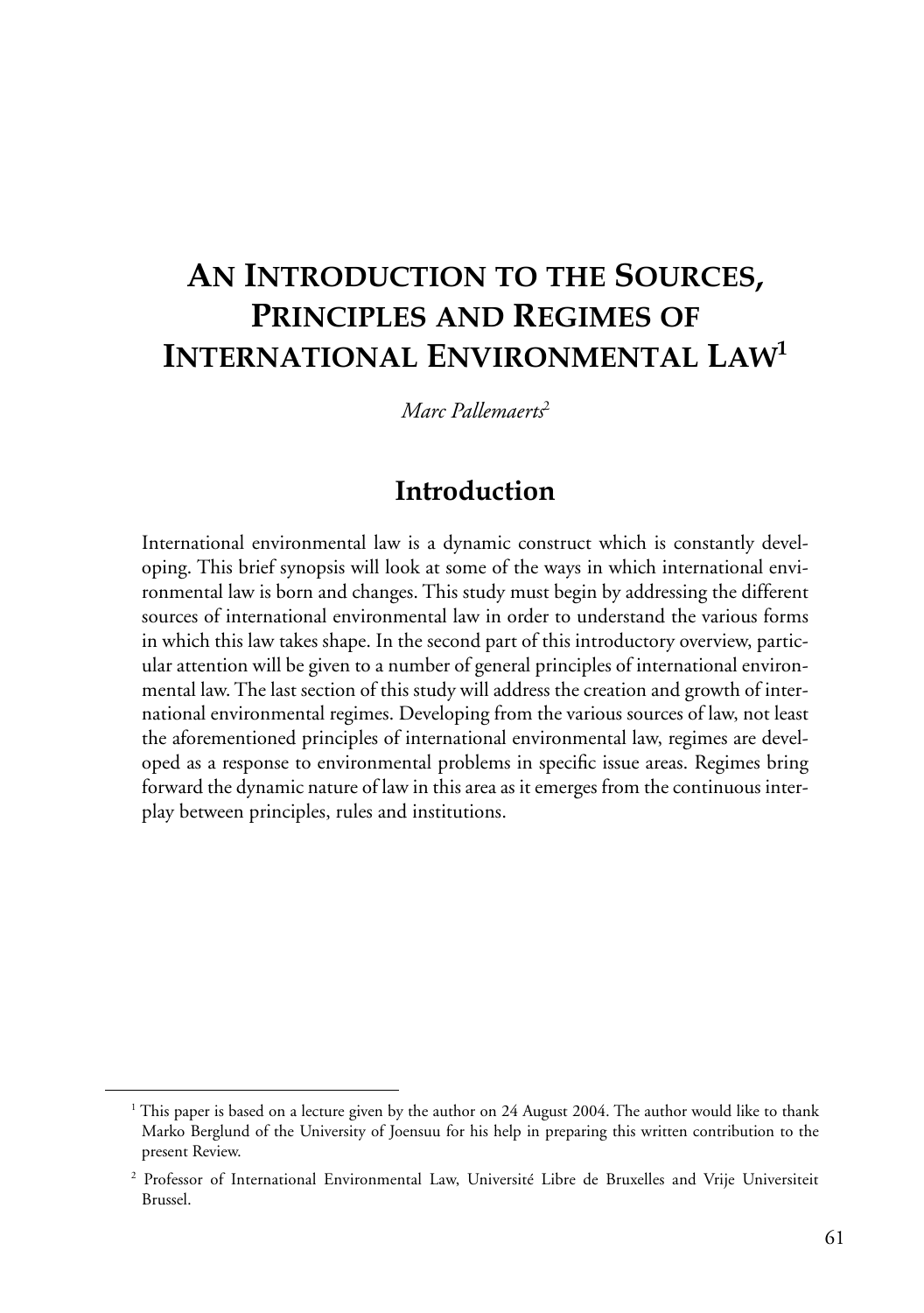# An Introduction to the Sources, Principles and Regimes of International Environmental Law[1]

*Marc Pallemaerts*[2]

## Introduction

International environmental law is a dynamic construct which is constantly developing. This brief synopsis will look at some of the ways in which international environmental law is born and changes. This study must begin by addressing the different sources of international environmental law in order to understand the various forms in which this law takes shape. In the second part of this introductory overview, particular attention will be given to a number of general principles of international environmental law. The last section of this study will address the creation and growth of international environmental regimes. Developing from the various sources of law, not least the aforementioned principles of international environmental law, regimes are developed as a response to environmental problems in specific issue areas. Regimes bring forward the dynamic nature of law in this area as it emerges from the continuous interplay between principles, rules and institutions.

---

[1] This paper is based on a lecture given by the author on 24 August 2004. The author would like to thank Marko Berglund of the University of Joensuu for his help in preparing this written contribution to the present Review.

[2] Professor of International Environmental Law, Université Libre de Bruxelles and Vrije Universiteit Brussel.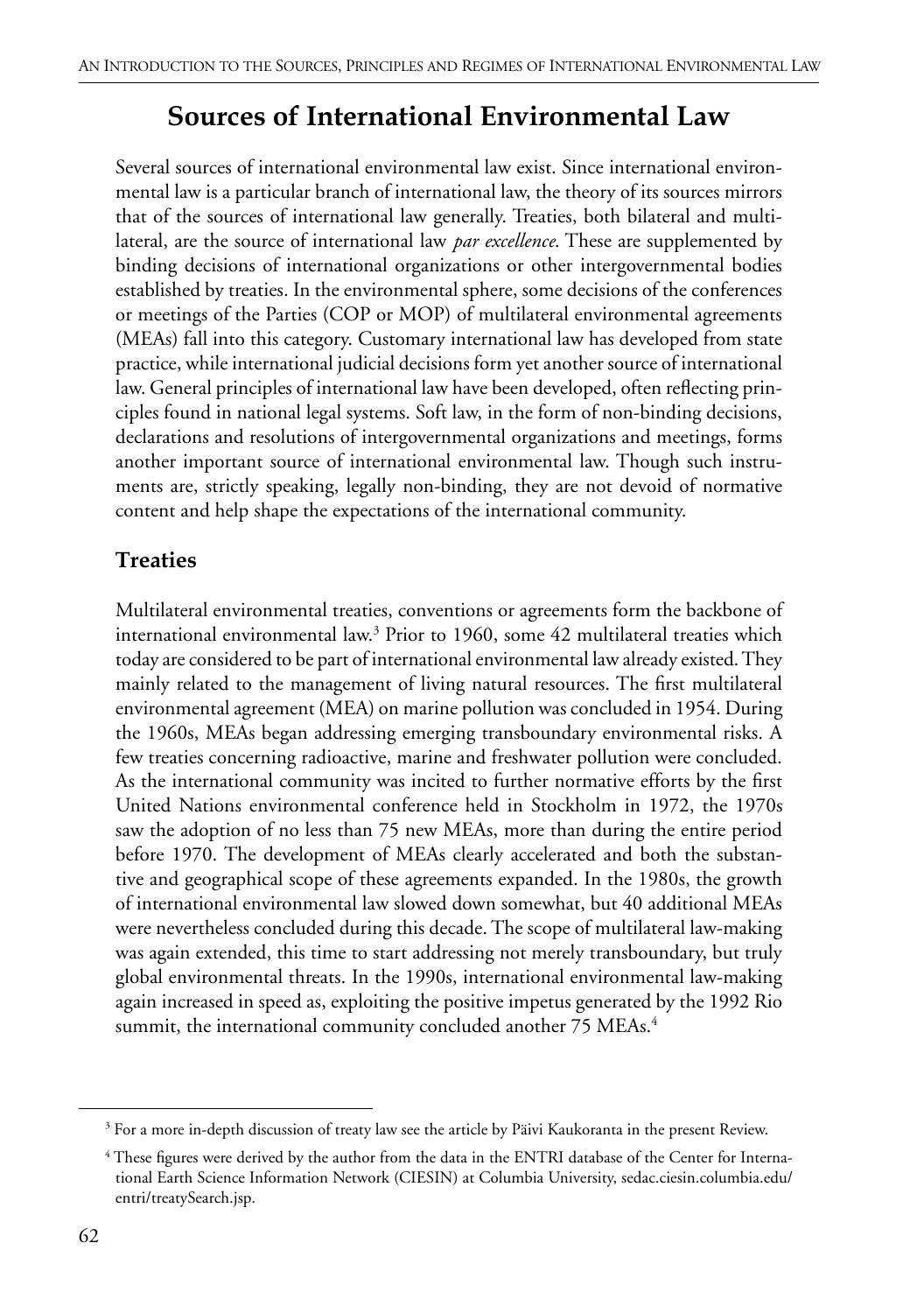## Sources of International Environmental Law

Several sources of international environmental law exist. Since international environmental law is a particular branch of international law, the theory of its sources mirrors that of the sources of international law generally. Treaties, both bilateral and multilateral, are the source of international law *par excellence*. These are supplemented by binding decisions of international organizations or other intergovernmental bodies established by treaties. In the environmental sphere, some decisions of the conferences or meetings of the Parties (COP or MOP) of multilateral environmental agreements (MEAs) fall into this category. Customary international law has developed from state practice, while international judicial decisions form yet another source of international law. General principles of international law have been developed, often reflecting principles found in national legal systems. Soft law, in the form of non-binding decisions, declarations and resolutions of intergovernmental organizations and meetings, forms another important source of international environmental law. Though such instruments are, strictly speaking, legally non-binding, they are not devoid of normative content and help shape the expectations of the international community.

### Treaties

Multilateral environmental treaties, conventions or agreements form the backbone of international environmental law.[3] Prior to 1960, some 42 multilateral treaties which today are considered to be part of international environmental law already existed. They mainly related to the management of living natural resources. The first multilateral environmental agreement (MEA) on marine pollution was concluded in 1954. During the 1960s, MEAs began addressing emerging transboundary environmental risks. A few treaties concerning radioactive, marine and freshwater pollution were concluded. As the international community was incited to further normative efforts by the first United Nations environmental conference held in Stockholm in 1972, the 1970s saw the adoption of no less than 75 new MEAs, more than during the entire period before 1970. The development of MEAs clearly accelerated and both the substantive and geographical scope of these agreements expanded. In the 1980s, the growth of international environmental law slowed down somewhat, but 40 additional MEAs were nevertheless concluded during this decade. The scope of multilateral law-making was again extended, this time to start addressing not merely transboundary, but truly global environmental threats. In the 1990s, international environmental law-making again increased in speed as, exploiting the positive impetus generated by the 1992 Rio summit, the international community concluded another 75 MEAs.[4]

---

[3] For a more in-depth discussion of treaty law see the article by Päivi Kaukoranta in the present Review.

[4] These figures were derived by the author from the data in the ENTRI database of the Center for International Earth Science Information Network (CIESIN) at Columbia University, sedac.ciesin.columbia.edu/entri/treatySearch.jsp.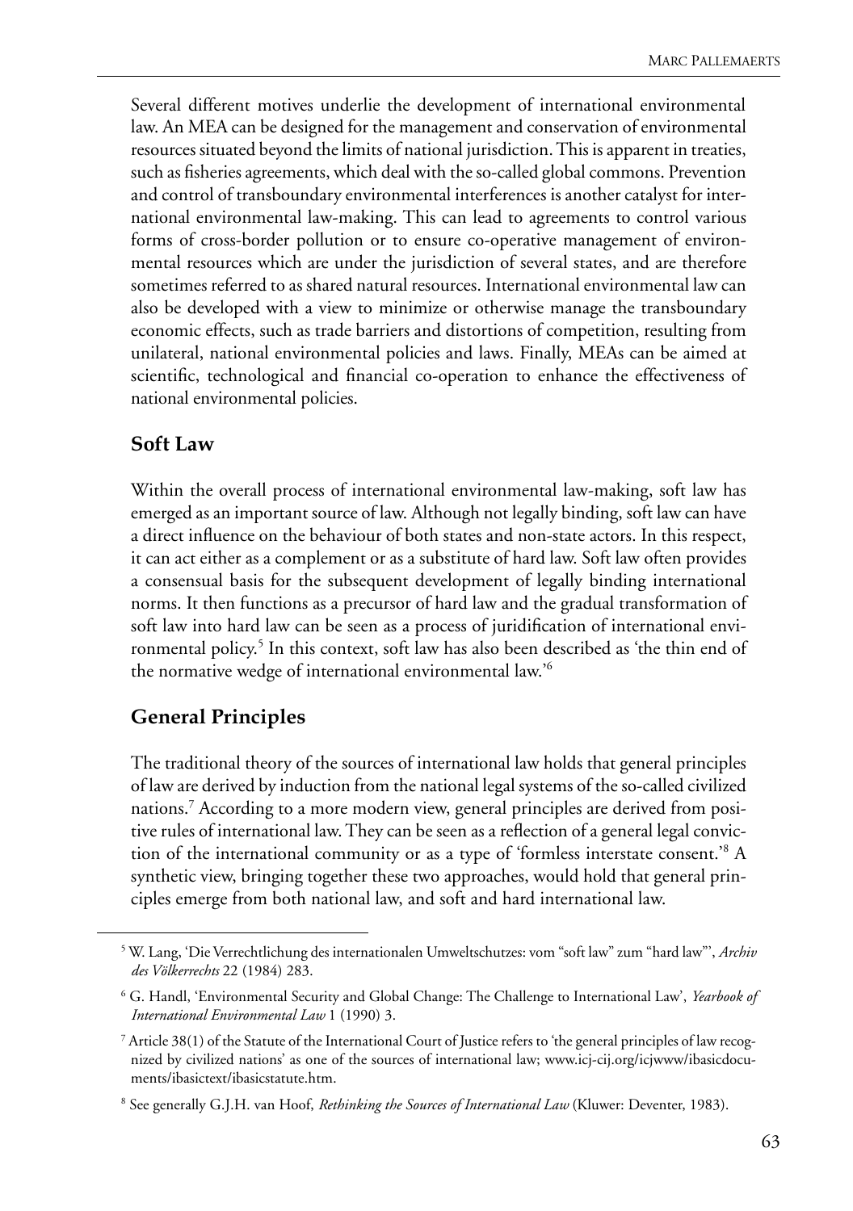Several different motives underlie the development of international environmental law. An MEA can be designed for the management and conservation of environmental resources situated beyond the limits of national jurisdiction. This is apparent in treaties, such as fisheries agreements, which deal with the so-called global commons. Prevention and control of transboundary environmental interferences is another catalyst for international environmental law-making. This can lead to agreements to control various forms of cross-border pollution or to ensure co-operative management of environmental resources which are under the jurisdiction of several states, and are therefore sometimes referred to as shared natural resources. International environmental law can also be developed with a view to minimize or otherwise manage the transboundary economic effects, such as trade barriers and distortions of competition, resulting from unilateral, national environmental policies and laws. Finally, MEAs can be aimed at scientific, technological and financial co-operation to enhance the effectiveness of national environmental policies.

## Soft Law

Within the overall process of international environmental law-making, soft law has emerged as an important source of law. Although not legally binding, soft law can have a direct influence on the behaviour of both states and non-state actors. In this respect, it can act either as a complement or as a substitute of hard law. Soft law often provides a consensual basis for the subsequent development of legally binding international norms. It then functions as a precursor of hard law and the gradual transformation of soft law into hard law can be seen as a process of juridification of international environmental policy.[5] In this context, soft law has also been described as 'the thin end of the normative wedge of international environmental law.'[6]

## General Principles

The traditional theory of the sources of international law holds that general principles of law are derived by induction from the national legal systems of the so-called civilized nations.[7] According to a more modern view, general principles are derived from positive rules of international law. They can be seen as a reflection of a general legal conviction of the international community or as a type of 'formless interstate consent.'[8] A synthetic view, bringing together these two approaches, would hold that general principles emerge from both national law, and soft and hard international law.

---

[5] W. Lang, 'Die Verrechtlichung des internationalen Umweltschutzes: vom "soft law" zum "hard law"', *Archiv des Völkerrechts* 22 (1984) 283.

[6] G. Handl, 'Environmental Security and Global Change: The Challenge to International Law', *Yearbook of International Environmental Law* 1 (1990) 3.

[7] Article 38(1) of the Statute of the International Court of Justice refers to 'the general principles of law recognized by civilized nations' as one of the sources of international law; www.icj-cij.org/icjwww/ibasicdocuments/ibasictext/ibasicstatute.htm.

[8] See generally G.J.H. van Hoof, *Rethinking the Sources of International Law* (Kluwer: Deventer, 1983).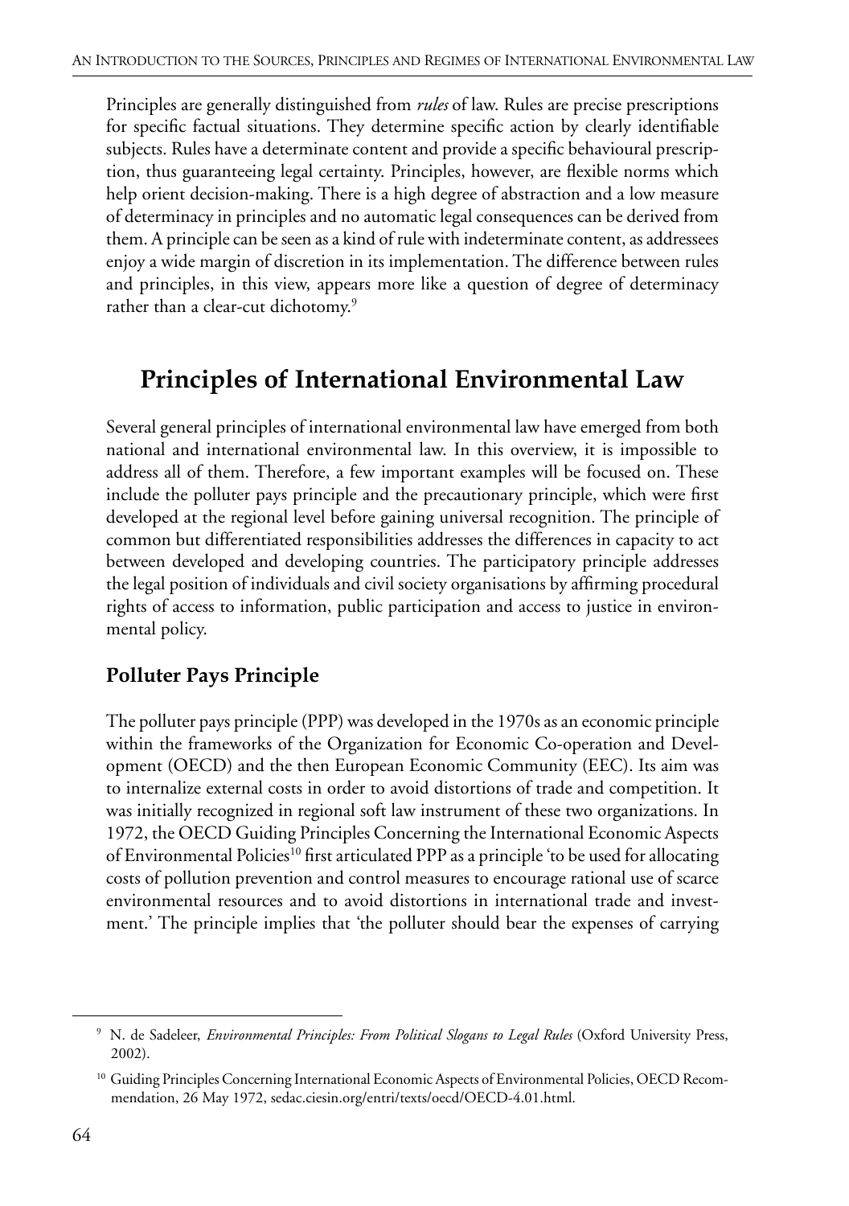Principles are generally distinguished from *rules* of law. Rules are precise prescriptions for specific factual situations. They determine specific action by clearly identifiable subjects. Rules have a determinate content and provide a specific behavioural prescription, thus guaranteeing legal certainty. Principles, however, are flexible norms which help orient decision-making. There is a high degree of abstraction and a low measure of determinacy in principles and no automatic legal consequences can be derived from them. A principle can be seen as a kind of rule with indeterminate content, as addressees enjoy a wide margin of discretion in its implementation. The difference between rules and principles, in this view, appears more like a question of degree of determinacy rather than a clear-cut dichotomy.[9]

## Principles of International Environmental Law

Several general principles of international environmental law have emerged from both national and international environmental law. In this overview, it is impossible to address all of them. Therefore, a few important examples will be focused on. These include the polluter pays principle and the precautionary principle, which were first developed at the regional level before gaining universal recognition. The principle of common but differentiated responsibilities addresses the differences in capacity to act between developed and developing countries. The participatory principle addresses the legal position of individuals and civil society organisations by affirming procedural rights of access to information, public participation and access to justice in environmental policy.

### Polluter Pays Principle

The polluter pays principle (PPP) was developed in the 1970s as an economic principle within the frameworks of the Organization for Economic Co-operation and Development (OECD) and the then European Economic Community (EEC). Its aim was to internalize external costs in order to avoid distortions of trade and competition. It was initially recognized in regional soft law instrument of these two organizations. In 1972, the OECD Guiding Principles Concerning the International Economic Aspects of Environmental Policies[10] first articulated PPP as a principle 'to be used for allocating costs of pollution prevention and control measures to encourage rational use of scarce environmental resources and to avoid distortions in international trade and investment.' The principle implies that 'the polluter should bear the expenses of carrying

---

[9] N. de Sadeleer, *Environmental Principles: From Political Slogans to Legal Rules* (Oxford University Press, 2002).

[10] Guiding Principles Concerning International Economic Aspects of Environmental Policies, OECD Recommendation, 26 May 1972, sedac.ciesin.org/entri/texts/oecd/OECD-4.01.html.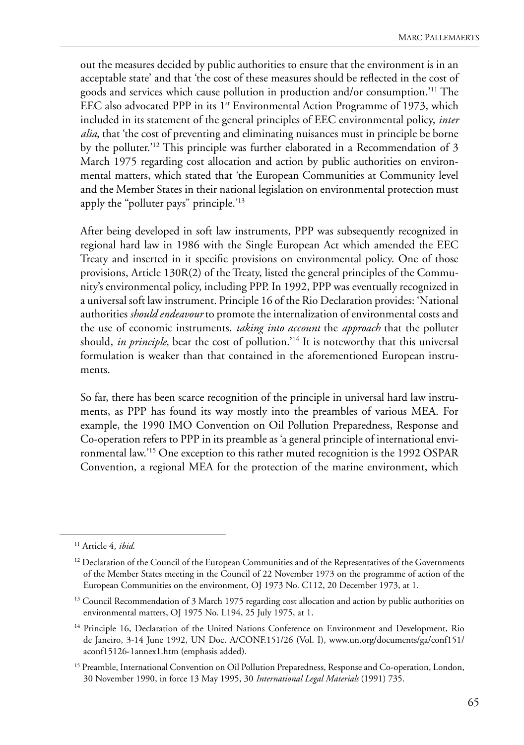out the measures decided by public authorities to ensure that the environment is in an acceptable state' and that 'the cost of these measures should be reflected in the cost of goods and services which cause pollution in production and/or consumption.'[11] The EEC also advocated PPP in its 1st Environmental Action Programme of 1973, which included in its statement of the general principles of EEC environmental policy, *inter alia*, that 'the cost of preventing and eliminating nuisances must in principle be borne by the polluter.'[12] This principle was further elaborated in a Recommendation of 3 March 1975 regarding cost allocation and action by public authorities on environmental matters, which stated that 'the European Communities at Community level and the Member States in their national legislation on environmental protection must apply the "polluter pays" principle.'[13]

After being developed in soft law instruments, PPP was subsequently recognized in regional hard law in 1986 with the Single European Act which amended the EEC Treaty and inserted in it specific provisions on environmental policy. One of those provisions, Article 130R(2) of the Treaty, listed the general principles of the Community's environmental policy, including PPP. In 1992, PPP was eventually recognized in a universal soft law instrument. Principle 16 of the Rio Declaration provides: 'National authorities *should endeavour* to promote the internalization of environmental costs and the use of economic instruments, *taking into account* the *approach* that the polluter should, *in principle*, bear the cost of pollution.'[14] It is noteworthy that this universal formulation is weaker than that contained in the aforementioned European instruments.

So far, there has been scarce recognition of the principle in universal hard law instruments, as PPP has found its way mostly into the preambles of various MEA. For example, the 1990 IMO Convention on Oil Pollution Preparedness, Response and Co-operation refers to PPP in its preamble as 'a general principle of international environmental law.'[15] One exception to this rather muted recognition is the 1992 OSPAR Convention, a regional MEA for the protection of the marine environment, which

---

[11] Article 4, *ibid*.

[12] Declaration of the Council of the European Communities and of the Representatives of the Governments of the Member States meeting in the Council of 22 November 1973 on the programme of action of the European Communities on the environment, OJ 1973 No. C112, 20 December 1973, at 1.

[13] Council Recommendation of 3 March 1975 regarding cost allocation and action by public authorities on environmental matters, OJ 1975 No. L194, 25 July 1975, at 1.

[14] Principle 16, Declaration of the United Nations Conference on Environment and Development, Rio de Janeiro, 3-14 June 1992, UN Doc. A/CONF.151/26 (Vol. I), www.un.org/documents/ga/conf151/aconf15126-1annex1.htm (emphasis added).

[15] Preamble, International Convention on Oil Pollution Preparedness, Response and Co-operation, London, 30 November 1990, in force 13 May 1995, 30 *International Legal Materials* (1991) 735.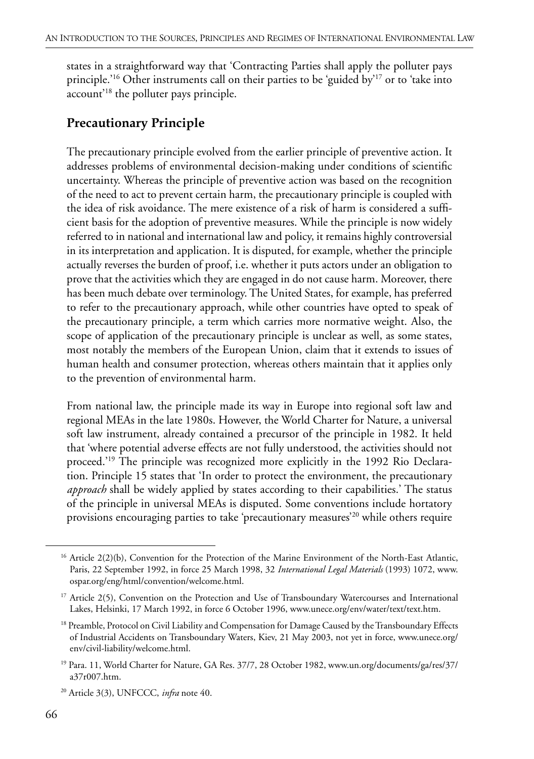states in a straightforward way that 'Contracting Parties shall apply the polluter pays principle.'[16] Other instruments call on their parties to be 'guided by'[17] or to 'take into account'[18] the polluter pays principle.

## Precautionary Principle

The precautionary principle evolved from the earlier principle of preventive action. It addresses problems of environmental decision-making under conditions of scientific uncertainty. Whereas the principle of preventive action was based on the recognition of the need to act to prevent certain harm, the precautionary principle is coupled with the idea of risk avoidance. The mere existence of a risk of harm is considered a sufficient basis for the adoption of preventive measures. While the principle is now widely referred to in national and international law and policy, it remains highly controversial in its interpretation and application. It is disputed, for example, whether the principle actually reverses the burden of proof, i.e. whether it puts actors under an obligation to prove that the activities which they are engaged in do not cause harm. Moreover, there has been much debate over terminology. The United States, for example, has preferred to refer to the precautionary approach, while other countries have opted to speak of the precautionary principle, a term which carries more normative weight. Also, the scope of application of the precautionary principle is unclear as well, as some states, most notably the members of the European Union, claim that it extends to issues of human health and consumer protection, whereas others maintain that it applies only to the prevention of environmental harm.

From national law, the principle made its way in Europe into regional soft law and regional MEAs in the late 1980s. However, the World Charter for Nature, a universal soft law instrument, already contained a precursor of the principle in 1982. It held that 'where potential adverse effects are not fully understood, the activities should not proceed.'[19] The principle was recognized more explicitly in the 1992 Rio Declaration. Principle 15 states that 'In order to protect the environment, the precautionary *approach* shall be widely applied by states according to their capabilities.' The status of the principle in universal MEAs is disputed. Some conventions include hortatory provisions encouraging parties to take 'precautionary measures'[20] while others require

---

[16] Article 2(2)(b), Convention for the Protection of the Marine Environment of the North-East Atlantic, Paris, 22 September 1992, in force 25 March 1998, 32 *International Legal Materials* (1993) 1072, www.ospar.org/eng/html/convention/welcome.html.

[17] Article 2(5), Convention on the Protection and Use of Transboundary Watercourses and International Lakes, Helsinki, 17 March 1992, in force 6 October 1996, www.unece.org/env/water/text/text.htm.

[18] Preamble, Protocol on Civil Liability and Compensation for Damage Caused by the Transboundary Effects of Industrial Accidents on Transboundary Waters, Kiev, 21 May 2003, not yet in force, www.unece.org/env/civil-liability/welcome.html.

[19] Para. 11, World Charter for Nature, GA Res. 37/7, 28 October 1982, www.un.org/documents/ga/res/37/a37r007.htm.

[20] Article 3(3), UNFCCC, *infra* note 40.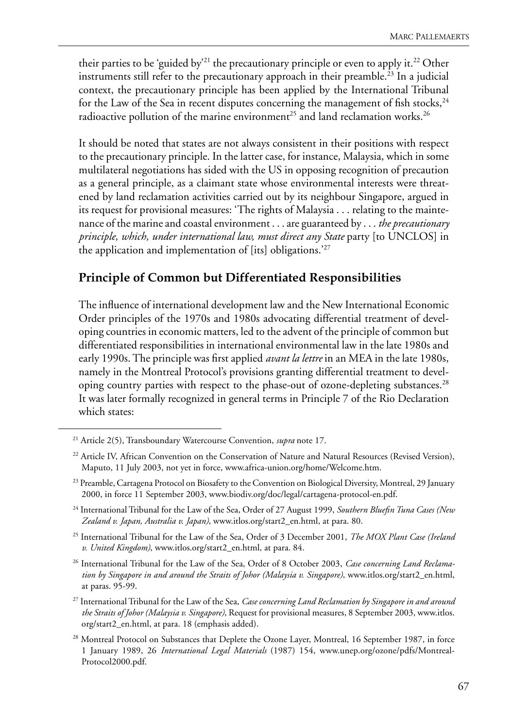their parties to be 'guided by'[21] the precautionary principle or even to apply it.[22] Other instruments still refer to the precautionary approach in their preamble.[23] In a judicial context, the precautionary principle has been applied by the International Tribunal for the Law of the Sea in recent disputes concerning the management of fish stocks,[24] radioactive pollution of the marine environment[25] and land reclamation works.[26]

It should be noted that states are not always consistent in their positions with respect to the precautionary principle. In the latter case, for instance, Malaysia, which in some multilateral negotiations has sided with the US in opposing recognition of precaution as a general principle, as a claimant state whose environmental interests were threatened by land reclamation activities carried out by its neighbour Singapore, argued in its request for provisional measures: 'The rights of Malaysia . . . relating to the maintenance of the marine and coastal environment . . . are guaranteed by . . . *the precautionary principle, which, under international law, must direct any State* party [to UNCLOS] in the application and implementation of [its] obligations.'[27]

## Principle of Common but Differentiated Responsibilities

The influence of international development law and the New International Economic Order principles of the 1970s and 1980s advocating differential treatment of developing countries in economic matters, led to the advent of the principle of common but differentiated responsibilities in international environmental law in the late 1980s and early 1990s. The principle was first applied *avant la lettre* in an MEA in the late 1980s, namely in the Montreal Protocol's provisions granting differential treatment to developing country parties with respect to the phase-out of ozone-depleting substances.[28] It was later formally recognized in general terms in Principle 7 of the Rio Declaration which states:

---

[21] Article 2(5), Transboundary Watercourse Convention, *supra* note 17.

[22] Article IV, African Convention on the Conservation of Nature and Natural Resources (Revised Version), Maputo, 11 July 2003, not yet in force, www.africa-union.org/home/Welcome.htm.

[23] Preamble, Cartagena Protocol on Biosafety to the Convention on Biological Diversity, Montreal, 29 January 2000, in force 11 September 2003, www.biodiv.org/doc/legal/cartagena-protocol-en.pdf.

[24] International Tribunal for the Law of the Sea, Order of 27 August 1999, *Southern Bluefin Tuna Cases (New Zealand v. Japan, Australia v. Japan)*, www.itlos.org/start2_en.html, at para. 80.

[25] International Tribunal for the Law of the Sea, Order of 3 December 2001, *The MOX Plant Case (Ireland v. United Kingdom)*, www.itlos.org/start2_en.html, at para. 84.

[26] International Tribunal for the Law of the Sea, Order of 8 October 2003, *Case concerning Land Reclamation by Singapore in and around the Straits of Johor (Malaysia v. Singapore)*, www.itlos.org/start2_en.html, at paras. 95-99.

[27] International Tribunal for the Law of the Sea, *Case concerning Land Reclamation by Singapore in and around the Straits of Johor (Malaysia v. Singapore)*, Request for provisional measures, 8 September 2003, www.itlos.org/start2_en.html, at para. 18 (emphasis added).

[28] Montreal Protocol on Substances that Deplete the Ozone Layer, Montreal, 16 September 1987, in force 1 January 1989, 26 *International Legal Materials* (1987) 154, www.unep.org/ozone/pdfs/Montreal-Protocol2000.pdf.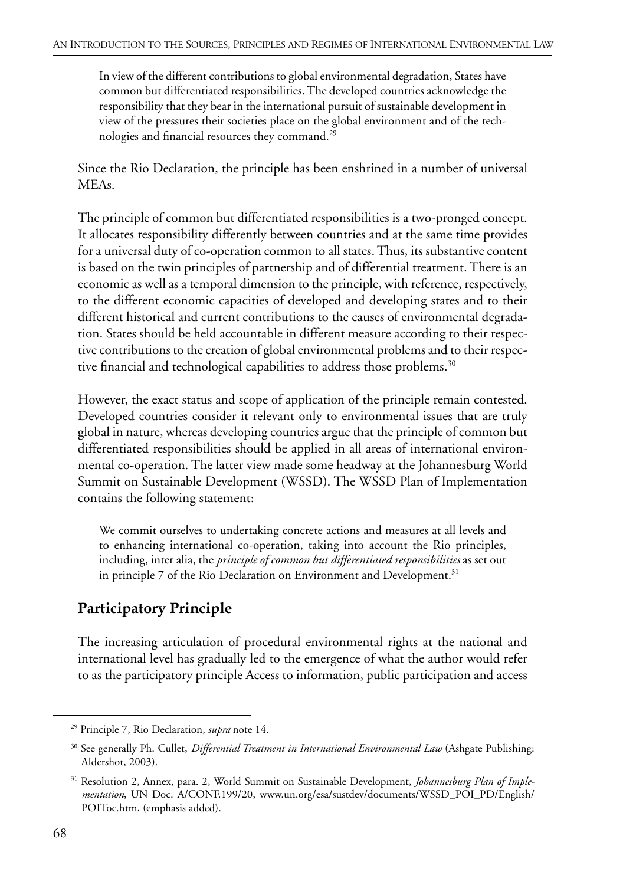> In view of the different contributions to global environmental degradation, States have common but differentiated responsibilities. The developed countries acknowledge the responsibility that they bear in the international pursuit of sustainable development in view of the pressures their societies place on the global environment and of the technologies and financial resources they command.[29]

Since the Rio Declaration, the principle has been enshrined in a number of universal MEAs.

The principle of common but differentiated responsibilities is a two-pronged concept. It allocates responsibility differently between countries and at the same time provides for a universal duty of co-operation common to all states. Thus, its substantive content is based on the twin principles of partnership and of differential treatment. There is an economic as well as a temporal dimension to the principle, with reference, respectively, to the different economic capacities of developed and developing states and to their different historical and current contributions to the causes of environmental degradation. States should be held accountable in different measure according to their respective contributions to the creation of global environmental problems and to their respective financial and technological capabilities to address those problems.[30]

However, the exact status and scope of application of the principle remain contested. Developed countries consider it relevant only to environmental issues that are truly global in nature, whereas developing countries argue that the principle of common but differentiated responsibilities should be applied in all areas of international environmental co-operation. The latter view made some headway at the Johannesburg World Summit on Sustainable Development (WSSD). The WSSD Plan of Implementation contains the following statement:

> We commit ourselves to undertaking concrete actions and measures at all levels and to enhancing international co-operation, taking into account the Rio principles, including, inter alia, the *principle of common but differentiated responsibilities* as set out in principle 7 of the Rio Declaration on Environment and Development.[31]

## Participatory Principle

The increasing articulation of procedural environmental rights at the national and international level has gradually led to the emergence of what the author would refer to as the participatory principle Access to information, public participation and access

---

[29] Principle 7, Rio Declaration, *supra* note 14.

[30] See generally Ph. Cullet, *Differential Treatment in International Environmental Law* (Ashgate Publishing: Aldershot, 2003).

[31] Resolution 2, Annex, para. 2, World Summit on Sustainable Development, *Johannesburg Plan of Implementation*, UN Doc. A/CONF.199/20, www.un.org/esa/sustdev/documents/WSSD_POI_PD/English/POIToc.htm, (emphasis added).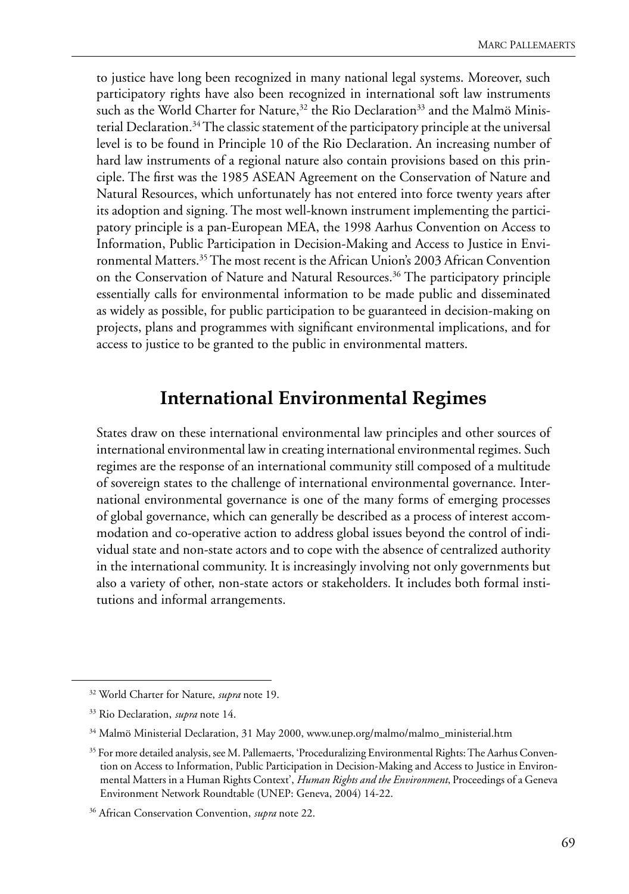to justice have long been recognized in many national legal systems. Moreover, such participatory rights have also been recognized in international soft law instruments such as the World Charter for Nature,[32] the Rio Declaration[33] and the Malmö Ministerial Declaration.[34] The classic statement of the participatory principle at the universal level is to be found in Principle 10 of the Rio Declaration. An increasing number of hard law instruments of a regional nature also contain provisions based on this principle. The first was the 1985 ASEAN Agreement on the Conservation of Nature and Natural Resources, which unfortunately has not entered into force twenty years after its adoption and signing. The most well-known instrument implementing the participatory principle is a pan-European MEA, the 1998 Aarhus Convention on Access to Information, Public Participation in Decision-Making and Access to Justice in Environmental Matters.[35] The most recent is the African Union's 2003 African Convention on the Conservation of Nature and Natural Resources.[36] The participatory principle essentially calls for environmental information to be made public and disseminated as widely as possible, for public participation to be guaranteed in decision-making on projects, plans and programmes with significant environmental implications, and for access to justice to be granted to the public in environmental matters.

## International Environmental Regimes

States draw on these international environmental law principles and other sources of international environmental law in creating international environmental regimes. Such regimes are the response of an international community still composed of a multitude of sovereign states to the challenge of international environmental governance. International environmental governance is one of the many forms of emerging processes of global governance, which can generally be described as a process of interest accommodation and co-operative action to address global issues beyond the control of individual state and non-state actors and to cope with the absence of centralized authority in the international community. It is increasingly involving not only governments but also a variety of other, non-state actors or stakeholders. It includes both formal institutions and informal arrangements.

---

[32] World Charter for Nature, *supra* note 19.

[33] Rio Declaration, *supra* note 14.

[34] Malmö Ministerial Declaration, 31 May 2000, www.unep.org/malmo/malmo_ministerial.htm

[35] For more detailed analysis, see M. Pallemaerts, 'Proceduralizing Environmental Rights: The Aarhus Convention on Access to Information, Public Participation in Decision-Making and Access to Justice in Environmental Matters in a Human Rights Context', *Human Rights and the Environment*, Proceedings of a Geneva Environment Network Roundtable (UNEP: Geneva, 2004) 14-22.

[36] African Conservation Convention, *supra* note 22.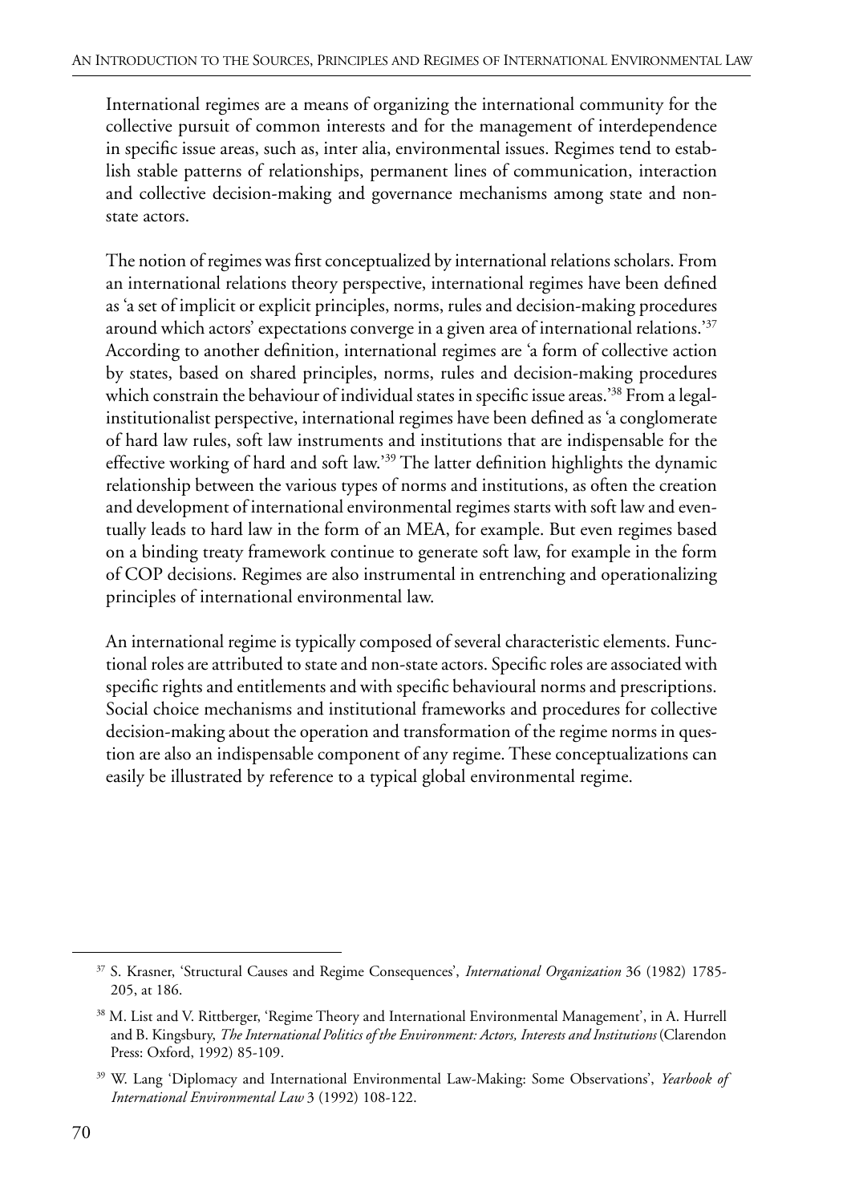International regimes are a means of organizing the international community for the collective pursuit of common interests and for the management of interdependence in specific issue areas, such as, inter alia, environmental issues. Regimes tend to establish stable patterns of relationships, permanent lines of communication, interaction and collective decision-making and governance mechanisms among state and non-state actors.

The notion of regimes was first conceptualized by international relations scholars. From an international relations theory perspective, international regimes have been defined as 'a set of implicit or explicit principles, norms, rules and decision-making procedures around which actors' expectations converge in a given area of international relations.'[37] According to another definition, international regimes are 'a form of collective action by states, based on shared principles, norms, rules and decision-making procedures which constrain the behaviour of individual states in specific issue areas.'[38] From a legal-institutionalist perspective, international regimes have been defined as 'a conglomerate of hard law rules, soft law instruments and institutions that are indispensable for the effective working of hard and soft law.'[39] The latter definition highlights the dynamic relationship between the various types of norms and institutions, as often the creation and development of international environmental regimes starts with soft law and eventually leads to hard law in the form of an MEA, for example. But even regimes based on a binding treaty framework continue to generate soft law, for example in the form of COP decisions. Regimes are also instrumental in entrenching and operationalizing principles of international environmental law.

An international regime is typically composed of several characteristic elements. Functional roles are attributed to state and non-state actors. Specific roles are associated with specific rights and entitlements and with specific behavioural norms and prescriptions. Social choice mechanisms and institutional frameworks and procedures for collective decision-making about the operation and transformation of the regime norms in question are also an indispensable component of any regime. These conceptualizations can easily be illustrated by reference to a typical global environmental regime.

---

[37] S. Krasner, 'Structural Causes and Regime Consequences', *International Organization* 36 (1982) 1785-205, at 186.

[38] M. List and V. Rittberger, 'Regime Theory and International Environmental Management', in A. Hurrell and B. Kingsbury, *The International Politics of the Environment: Actors, Interests and Institutions* (Clarendon Press: Oxford, 1992) 85-109.

[39] W. Lang 'Diplomacy and International Environmental Law-Making: Some Observations', *Yearbook of International Environmental Law* 3 (1992) 108-122.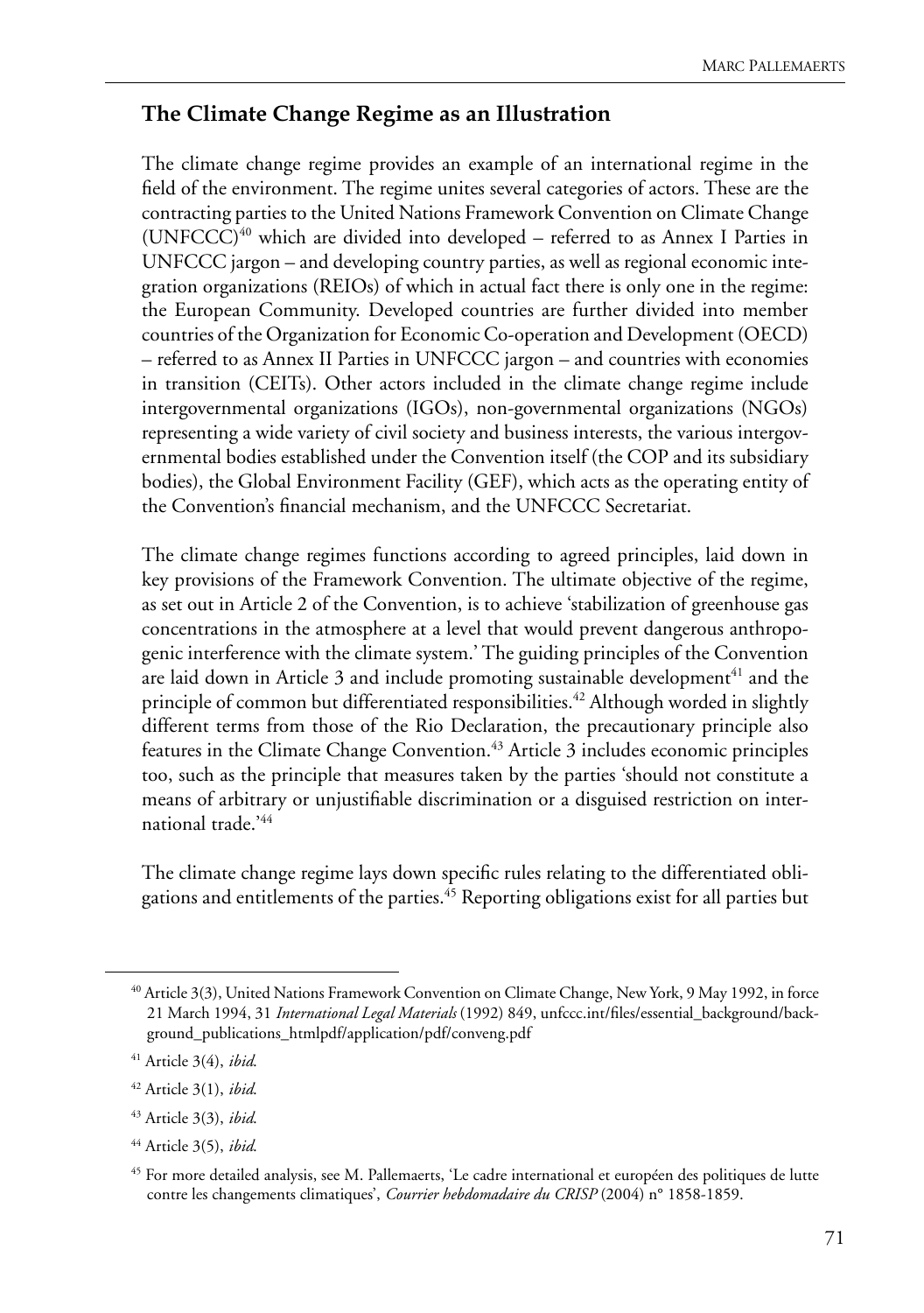## The Climate Change Regime as an Illustration

The climate change regime provides an example of an international regime in the field of the environment. The regime unites several categories of actors. These are the contracting parties to the United Nations Framework Convention on Climate Change (UNFCCC)[40] which are divided into developed – referred to as Annex I Parties in UNFCCC jargon – and developing country parties, as well as regional economic integration organizations (REIOs) of which in actual fact there is only one in the regime: the European Community. Developed countries are further divided into member countries of the Organization for Economic Co-operation and Development (OECD) – referred to as Annex II Parties in UNFCCC jargon – and countries with economies in transition (CEITs). Other actors included in the climate change regime include intergovernmental organizations (IGOs), non-governmental organizations (NGOs) representing a wide variety of civil society and business interests, the various intergovernmental bodies established under the Convention itself (the COP and its subsidiary bodies), the Global Environment Facility (GEF), which acts as the operating entity of the Convention's financial mechanism, and the UNFCCC Secretariat.

The climate change regimes functions according to agreed principles, laid down in key provisions of the Framework Convention. The ultimate objective of the regime, as set out in Article 2 of the Convention, is to achieve 'stabilization of greenhouse gas concentrations in the atmosphere at a level that would prevent dangerous anthropogenic interference with the climate system.' The guiding principles of the Convention are laid down in Article 3 and include promoting sustainable development[41] and the principle of common but differentiated responsibilities.[42] Although worded in slightly different terms from those of the Rio Declaration, the precautionary principle also features in the Climate Change Convention.[43] Article 3 includes economic principles too, such as the principle that measures taken by the parties 'should not constitute a means of arbitrary or unjustifiable discrimination or a disguised restriction on international trade.'[44]

The climate change regime lays down specific rules relating to the differentiated obligations and entitlements of the parties.[45] Reporting obligations exist for all parties but

---

[40] Article 3(3), United Nations Framework Convention on Climate Change, New York, 9 May 1992, in force 21 March 1994, 31 *International Legal Materials* (1992) 849, unfccc.int/files/essential_background/background_publications_htmlpdf/application/pdf/conveng.pdf

[41] Article 3(4), *ibid.*

[42] Article 3(1), *ibid.*

[43] Article 3(3), *ibid.*

[44] Article 3(5), *ibid.*

[45] For more detailed analysis, see M. Pallemaerts, 'Le cadre international et européen des politiques de lutte contre les changements climatiques', *Courrier hebdomadaire du CRISP* (2004) n° 1858-1859.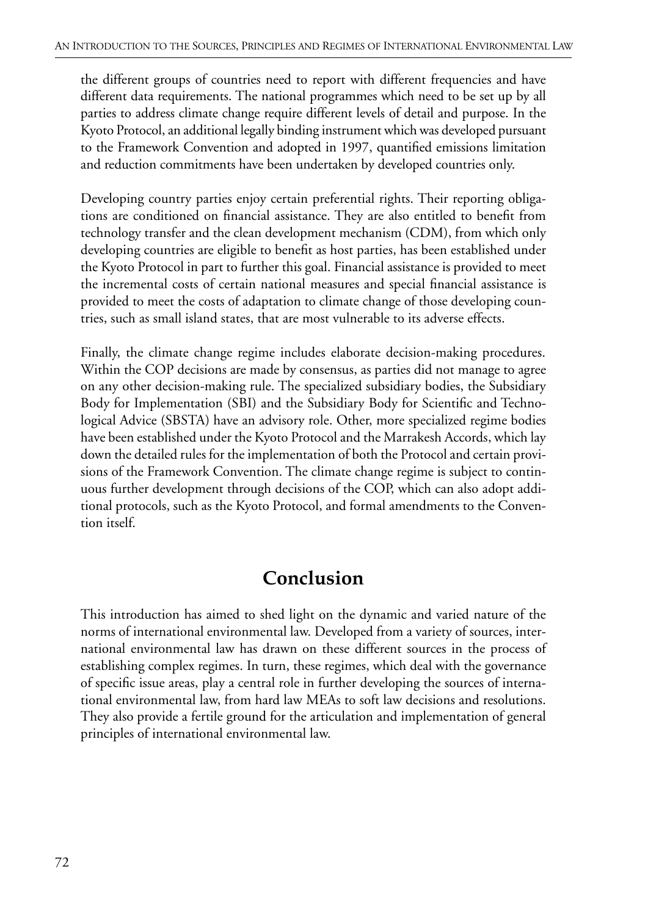the different groups of countries need to report with different frequencies and have different data requirements. The national programmes which need to be set up by all parties to address climate change require different levels of detail and purpose. In the Kyoto Protocol, an additional legally binding instrument which was developed pursuant to the Framework Convention and adopted in 1997, quantified emissions limitation and reduction commitments have been undertaken by developed countries only.

Developing country parties enjoy certain preferential rights. Their reporting obligations are conditioned on financial assistance. They are also entitled to benefit from technology transfer and the clean development mechanism (CDM), from which only developing countries are eligible to benefit as host parties, has been established under the Kyoto Protocol in part to further this goal. Financial assistance is provided to meet the incremental costs of certain national measures and special financial assistance is provided to meet the costs of adaptation to climate change of those developing countries, such as small island states, that are most vulnerable to its adverse effects.

Finally, the climate change regime includes elaborate decision-making procedures. Within the COP decisions are made by consensus, as parties did not manage to agree on any other decision-making rule. The specialized subsidiary bodies, the Subsidiary Body for Implementation (SBI) and the Subsidiary Body for Scientific and Technological Advice (SBSTA) have an advisory role. Other, more specialized regime bodies have been established under the Kyoto Protocol and the Marrakesh Accords, which lay down the detailed rules for the implementation of both the Protocol and certain provisions of the Framework Convention. The climate change regime is subject to continuous further development through decisions of the COP, which can also adopt additional protocols, such as the Kyoto Protocol, and formal amendments to the Convention itself.

## Conclusion

This introduction has aimed to shed light on the dynamic and varied nature of the norms of international environmental law. Developed from a variety of sources, international environmental law has drawn on these different sources in the process of establishing complex regimes. In turn, these regimes, which deal with the governance of specific issue areas, play a central role in further developing the sources of international environmental law, from hard law MEAs to soft law decisions and resolutions. They also provide a fertile ground for the articulation and implementation of general principles of international environmental law.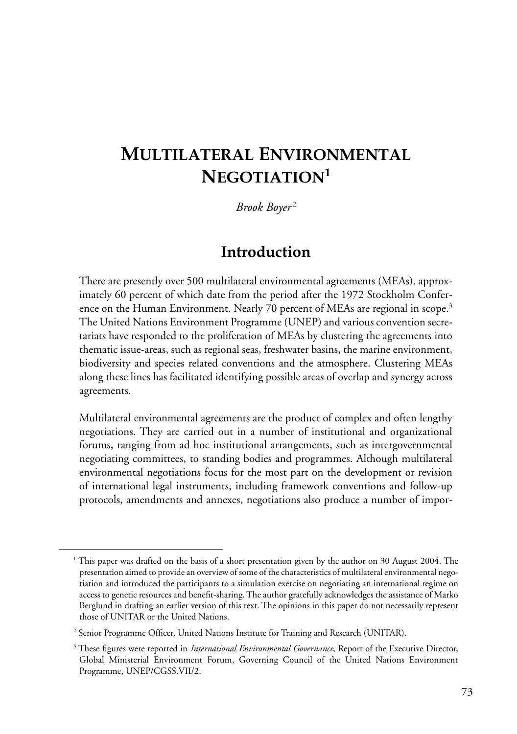# Multilateral Environmental Negotiation[1]

*Brook Boyer*[2]

## Introduction

There are presently over 500 multilateral environmental agreements (MEAs), approximately 60 percent of which date from the period after the 1972 Stockholm Conference on the Human Environment. Nearly 70 percent of MEAs are regional in scope.[3] The United Nations Environment Programme (UNEP) and various convention secretariats have responded to the proliferation of MEAs by clustering the agreements into thematic issue-areas, such as regional seas, freshwater basins, the marine environment, biodiversity and species related conventions and the atmosphere. Clustering MEAs along these lines has facilitated identifying possible areas of overlap and synergy across agreements.

Multilateral environmental agreements are the product of complex and often lengthy negotiations. They are carried out in a number of institutional and organizational forums, ranging from ad hoc institutional arrangements, such as intergovernmental negotiating committees, to standing bodies and programmes. Although multilateral environmental negotiations focus for the most part on the development or revision of international legal instruments, including framework conventions and follow-up protocols, amendments and annexes, negotiations also produce a number of impor-

---

[1] This paper was drafted on the basis of a short presentation given by the author on 30 August 2004. The presentation aimed to provide an overview of some of the characteristics of multilateral environmental negotiation and introduced the participants to a simulation exercise on negotiating an international regime on access to genetic resources and benefit-sharing. The author gratefully acknowledges the assistance of Marko Berglund in drafting an earlier version of this text. The opinions in this paper do not necessarily represent those of UNITAR or the United Nations.

[2] Senior Programme Officer, United Nations Institute for Training and Research (UNITAR).

[3] These figures were reported in *International Environmental Governance*, Report of the Executive Director, Global Ministerial Environment Forum, Governing Council of the United Nations Environment Programme, UNEP/CGSS.VII/2.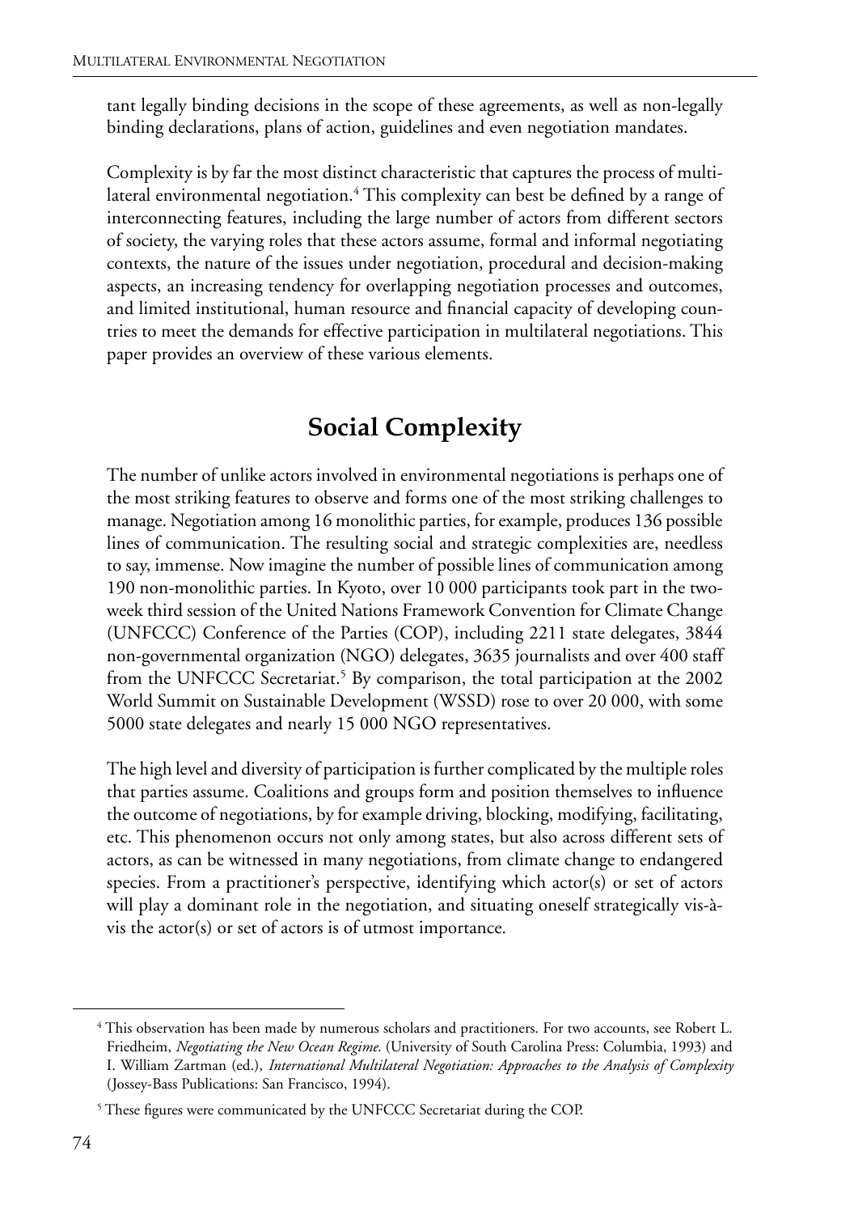tant legally binding decisions in the scope of these agreements, as well as non-legally binding declarations, plans of action, guidelines and even negotiation mandates.

Complexity is by far the most distinct characteristic that captures the process of multilateral environmental negotiation.[4] This complexity can best be defined by a range of interconnecting features, including the large number of actors from different sectors of society, the varying roles that these actors assume, formal and informal negotiating contexts, the nature of the issues under negotiation, procedural and decision-making aspects, an increasing tendency for overlapping negotiation processes and outcomes, and limited institutional, human resource and financial capacity of developing countries to meet the demands for effective participation in multilateral negotiations. This paper provides an overview of these various elements.

## Social Complexity

The number of unlike actors involved in environmental negotiations is perhaps one of the most striking features to observe and forms one of the most striking challenges to manage. Negotiation among 16 monolithic parties, for example, produces 136 possible lines of communication. The resulting social and strategic complexities are, needless to say, immense. Now imagine the number of possible lines of communication among 190 non-monolithic parties. In Kyoto, over 10 000 participants took part in the two-week third session of the United Nations Framework Convention for Climate Change (UNFCCC) Conference of the Parties (COP), including 2211 state delegates, 3844 non-governmental organization (NGO) delegates, 3635 journalists and over 400 staff from the UNFCCC Secretariat.[5] By comparison, the total participation at the 2002 World Summit on Sustainable Development (WSSD) rose to over 20 000, with some 5000 state delegates and nearly 15 000 NGO representatives.

The high level and diversity of participation is further complicated by the multiple roles that parties assume. Coalitions and groups form and position themselves to influence the outcome of negotiations, by for example driving, blocking, modifying, facilitating, etc. This phenomenon occurs not only among states, but also across different sets of actors, as can be witnessed in many negotiations, from climate change to endangered species. From a practitioner's perspective, identifying which actor(s) or set of actors will play a dominant role in the negotiation, and situating oneself strategically vis-à-vis the actor(s) or set of actors is of utmost importance.

---

[4] This observation has been made by numerous scholars and practitioners. For two accounts, see Robert L. Friedheim, *Negotiating the New Ocean Regime.* (University of South Carolina Press: Columbia, 1993) and I. William Zartman (ed.), *International Multilateral Negotiation: Approaches to the Analysis of Complexity* (Jossey-Bass Publications: San Francisco, 1994).

[5] These figures were communicated by the UNFCCC Secretariat during the COP.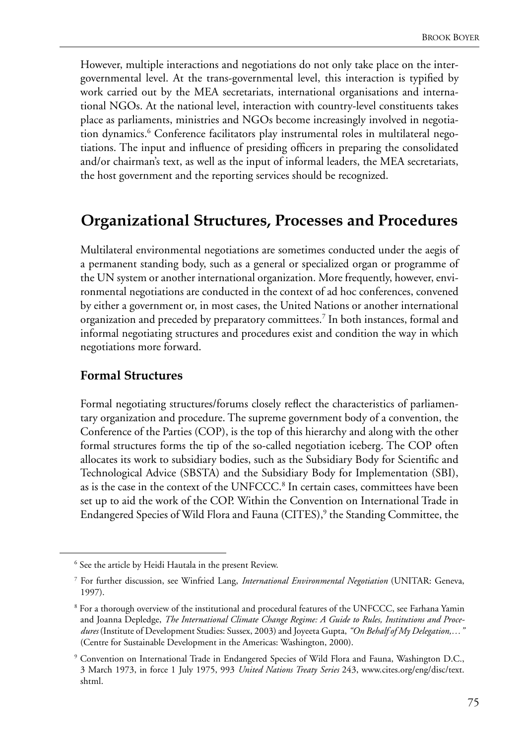However, multiple interactions and negotiations do not only take place on the intergovernmental level. At the trans-governmental level, this interaction is typified by work carried out by the MEA secretariats, international organisations and international NGOs. At the national level, interaction with country-level constituents takes place as parliaments, ministries and NGOs become increasingly involved in negotiation dynamics.[6] Conference facilitators play instrumental roles in multilateral negotiations. The input and influence of presiding officers in preparing the consolidated and/or chairman's text, as well as the input of informal leaders, the MEA secretariats, the host government and the reporting services should be recognized.

## Organizational Structures, Processes and Procedures

Multilateral environmental negotiations are sometimes conducted under the aegis of a permanent standing body, such as a general or specialized organ or programme of the UN system or another international organization. More frequently, however, environmental negotiations are conducted in the context of ad hoc conferences, convened by either a government or, in most cases, the United Nations or another international organization and preceded by preparatory committees.[7] In both instances, formal and informal negotiating structures and procedures exist and condition the way in which negotiations more forward.

### Formal Structures

Formal negotiating structures/forums closely reflect the characteristics of parliamentary organization and procedure. The supreme government body of a convention, the Conference of the Parties (COP), is the top of this hierarchy and along with the other formal structures forms the tip of the so-called negotiation iceberg. The COP often allocates its work to subsidiary bodies, such as the Subsidiary Body for Scientific and Technological Advice (SBSTA) and the Subsidiary Body for Implementation (SBI), as is the case in the context of the UNFCCC.[8] In certain cases, committees have been set up to aid the work of the COP. Within the Convention on International Trade in Endangered Species of Wild Flora and Fauna (CITES),[9] the Standing Committee, the

---

[6] See the article by Heidi Hautala in the present Review.

[7] For further discussion, see Winfried Lang, *International Environmental Negotiation* (UNITAR: Geneva, 1997).

[8] For a thorough overview of the institutional and procedural features of the UNFCCC, see Farhana Yamin and Joanna Depledge, *The International Climate Change Regime: A Guide to Rules, Institutions and Procedures* (Institute of Development Studies: Sussex, 2003) and Joyeeta Gupta, *"On Behalf of My Delegation,…"* (Centre for Sustainable Development in the Americas: Washington, 2000).

[9] Convention on International Trade in Endangered Species of Wild Flora and Fauna, Washington D.C., 3 March 1973, in force 1 July 1975, 993 *United Nations Treaty Series* 243, www.cites.org/eng/disc/text.shtml.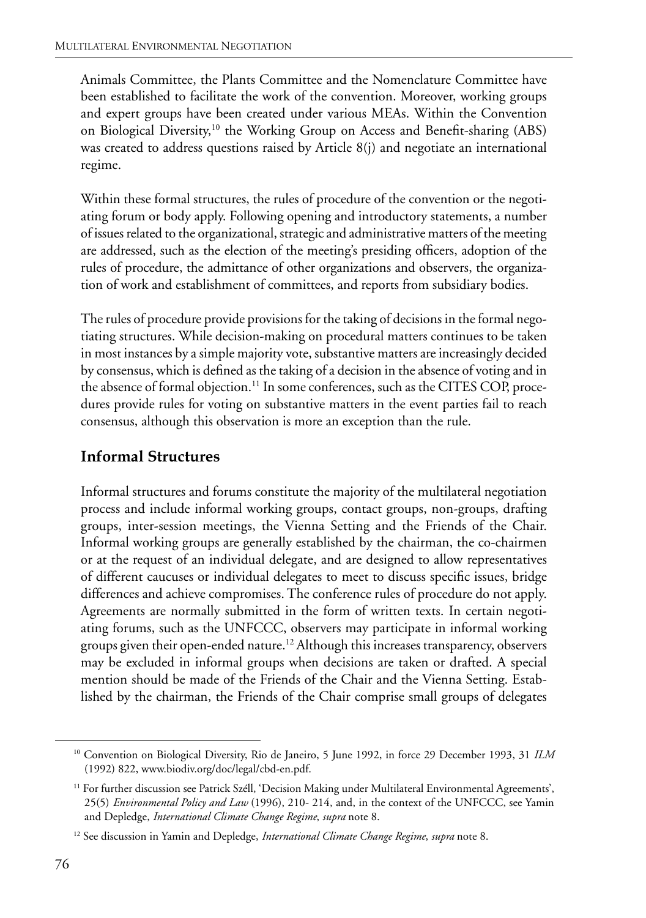Animals Committee, the Plants Committee and the Nomenclature Committee have been established to facilitate the work of the convention. Moreover, working groups and expert groups have been created under various MEAs. Within the Convention on Biological Diversity,[10] the Working Group on Access and Benefit-sharing (ABS) was created to address questions raised by Article 8(j) and negotiate an international regime.

Within these formal structures, the rules of procedure of the convention or the negotiating forum or body apply. Following opening and introductory statements, a number of issues related to the organizational, strategic and administrative matters of the meeting are addressed, such as the election of the meeting's presiding officers, adoption of the rules of procedure, the admittance of other organizations and observers, the organization of work and establishment of committees, and reports from subsidiary bodies.

The rules of procedure provide provisions for the taking of decisions in the formal negotiating structures. While decision-making on procedural matters continues to be taken in most instances by a simple majority vote, substantive matters are increasingly decided by consensus, which is defined as the taking of a decision in the absence of voting and in the absence of formal objection.[11] In some conferences, such as the CITES COP, procedures provide rules for voting on substantive matters in the event parties fail to reach consensus, although this observation is more an exception than the rule.

## Informal Structures

Informal structures and forums constitute the majority of the multilateral negotiation process and include informal working groups, contact groups, non-groups, drafting groups, inter-session meetings, the Vienna Setting and the Friends of the Chair. Informal working groups are generally established by the chairman, the co-chairmen or at the request of an individual delegate, and are designed to allow representatives of different caucuses or individual delegates to meet to discuss specific issues, bridge differences and achieve compromises. The conference rules of procedure do not apply. Agreements are normally submitted in the form of written texts. In certain negotiating forums, such as the UNFCCC, observers may participate in informal working groups given their open-ended nature.[12] Although this increases transparency, observers may be excluded in informal groups when decisions are taken or drafted. A special mention should be made of the Friends of the Chair and the Vienna Setting. Established by the chairman, the Friends of the Chair comprise small groups of delegates

---

[10] Convention on Biological Diversity, Rio de Janeiro, 5 June 1992, in force 29 December 1993, 31 *ILM* (1992) 822, www.biodiv.org/doc/legal/cbd-en.pdf.

[11] For further discussion see Patrick Széll, 'Decision Making under Multilateral Environmental Agreements', 25(5) *Environmental Policy and Law* (1996), 210- 214, and, in the context of the UNFCCC, see Yamin and Depledge, *International Climate Change Regime*, *supra* note 8.

[12] See discussion in Yamin and Depledge, *International Climate Change Regime*, *supra* note 8.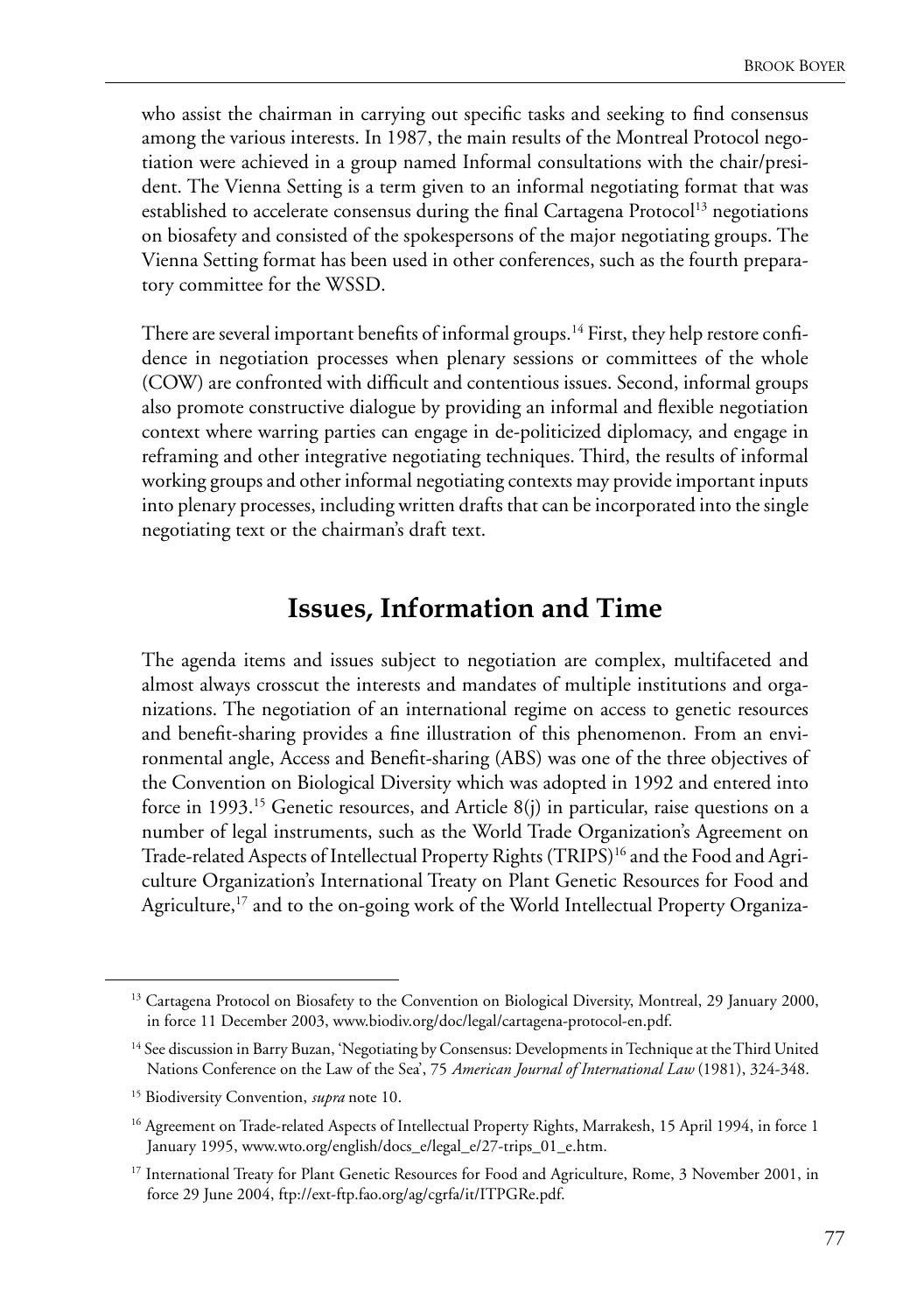who assist the chairman in carrying out specific tasks and seeking to find consensus among the various interests. In 1987, the main results of the Montreal Protocol negotiation were achieved in a group named Informal consultations with the chair/president. The Vienna Setting is a term given to an informal negotiating format that was established to accelerate consensus during the final Cartagena Protocol[13] negotiations on biosafety and consisted of the spokespersons of the major negotiating groups. The Vienna Setting format has been used in other conferences, such as the fourth preparatory committee for the WSSD.

There are several important benefits of informal groups.[14] First, they help restore confidence in negotiation processes when plenary sessions or committees of the whole (COW) are confronted with difficult and contentious issues. Second, informal groups also promote constructive dialogue by providing an informal and flexible negotiation context where warring parties can engage in de-politicized diplomacy, and engage in reframing and other integrative negotiating techniques. Third, the results of informal working groups and other informal negotiating contexts may provide important inputs into plenary processes, including written drafts that can be incorporated into the single negotiating text or the chairman's draft text.

## Issues, Information and Time

The agenda items and issues subject to negotiation are complex, multifaceted and almost always crosscut the interests and mandates of multiple institutions and organizations. The negotiation of an international regime on access to genetic resources and benefit-sharing provides a fine illustration of this phenomenon. From an environmental angle, Access and Benefit-sharing (ABS) was one of the three objectives of the Convention on Biological Diversity which was adopted in 1992 and entered into force in 1993.[15] Genetic resources, and Article 8(j) in particular, raise questions on a number of legal instruments, such as the World Trade Organization's Agreement on Trade-related Aspects of Intellectual Property Rights (TRIPS)[16] and the Food and Agriculture Organization's International Treaty on Plant Genetic Resources for Food and Agriculture,[17] and to the on-going work of the World Intellectual Property Organiza-

---

[13] Cartagena Protocol on Biosafety to the Convention on Biological Diversity, Montreal, 29 January 2000, in force 11 December 2003, www.biodiv.org/doc/legal/cartagena-protocol-en.pdf.

[14] See discussion in Barry Buzan, 'Negotiating by Consensus: Developments in Technique at the Third United Nations Conference on the Law of the Sea', 75 *American Journal of International Law* (1981), 324-348.

[15] Biodiversity Convention, *supra* note 10.

[16] Agreement on Trade-related Aspects of Intellectual Property Rights, Marrakesh, 15 April 1994, in force 1 January 1995, www.wto.org/english/docs_e/legal_e/27-trips_01_e.htm.

[17] International Treaty for Plant Genetic Resources for Food and Agriculture, Rome, 3 November 2001, in force 29 June 2004, ftp://ext-ftp.fao.org/ag/cgrfa/it/ITPGRe.pdf.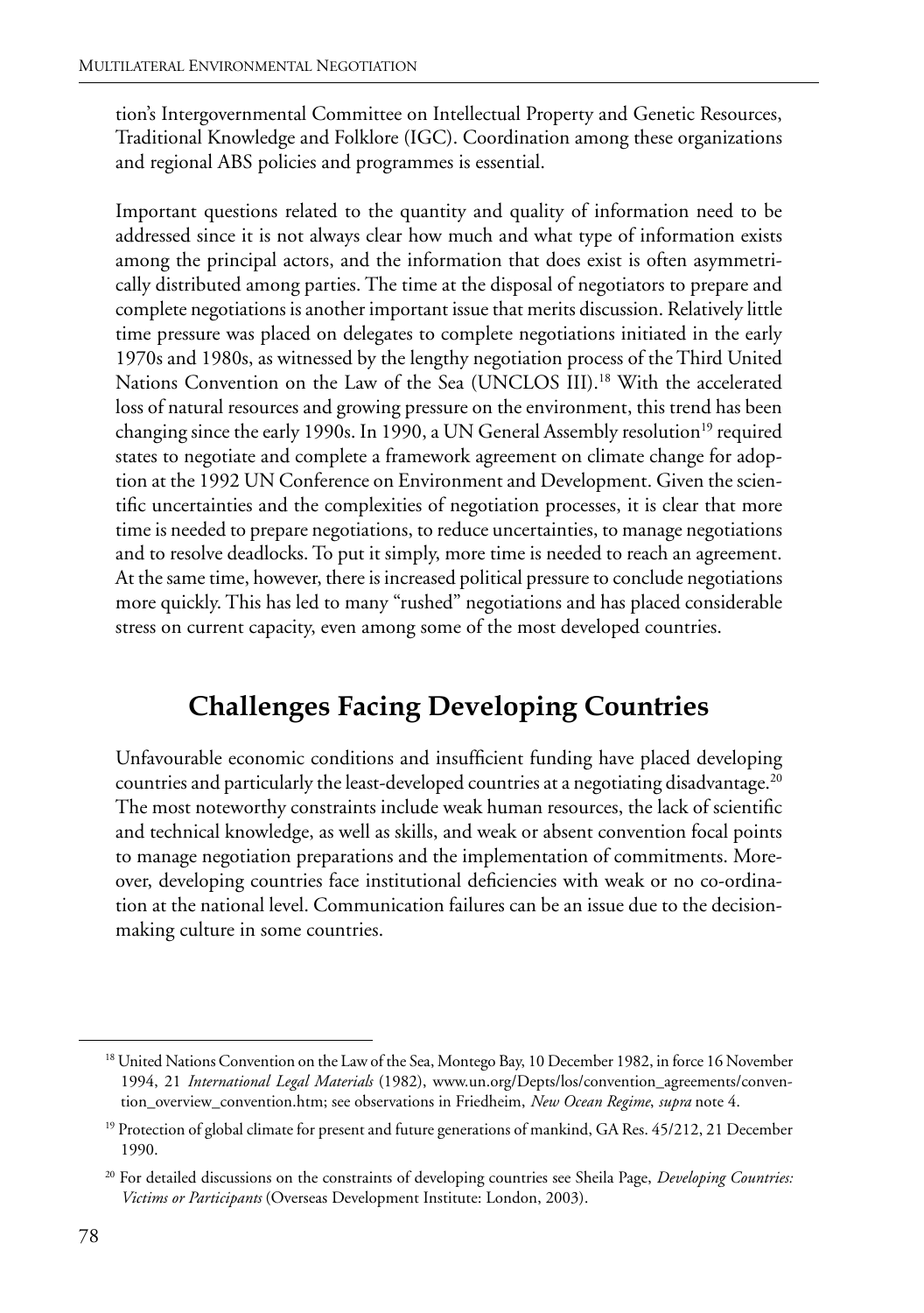tion's Intergovernmental Committee on Intellectual Property and Genetic Resources, Traditional Knowledge and Folklore (IGC). Coordination among these organizations and regional ABS policies and programmes is essential.

Important questions related to the quantity and quality of information need to be addressed since it is not always clear how much and what type of information exists among the principal actors, and the information that does exist is often asymmetrically distributed among parties. The time at the disposal of negotiators to prepare and complete negotiations is another important issue that merits discussion. Relatively little time pressure was placed on delegates to complete negotiations initiated in the early 1970s and 1980s, as witnessed by the lengthy negotiation process of the Third United Nations Convention on the Law of the Sea (UNCLOS III).[18] With the accelerated loss of natural resources and growing pressure on the environment, this trend has been changing since the early 1990s. In 1990, a UN General Assembly resolution[19] required states to negotiate and complete a framework agreement on climate change for adoption at the 1992 UN Conference on Environment and Development. Given the scientific uncertainties and the complexities of negotiation processes, it is clear that more time is needed to prepare negotiations, to reduce uncertainties, to manage negotiations and to resolve deadlocks. To put it simply, more time is needed to reach an agreement. At the same time, however, there is increased political pressure to conclude negotiations more quickly. This has led to many "rushed" negotiations and has placed considerable stress on current capacity, even among some of the most developed countries.

## Challenges Facing Developing Countries

Unfavourable economic conditions and insufficient funding have placed developing countries and particularly the least-developed countries at a negotiating disadvantage.[20] The most noteworthy constraints include weak human resources, the lack of scientific and technical knowledge, as well as skills, and weak or absent convention focal points to manage negotiation preparations and the implementation of commitments. Moreover, developing countries face institutional deficiencies with weak or no co-ordination at the national level. Communication failures can be an issue due to the decision-making culture in some countries.

---

[18] United Nations Convention on the Law of the Sea, Montego Bay, 10 December 1982, in force 16 November 1994, 21 *International Legal Materials* (1982), www.un.org/Depts/los/convention_agreements/convention_overview_convention.htm; see observations in Friedheim, *New Ocean Regime*, *supra* note 4.

[19] Protection of global climate for present and future generations of mankind, GA Res. 45/212, 21 December 1990.

[20] For detailed discussions on the constraints of developing countries see Sheila Page, *Developing Countries: Victims or Participants* (Overseas Development Institute: London, 2003).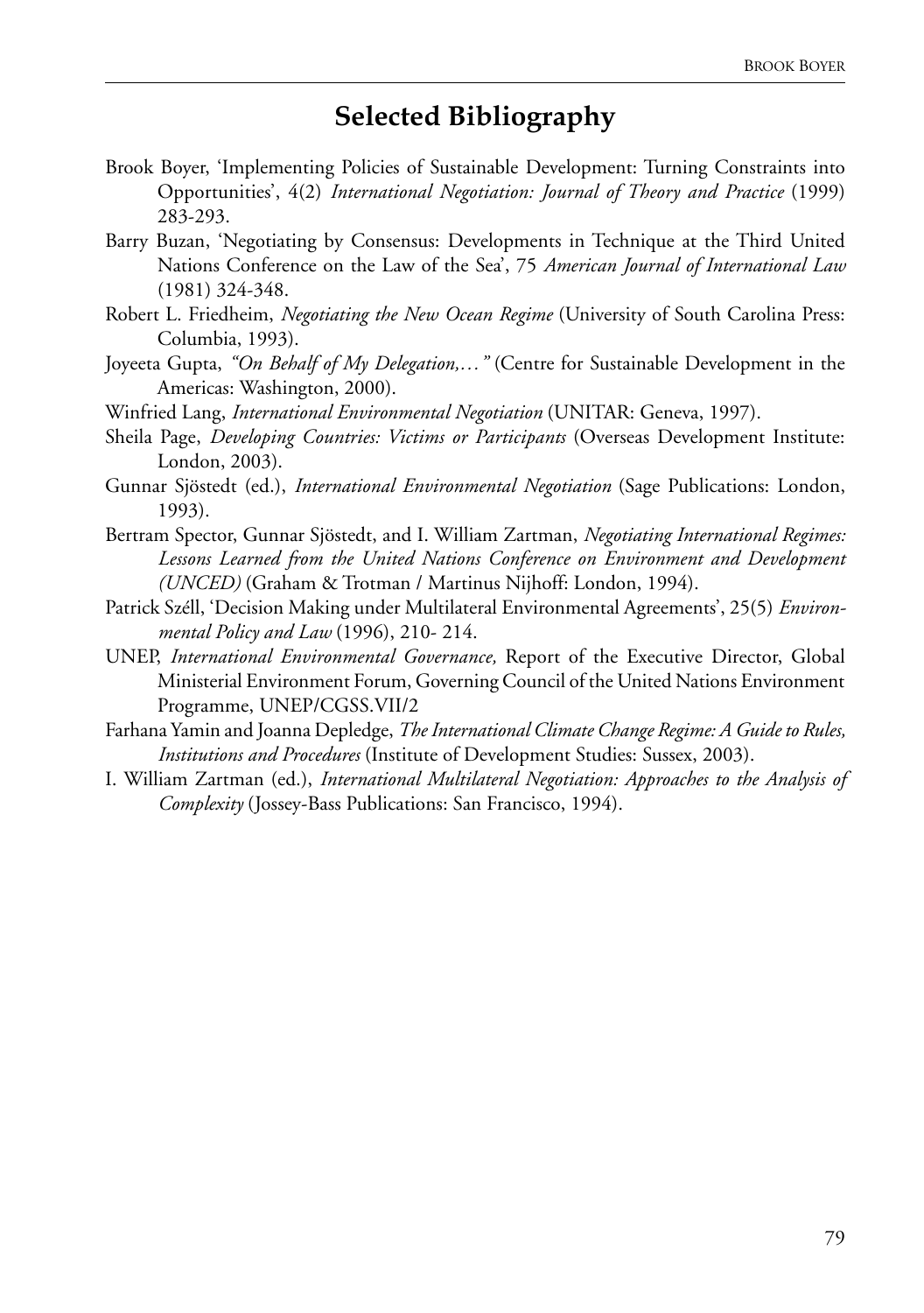## Selected Bibliography

Brook Boyer, 'Implementing Policies of Sustainable Development: Turning Constraints into Opportunities', 4(2) *International Negotiation: Journal of Theory and Practice* (1999) 283-293.

Barry Buzan, 'Negotiating by Consensus: Developments in Technique at the Third United Nations Conference on the Law of the Sea', 75 *American Journal of International Law* (1981) 324-348.

Robert L. Friedheim, *Negotiating the New Ocean Regime* (University of South Carolina Press: Columbia, 1993).

Joyeeta Gupta, *"On Behalf of My Delegation,…"* (Centre for Sustainable Development in the Americas: Washington, 2000).

Winfried Lang, *International Environmental Negotiation* (UNITAR: Geneva, 1997).

Sheila Page, *Developing Countries: Victims or Participants* (Overseas Development Institute: London, 2003).

Gunnar Sjöstedt (ed.), *International Environmental Negotiation* (Sage Publications: London, 1993).

Bertram Spector, Gunnar Sjöstedt, and I. William Zartman, *Negotiating International Regimes: Lessons Learned from the United Nations Conference on Environment and Development (UNCED)* (Graham & Trotman / Martinus Nijhoff: London, 1994).

Patrick Széll, 'Decision Making under Multilateral Environmental Agreements', 25(5) *Environmental Policy and Law* (1996), 210- 214.

UNEP, *International Environmental Governance,* Report of the Executive Director, Global Ministerial Environment Forum, Governing Council of the United Nations Environment Programme, UNEP/CGSS.VII/2

Farhana Yamin and Joanna Depledge, *The International Climate Change Regime: A Guide to Rules, Institutions and Procedures* (Institute of Development Studies: Sussex, 2003).

I. William Zartman (ed.), *International Multilateral Negotiation: Approaches to the Analysis of Complexity* (Jossey-Bass Publications: San Francisco, 1994).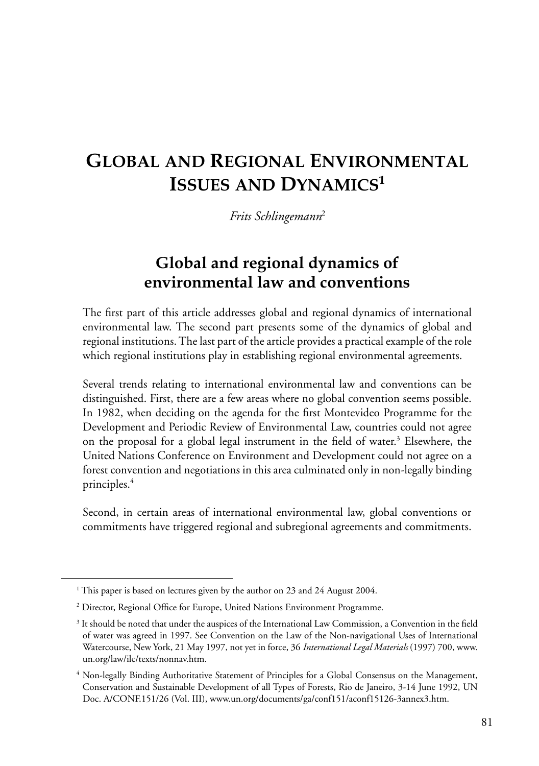# Global and Regional Environmental Issues and Dynamics[1]

*Frits Schlingemann*[2]

## Global and regional dynamics of environmental law and conventions

The first part of this article addresses global and regional dynamics of international environmental law. The second part presents some of the dynamics of global and regional institutions. The last part of the article provides a practical example of the role which regional institutions play in establishing regional environmental agreements.

Several trends relating to international environmental law and conventions can be distinguished. First, there are a few areas where no global convention seems possible. In 1982, when deciding on the agenda for the first Montevideo Programme for the Development and Periodic Review of Environmental Law, countries could not agree on the proposal for a global legal instrument in the field of water.[3] Elsewhere, the United Nations Conference on Environment and Development could not agree on a forest convention and negotiations in this area culminated only in non-legally binding principles.[4]

Second, in certain areas of international environmental law, global conventions or commitments have triggered regional and subregional agreements and commitments.

---

[1] This paper is based on lectures given by the author on 23 and 24 August 2004.

[2] Director, Regional Office for Europe, United Nations Environment Programme.

[3] It should be noted that under the auspices of the International Law Commission, a Convention in the field of water was agreed in 1997. See Convention on the Law of the Non-navigational Uses of International Watercourse, New York, 21 May 1997, not yet in force, 36 *International Legal Materials* (1997) 700, www.un.org/law/ilc/texts/nonnav.htm.

[4] Non-legally Binding Authoritative Statement of Principles for a Global Consensus on the Management, Conservation and Sustainable Development of all Types of Forests, Rio de Janeiro, 3-14 June 1992, UN Doc. A/CONF.151/26 (Vol. III), www.un.org/documents/ga/conf151/aconf15126-3annex3.htm.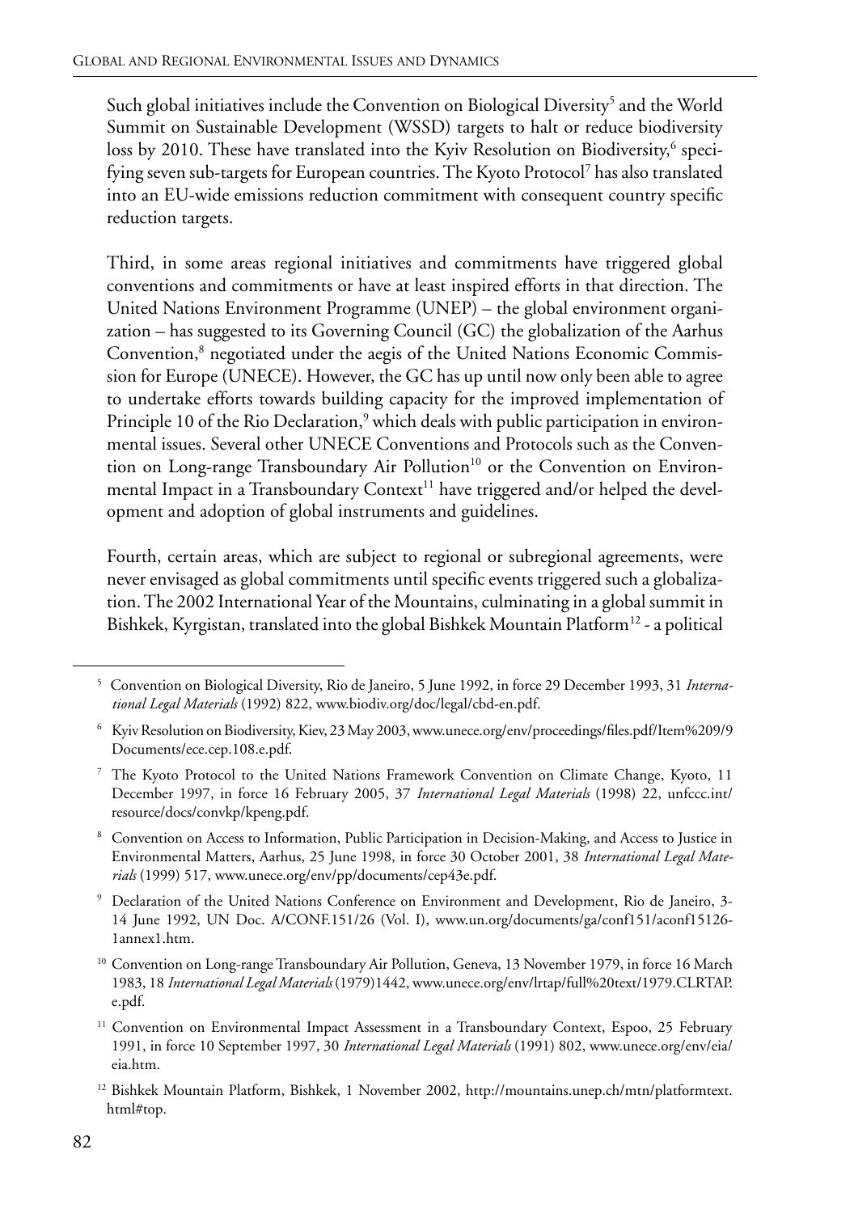Such global initiatives include the Convention on Biological Diversity[5] and the World Summit on Sustainable Development (WSSD) targets to halt or reduce biodiversity loss by 2010. These have translated into the Kyiv Resolution on Biodiversity,[6] specifying seven sub-targets for European countries. The Kyoto Protocol[7] has also translated into an EU-wide emissions reduction commitment with consequent country specific reduction targets.

Third, in some areas regional initiatives and commitments have triggered global conventions and commitments or have at least inspired efforts in that direction. The United Nations Environment Programme (UNEP) – the global environment organization – has suggested to its Governing Council (GC) the globalization of the Aarhus Convention,[8] negotiated under the aegis of the United Nations Economic Commission for Europe (UNECE). However, the GC has up until now only been able to agree to undertake efforts towards building capacity for the improved implementation of Principle 10 of the Rio Declaration,[9] which deals with public participation in environmental issues. Several other UNECE Conventions and Protocols such as the Convention on Long-range Transboundary Air Pollution[10] or the Convention on Environmental Impact in a Transboundary Context[11] have triggered and/or helped the development and adoption of global instruments and guidelines.

Fourth, certain areas, which are subject to regional or subregional agreements, were never envisaged as global commitments until specific events triggered such a globalization. The 2002 International Year of the Mountains, culminating in a global summit in Bishkek, Kyrgistan, translated into the global Bishkek Mountain Platform[12] - a political

---

[5] Convention on Biological Diversity, Rio de Janeiro, 5 June 1992, in force 29 December 1993, 31 *International Legal Materials* (1992) 822, www.biodiv.org/doc/legal/cbd-en.pdf.

[6] Kyiv Resolution on Biodiversity, Kiev, 23 May 2003, www.unece.org/env/proceedings/files.pdf/Item%209/9 Documents/ece.cep.108.e.pdf.

[7] The Kyoto Protocol to the United Nations Framework Convention on Climate Change, Kyoto, 11 December 1997, in force 16 February 2005, 37 *International Legal Materials* (1998) 22, unfccc.int/resource/docs/convkp/kpeng.pdf.

[8] Convention on Access to Information, Public Participation in Decision-Making, and Access to Justice in Environmental Matters, Aarhus, 25 June 1998, in force 30 October 2001, 38 *International Legal Materials* (1999) 517, www.unece.org/env/pp/documents/cep43e.pdf.

[9] Declaration of the United Nations Conference on Environment and Development, Rio de Janeiro, 3-14 June 1992, UN Doc. A/CONF.151/26 (Vol. I), www.un.org/documents/ga/conf151/aconf15126-1annex1.htm.

[10] Convention on Long-range Transboundary Air Pollution, Geneva, 13 November 1979, in force 16 March 1983, 18 *International Legal Materials* (1979)1442, www.unece.org/env/lrtap/full%20text/1979.CLRTAP.e.pdf.

[11] Convention on Environmental Impact Assessment in a Transboundary Context, Espoo, 25 February 1991, in force 10 September 1997, 30 *International Legal Materials* (1991) 802, www.unece.org/env/eia/eia.htm.

[12] Bishkek Mountain Platform, Bishkek, 1 November 2002, http://mountains.unep.ch/mtn/platformtext.html#top.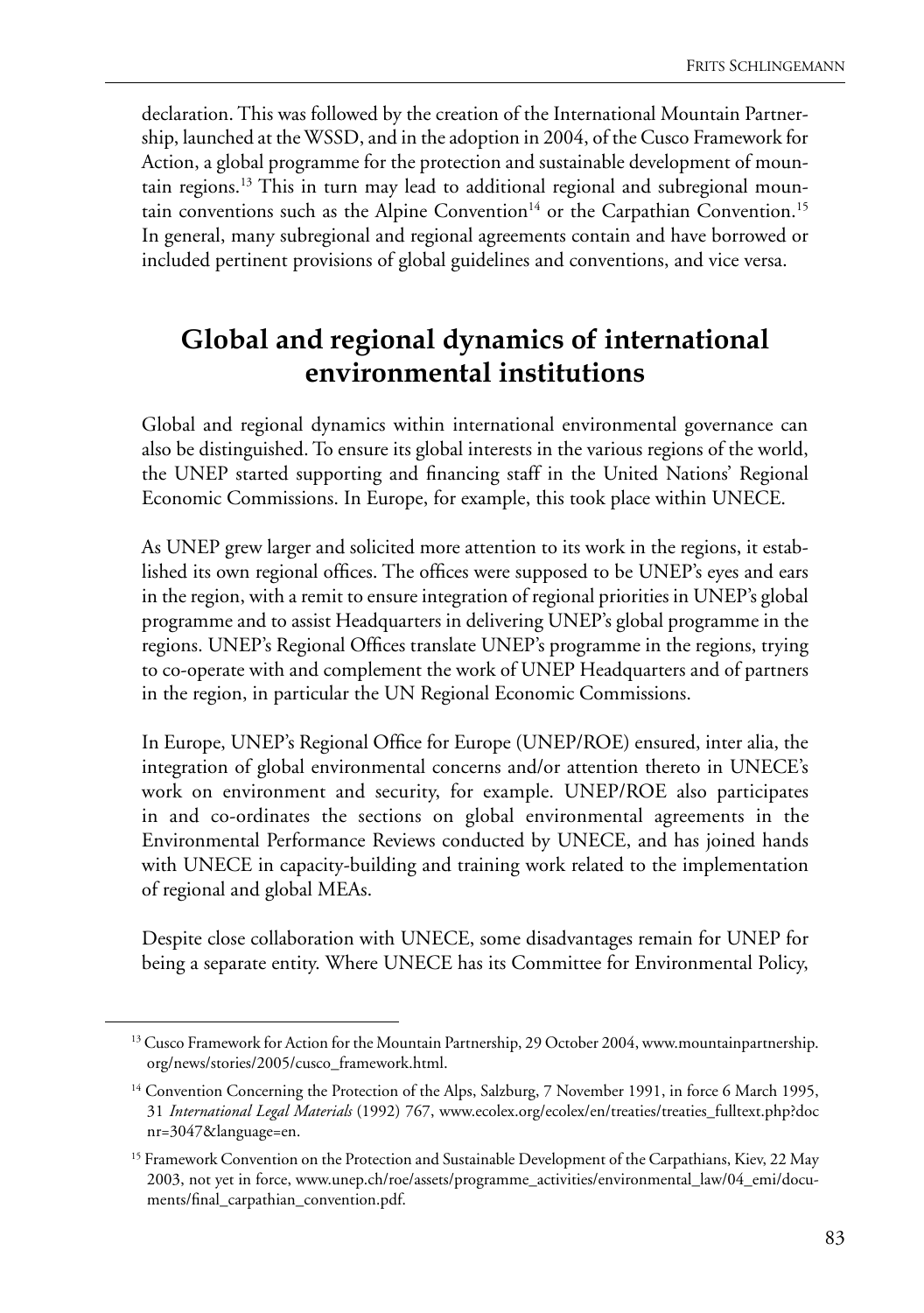declaration. This was followed by the creation of the International Mountain Partnership, launched at the WSSD, and in the adoption in 2004, of the Cusco Framework for Action, a global programme for the protection and sustainable development of mountain regions.[13] This in turn may lead to additional regional and subregional mountain conventions such as the Alpine Convention[14] or the Carpathian Convention.[15] In general, many subregional and regional agreements contain and have borrowed or included pertinent provisions of global guidelines and conventions, and vice versa.

## Global and regional dynamics of international environmental institutions

Global and regional dynamics within international environmental governance can also be distinguished. To ensure its global interests in the various regions of the world, the UNEP started supporting and financing staff in the United Nations' Regional Economic Commissions. In Europe, for example, this took place within UNECE.

As UNEP grew larger and solicited more attention to its work in the regions, it established its own regional offices. The offices were supposed to be UNEP's eyes and ears in the region, with a remit to ensure integration of regional priorities in UNEP's global programme and to assist Headquarters in delivering UNEP's global programme in the regions. UNEP's Regional Offices translate UNEP's programme in the regions, trying to co-operate with and complement the work of UNEP Headquarters and of partners in the region, in particular the UN Regional Economic Commissions.

In Europe, UNEP's Regional Office for Europe (UNEP/ROE) ensured, inter alia, the integration of global environmental concerns and/or attention thereto in UNECE's work on environment and security, for example. UNEP/ROE also participates in and co-ordinates the sections on global environmental agreements in the Environmental Performance Reviews conducted by UNECE, and has joined hands with UNECE in capacity-building and training work related to the implementation of regional and global MEAs.

Despite close collaboration with UNECE, some disadvantages remain for UNEP for being a separate entity. Where UNECE has its Committee for Environmental Policy,

---

[13] Cusco Framework for Action for the Mountain Partnership, 29 October 2004, www.mountainpartnership.org/news/stories/2005/cusco_framework.html.

[14] Convention Concerning the Protection of the Alps, Salzburg, 7 November 1991, in force 6 March 1995, 31 *International Legal Materials* (1992) 767, www.ecolex.org/ecolex/en/treaties/treaties_fulltext.php?docnr=3047&language=en.

[15] Framework Convention on the Protection and Sustainable Development of the Carpathians, Kiev, 22 May 2003, not yet in force, www.unep.ch/roe/assets/programme_activities/environmental_law/04_emi/documents/final_carpathian_convention.pdf.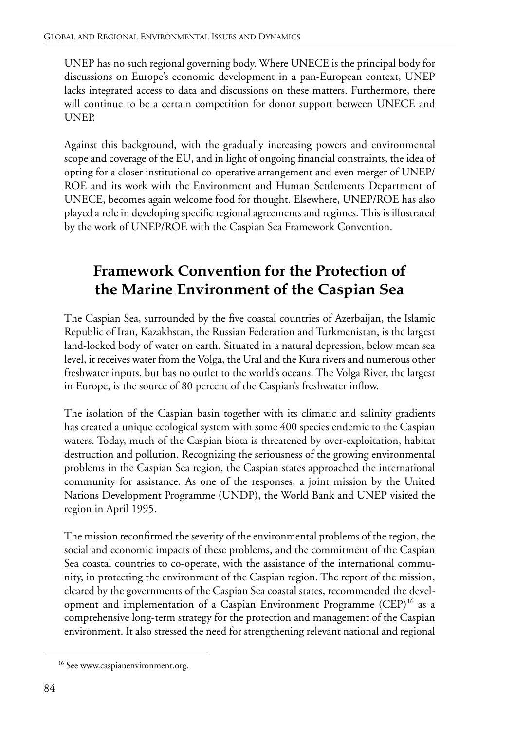UNEP has no such regional governing body. Where UNECE is the principal body for discussions on Europe's economic development in a pan-European context, UNEP lacks integrated access to data and discussions on these matters. Furthermore, there will continue to be a certain competition for donor support between UNECE and UNEP.

Against this background, with the gradually increasing powers and environmental scope and coverage of the EU, and in light of ongoing financial constraints, the idea of opting for a closer institutional co-operative arrangement and even merger of UNEP/ROE and its work with the Environment and Human Settlements Department of UNECE, becomes again welcome food for thought. Elsewhere, UNEP/ROE has also played a role in developing specific regional agreements and regimes. This is illustrated by the work of UNEP/ROE with the Caspian Sea Framework Convention.

## Framework Convention for the Protection of the Marine Environment of the Caspian Sea

The Caspian Sea, surrounded by the five coastal countries of Azerbaijan, the Islamic Republic of Iran, Kazakhstan, the Russian Federation and Turkmenistan, is the largest land-locked body of water on earth. Situated in a natural depression, below mean sea level, it receives water from the Volga, the Ural and the Kura rivers and numerous other freshwater inputs, but has no outlet to the world's oceans. The Volga River, the largest in Europe, is the source of 80 percent of the Caspian's freshwater inflow.

The isolation of the Caspian basin together with its climatic and salinity gradients has created a unique ecological system with some 400 species endemic to the Caspian waters. Today, much of the Caspian biota is threatened by over-exploitation, habitat destruction and pollution. Recognizing the seriousness of the growing environmental problems in the Caspian Sea region, the Caspian states approached the international community for assistance. As one of the responses, a joint mission by the United Nations Development Programme (UNDP), the World Bank and UNEP visited the region in April 1995.

The mission reconfirmed the severity of the environmental problems of the region, the social and economic impacts of these problems, and the commitment of the Caspian Sea coastal countries to co-operate, with the assistance of the international community, in protecting the environment of the Caspian region. The report of the mission, cleared by the governments of the Caspian Sea coastal states, recommended the development and implementation of a Caspian Environment Programme (CEP)[16] as a comprehensive long-term strategy for the protection and management of the Caspian environment. It also stressed the need for strengthening relevant national and regional

[16] See www.caspianenvironment.org.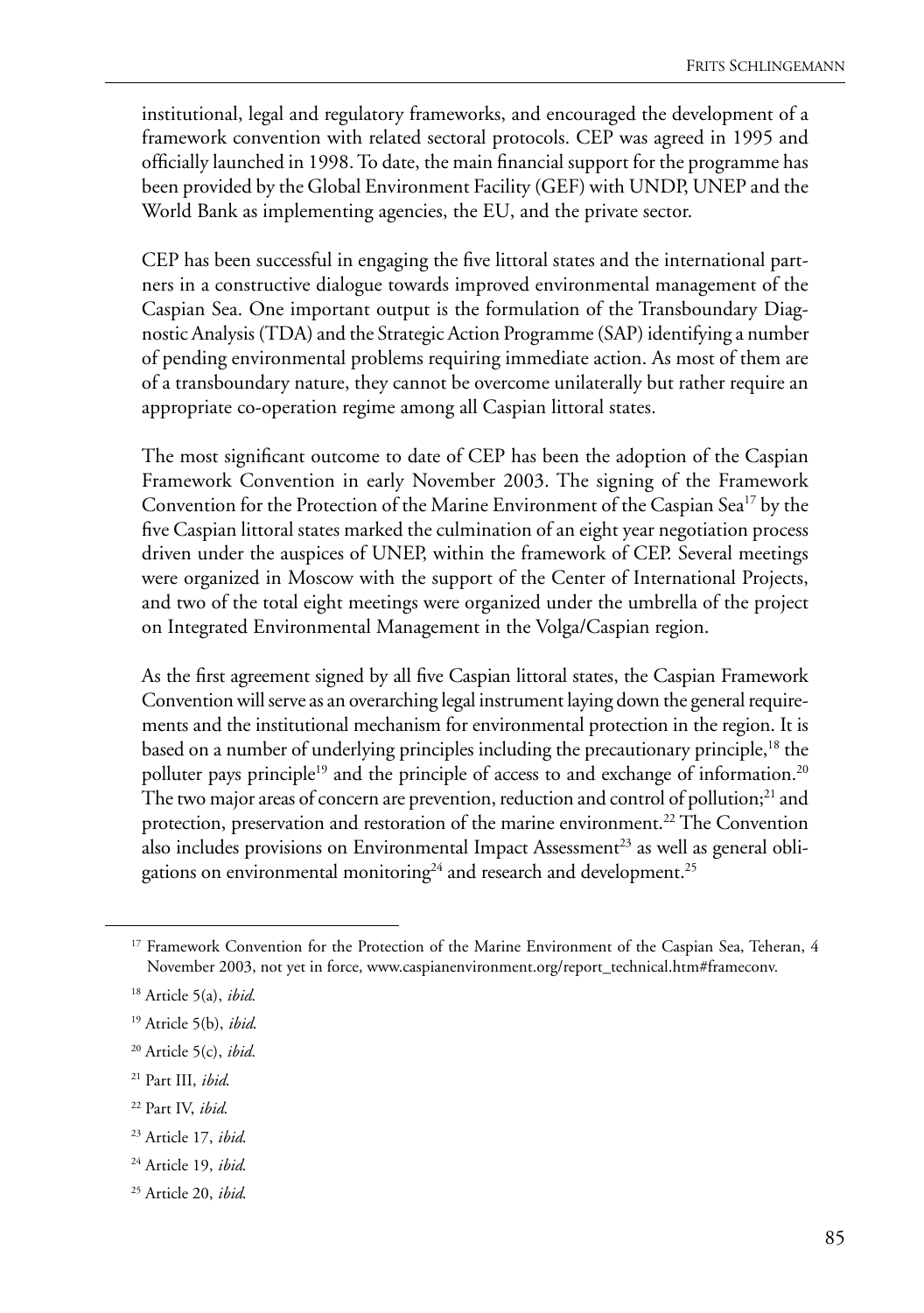institutional, legal and regulatory frameworks, and encouraged the development of a framework convention with related sectoral protocols. CEP was agreed in 1995 and officially launched in 1998. To date, the main financial support for the programme has been provided by the Global Environment Facility (GEF) with UNDP, UNEP and the World Bank as implementing agencies, the EU, and the private sector.

CEP has been successful in engaging the five littoral states and the international partners in a constructive dialogue towards improved environmental management of the Caspian Sea. One important output is the formulation of the Transboundary Diagnostic Analysis (TDA) and the Strategic Action Programme (SAP) identifying a number of pending environmental problems requiring immediate action. As most of them are of a transboundary nature, they cannot be overcome unilaterally but rather require an appropriate co-operation regime among all Caspian littoral states.

The most significant outcome to date of CEP has been the adoption of the Caspian Framework Convention in early November 2003. The signing of the Framework Convention for the Protection of the Marine Environment of the Caspian Sea[17] by the five Caspian littoral states marked the culmination of an eight year negotiation process driven under the auspices of UNEP, within the framework of CEP. Several meetings were organized in Moscow with the support of the Center of International Projects, and two of the total eight meetings were organized under the umbrella of the project on Integrated Environmental Management in the Volga/Caspian region.

As the first agreement signed by all five Caspian littoral states, the Caspian Framework Convention will serve as an overarching legal instrument laying down the general requirements and the institutional mechanism for environmental protection in the region. It is based on a number of underlying principles including the precautionary principle,[18] the polluter pays principle[19] and the principle of access to and exchange of information.[20] The two major areas of concern are prevention, reduction and control of pollution;[21] and protection, preservation and restoration of the marine environment.[22] The Convention also includes provisions on Environmental Impact Assessment[23] as well as general obligations on environmental monitoring[24] and research and development.[25]

---

[17] Framework Convention for the Protection of the Marine Environment of the Caspian Sea, Teheran, 4 November 2003, not yet in force, www.caspianenvironment.org/report_technical.htm#frameconv.

[18] Article 5(a), *ibid.*

[19] Atricle 5(b), *ibid.*

[20] Article 5(c), *ibid.*

[21] Part III, *ibid.*

[22] Part IV, *ibid.*

[23] Article 17, *ibid.*

[24] Article 19, *ibid.*

[25] Article 20, *ibid.*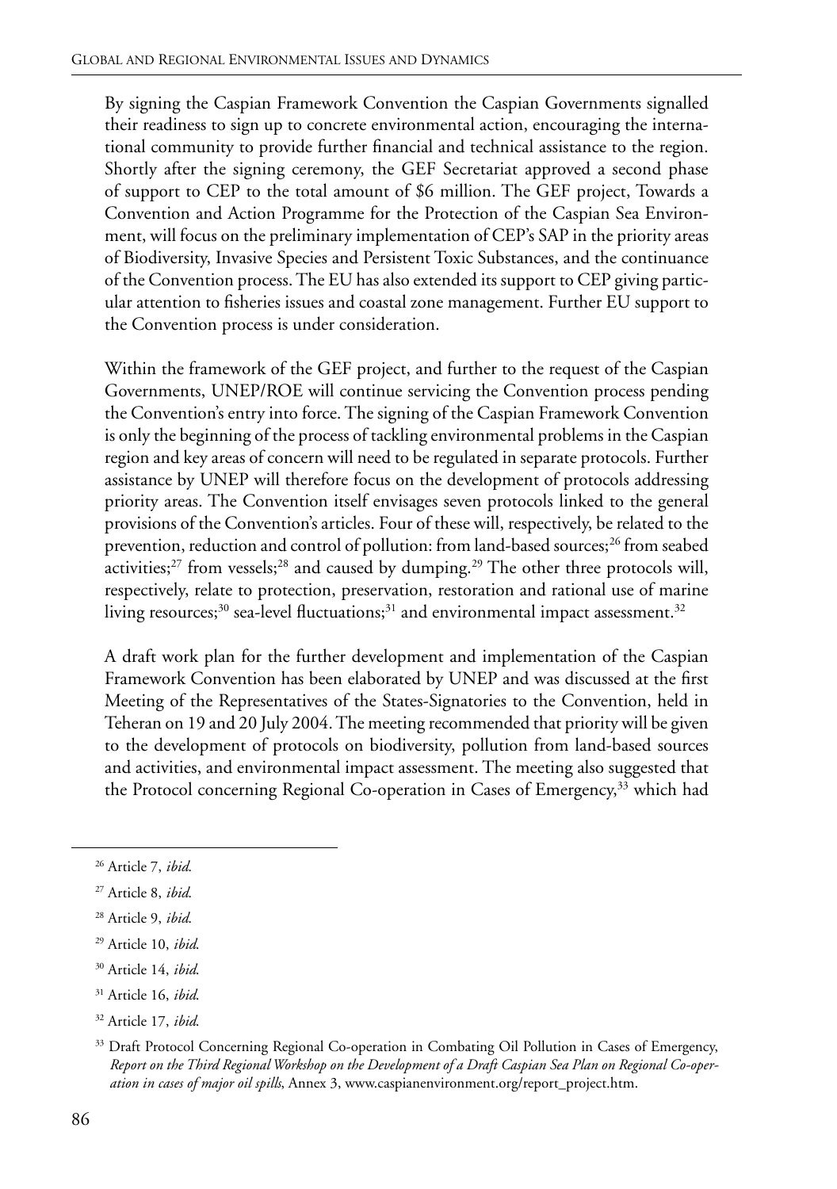By signing the Caspian Framework Convention the Caspian Governments signalled their readiness to sign up to concrete environmental action, encouraging the international community to provide further financial and technical assistance to the region. Shortly after the signing ceremony, the GEF Secretariat approved a second phase of support to CEP to the total amount of $6 million. The GEF project, Towards a Convention and Action Programme for the Protection of the Caspian Sea Environment, will focus on the preliminary implementation of CEP's SAP in the priority areas of Biodiversity, Invasive Species and Persistent Toxic Substances, and the continuance of the Convention process. The EU has also extended its support to CEP giving particular attention to fisheries issues and coastal zone management. Further EU support to the Convention process is under consideration.

Within the framework of the GEF project, and further to the request of the Caspian Governments, UNEP/ROE will continue servicing the Convention process pending the Convention's entry into force. The signing of the Caspian Framework Convention is only the beginning of the process of tackling environmental problems in the Caspian region and key areas of concern will need to be regulated in separate protocols. Further assistance by UNEP will therefore focus on the development of protocols addressing priority areas. The Convention itself envisages seven protocols linked to the general provisions of the Convention's articles. Four of these will, respectively, be related to the prevention, reduction and control of pollution: from land-based sources;[26] from seabed activities;[27] from vessels;[28] and caused by dumping.[29] The other three protocols will, respectively, relate to protection, preservation, restoration and rational use of marine living resources;[30] sea-level fluctuations;[31] and environmental impact assessment.[32]

A draft work plan for the further development and implementation of the Caspian Framework Convention has been elaborated by UNEP and was discussed at the first Meeting of the Representatives of the States-Signatories to the Convention, held in Teheran on 19 and 20 July 2004. The meeting recommended that priority will be given to the development of protocols on biodiversity, pollution from land-based sources and activities, and environmental impact assessment. The meeting also suggested that the Protocol concerning Regional Co-operation in Cases of Emergency,[33] which had

---

[26] Article 7, *ibid.*

[27] Article 8, *ibid.*

[28] Article 9, *ibid.*

[29] Article 10, *ibid.*

[30] Article 14, *ibid.*

[31] Article 16, *ibid.*

[32] Article 17, *ibid.*

[33] Draft Protocol Concerning Regional Co-operation in Combating Oil Pollution in Cases of Emergency, *Report on the Third Regional Workshop on the Development of a Draft Caspian Sea Plan on Regional Co-operation in cases of major oil spills*, Annex 3, www.caspianenvironment.org/report_project.htm.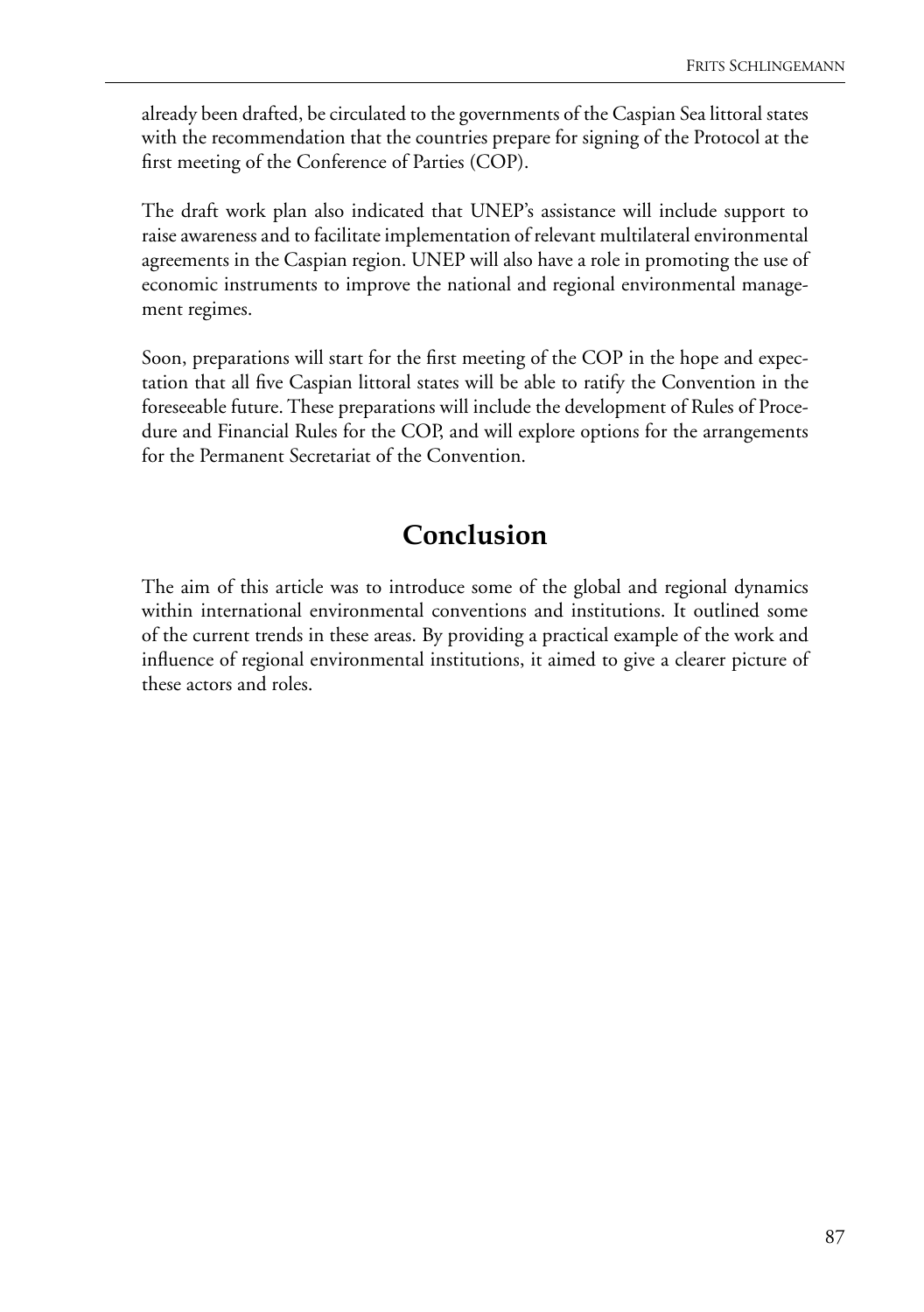already been drafted, be circulated to the governments of the Caspian Sea littoral states with the recommendation that the countries prepare for signing of the Protocol at the first meeting of the Conference of Parties (COP).

The draft work plan also indicated that UNEP's assistance will include support to raise awareness and to facilitate implementation of relevant multilateral environmental agreements in the Caspian region. UNEP will also have a role in promoting the use of economic instruments to improve the national and regional environmental management regimes.

Soon, preparations will start for the first meeting of the COP in the hope and expectation that all five Caspian littoral states will be able to ratify the Convention in the foreseeable future. These preparations will include the development of Rules of Procedure and Financial Rules for the COP, and will explore options for the arrangements for the Permanent Secretariat of the Convention.

## Conclusion

The aim of this article was to introduce some of the global and regional dynamics within international environmental conventions and institutions. It outlined some of the current trends in these areas. By providing a practical example of the work and influence of regional environmental institutions, it aimed to give a clearer picture of these actors and roles.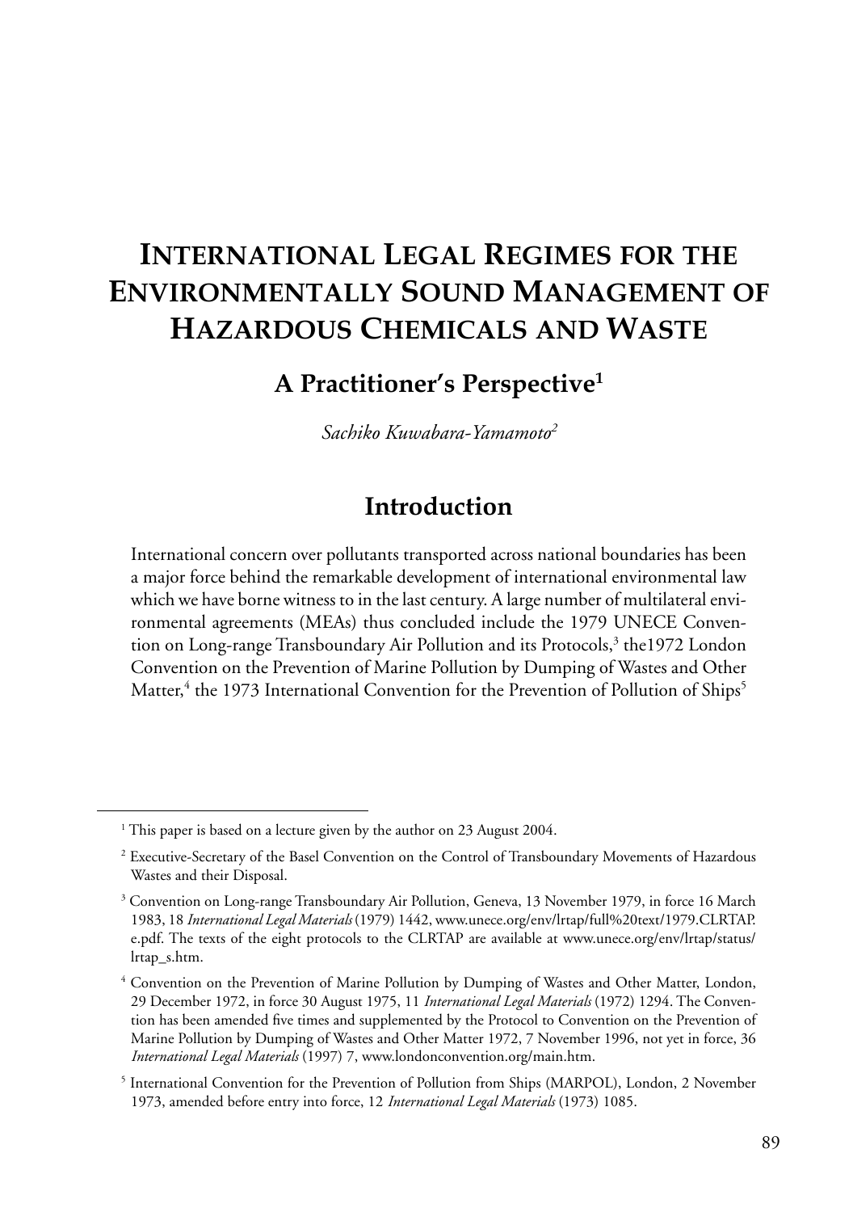# International Legal Regimes for the Environmentally Sound Management of Hazardous Chemicals and Waste

## A Practitioner's Perspective[1]

*Sachiko Kuwabara-Yamamoto*[2]

## Introduction

International concern over pollutants transported across national boundaries has been a major force behind the remarkable development of international environmental law which we have borne witness to in the last century. A large number of multilateral environmental agreements (MEAs) thus concluded include the 1979 UNECE Convention on Long-range Transboundary Air Pollution and its Protocols,[3] the1972 London Convention on the Prevention of Marine Pollution by Dumping of Wastes and Other Matter,[4] the 1973 International Convention for the Prevention of Pollution of Ships[5]

---

[1] This paper is based on a lecture given by the author on 23 August 2004.

[2] Executive-Secretary of the Basel Convention on the Control of Transboundary Movements of Hazardous Wastes and their Disposal.

[3] Convention on Long-range Transboundary Air Pollution, Geneva, 13 November 1979, in force 16 March 1983, 18 *International Legal Materials* (1979) 1442, www.unece.org/env/lrtap/full%20text/1979.CLRTAP.e.pdf. The texts of the eight protocols to the CLRTAP are available at www.unece.org/env/lrtap/status/lrtap_s.htm.

[4] Convention on the Prevention of Marine Pollution by Dumping of Wastes and Other Matter, London, 29 December 1972, in force 30 August 1975, 11 *International Legal Materials* (1972) 1294. The Convention has been amended five times and supplemented by the Protocol to Convention on the Prevention of Marine Pollution by Dumping of Wastes and Other Matter 1972, 7 November 1996, not yet in force, 36 *International Legal Materials* (1997) 7, www.londonconvention.org/main.htm.

[5] International Convention for the Prevention of Pollution from Ships (MARPOL), London, 2 November 1973, amended before entry into force, 12 *International Legal Materials* (1973) 1085.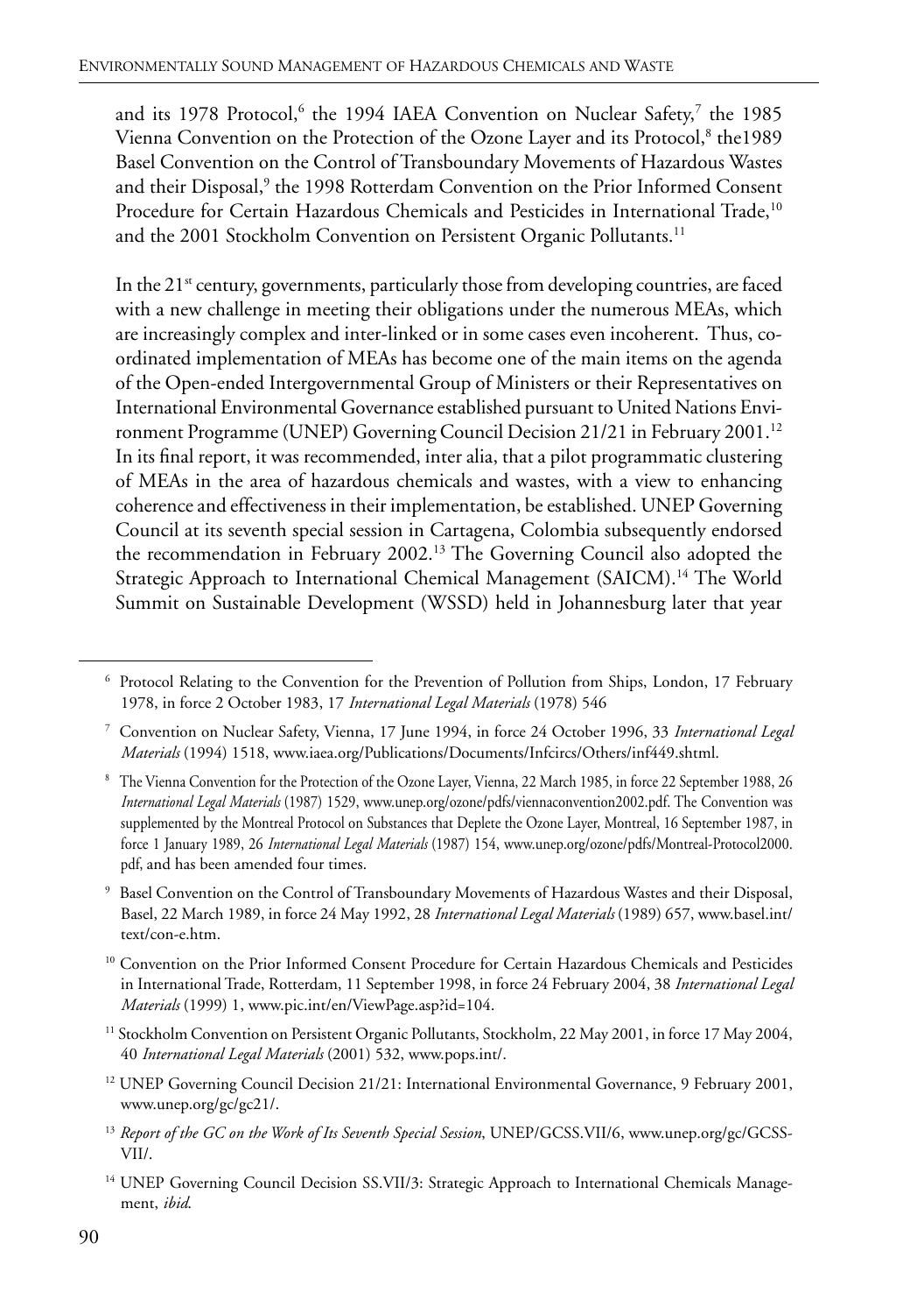and its 1978 Protocol,[6] the 1994 IAEA Convention on Nuclear Safety,[7] the 1985 Vienna Convention on the Protection of the Ozone Layer and its Protocol,[8] the1989 Basel Convention on the Control of Transboundary Movements of Hazardous Wastes and their Disposal,[9] the 1998 Rotterdam Convention on the Prior Informed Consent Procedure for Certain Hazardous Chemicals and Pesticides in International Trade,[10] and the 2001 Stockholm Convention on Persistent Organic Pollutants.[11]

In the 21[st] century, governments, particularly those from developing countries, are faced with a new challenge in meeting their obligations under the numerous MEAs, which are increasingly complex and inter-linked or in some cases even incoherent. Thus, co-ordinated implementation of MEAs has become one of the main items on the agenda of the Open-ended Intergovernmental Group of Ministers or their Representatives on International Environmental Governance established pursuant to United Nations Environment Programme (UNEP) Governing Council Decision 21/21 in February 2001.[12] In its final report, it was recommended, inter alia, that a pilot programmatic clustering of MEAs in the area of hazardous chemicals and wastes, with a view to enhancing coherence and effectiveness in their implementation, be established. UNEP Governing Council at its seventh special session in Cartagena, Colombia subsequently endorsed the recommendation in February 2002.[13] The Governing Council also adopted the Strategic Approach to International Chemical Management (SAICM).[14] The World Summit on Sustainable Development (WSSD) held in Johannesburg later that year

---

[6] Protocol Relating to the Convention for the Prevention of Pollution from Ships, London, 17 February 1978, in force 2 October 1983, 17 *International Legal Materials* (1978) 546

[7] Convention on Nuclear Safety, Vienna, 17 June 1994, in force 24 October 1996, 33 *International Legal Materials* (1994) 1518, www.iaea.org/Publications/Documents/Infcircs/Others/inf449.shtml.

[8] The Vienna Convention for the Protection of the Ozone Layer, Vienna, 22 March 1985, in force 22 September 1988, 26 *International Legal Materials* (1987) 1529, www.unep.org/ozone/pdfs/viennaconvention2002.pdf. The Convention was supplemented by the Montreal Protocol on Substances that Deplete the Ozone Layer, Montreal, 16 September 1987, in force 1 January 1989, 26 *International Legal Materials* (1987) 154, www.unep.org/ozone/pdfs/Montreal-Protocol2000.pdf, and has been amended four times.

[9] Basel Convention on the Control of Transboundary Movements of Hazardous Wastes and their Disposal, Basel, 22 March 1989, in force 24 May 1992, 28 *International Legal Materials* (1989) 657, www.basel.int/text/con-e.htm.

[10] Convention on the Prior Informed Consent Procedure for Certain Hazardous Chemicals and Pesticides in International Trade, Rotterdam, 11 September 1998, in force 24 February 2004, 38 *International Legal Materials* (1999) 1, www.pic.int/en/ViewPage.asp?id=104.

[11] Stockholm Convention on Persistent Organic Pollutants, Stockholm, 22 May 2001, in force 17 May 2004, 40 *International Legal Materials* (2001) 532, www.pops.int/.

[12] UNEP Governing Council Decision 21/21: International Environmental Governance, 9 February 2001, www.unep.org/gc/gc21/.

[13] *Report of the GC on the Work of Its Seventh Special Session*, UNEP/GCSS.VII/6, www.unep.org/gc/GCSS-VII/.

[14] UNEP Governing Council Decision SS.VII/3: Strategic Approach to International Chemicals Management, *ibid*.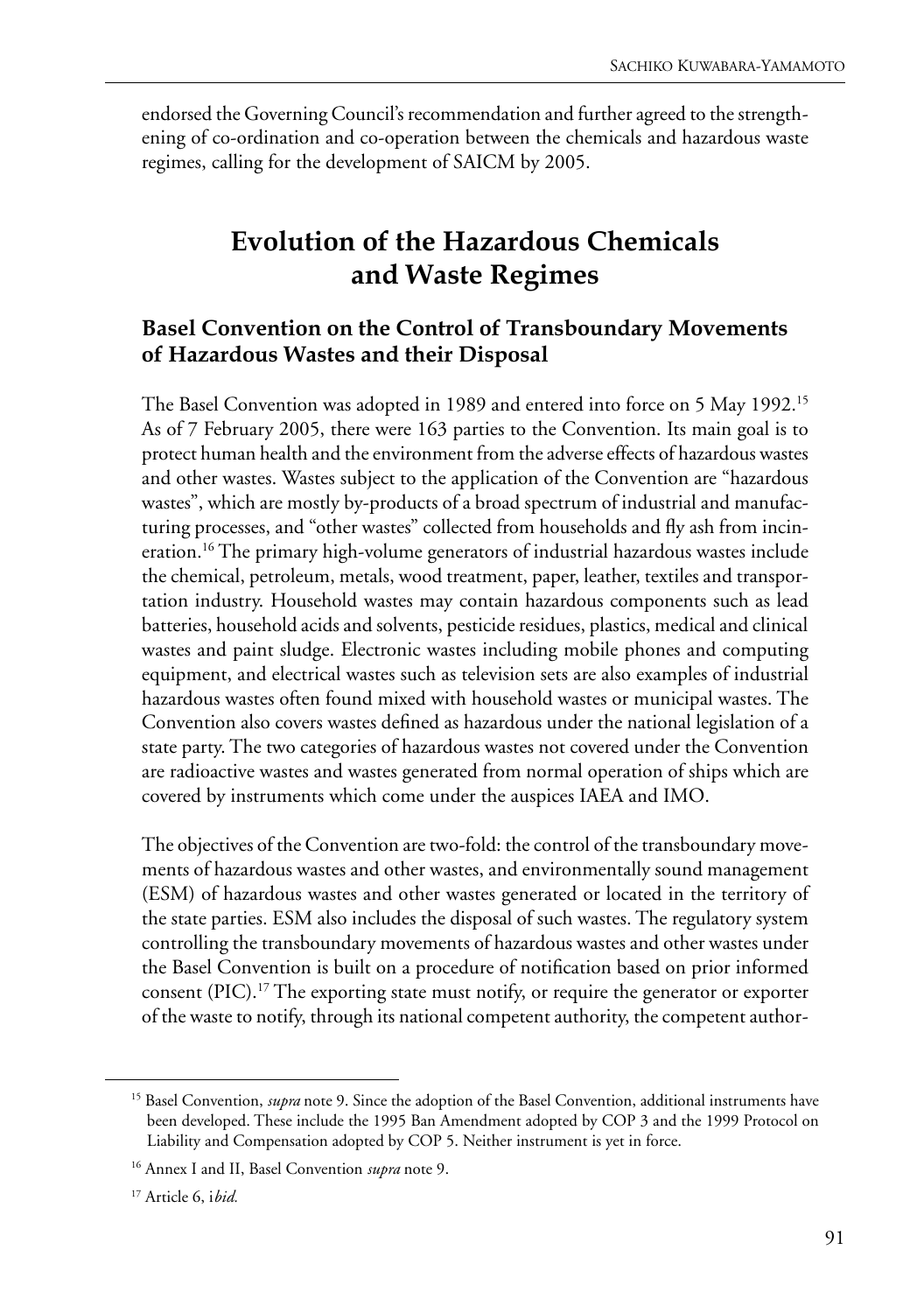endorsed the Governing Council's recommendation and further agreed to the strengthening of co-ordination and co-operation between the chemicals and hazardous waste regimes, calling for the development of SAICM by 2005.

## Evolution of the Hazardous Chemicals and Waste Regimes

### Basel Convention on the Control of Transboundary Movements of Hazardous Wastes and their Disposal

The Basel Convention was adopted in 1989 and entered into force on 5 May 1992.[15] As of 7 February 2005, there were 163 parties to the Convention. Its main goal is to protect human health and the environment from the adverse effects of hazardous wastes and other wastes. Wastes subject to the application of the Convention are "hazardous wastes", which are mostly by-products of a broad spectrum of industrial and manufacturing processes, and "other wastes" collected from households and fly ash from incineration.[16] The primary high-volume generators of industrial hazardous wastes include the chemical, petroleum, metals, wood treatment, paper, leather, textiles and transportation industry. Household wastes may contain hazardous components such as lead batteries, household acids and solvents, pesticide residues, plastics, medical and clinical wastes and paint sludge. Electronic wastes including mobile phones and computing equipment, and electrical wastes such as television sets are also examples of industrial hazardous wastes often found mixed with household wastes or municipal wastes. The Convention also covers wastes defined as hazardous under the national legislation of a state party. The two categories of hazardous wastes not covered under the Convention are radioactive wastes and wastes generated from normal operation of ships which are covered by instruments which come under the auspices IAEA and IMO.

The objectives of the Convention are two-fold: the control of the transboundary movements of hazardous wastes and other wastes, and environmentally sound management (ESM) of hazardous wastes and other wastes generated or located in the territory of the state parties. ESM also includes the disposal of such wastes. The regulatory system controlling the transboundary movements of hazardous wastes and other wastes under the Basel Convention is built on a procedure of notification based on prior informed consent (PIC).[17] The exporting state must notify, or require the generator or exporter of the waste to notify, through its national competent authority, the competent author-

---

[15] Basel Convention, *supra* note 9. Since the adoption of the Basel Convention, additional instruments have been developed. These include the 1995 Ban Amendment adopted by COP 3 and the 1999 Protocol on Liability and Compensation adopted by COP 5. Neither instrument is yet in force.

[16] Annex I and II, Basel Convention *supra* note 9.

[17] Article 6, i*bid.*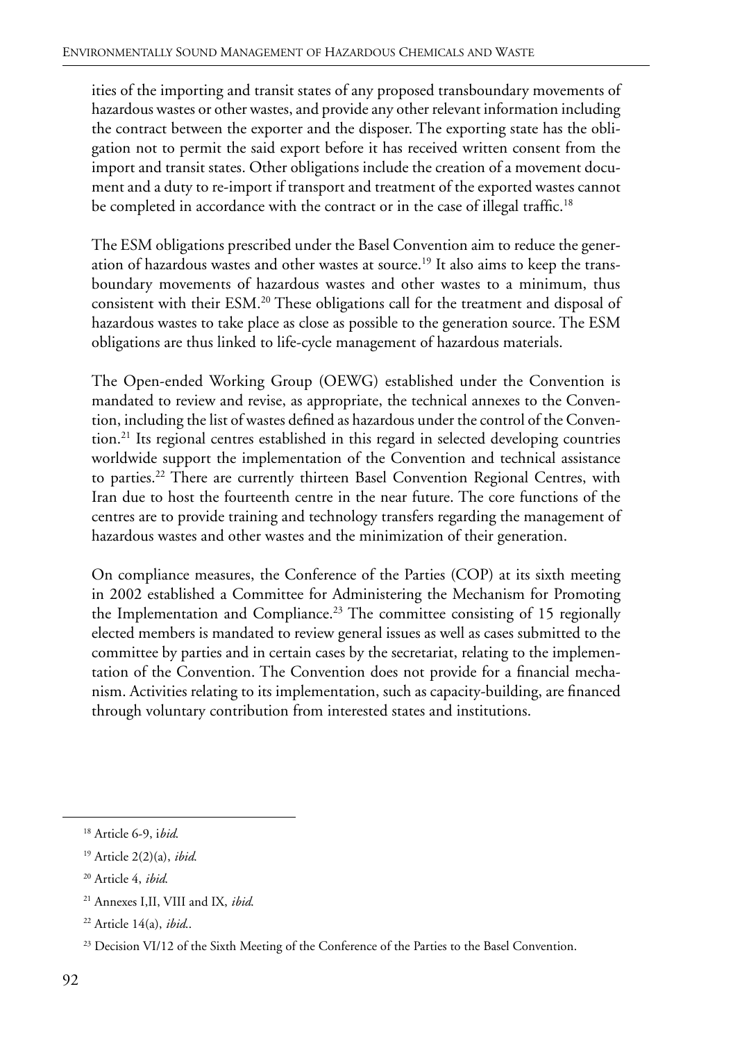ities of the importing and transit states of any proposed transboundary movements of hazardous wastes or other wastes, and provide any other relevant information including the contract between the exporter and the disposer. The exporting state has the obligation not to permit the said export before it has received written consent from the import and transit states. Other obligations include the creation of a movement document and a duty to re-import if transport and treatment of the exported wastes cannot be completed in accordance with the contract or in the case of illegal traffic.[18]

The ESM obligations prescribed under the Basel Convention aim to reduce the generation of hazardous wastes and other wastes at source.[19] It also aims to keep the transboundary movements of hazardous wastes and other wastes to a minimum, thus consistent with their ESM.[20] These obligations call for the treatment and disposal of hazardous wastes to take place as close as possible to the generation source. The ESM obligations are thus linked to life-cycle management of hazardous materials.

The Open-ended Working Group (OEWG) established under the Convention is mandated to review and revise, as appropriate, the technical annexes to the Convention, including the list of wastes defined as hazardous under the control of the Convention.[21] Its regional centres established in this regard in selected developing countries worldwide support the implementation of the Convention and technical assistance to parties.[22] There are currently thirteen Basel Convention Regional Centres, with Iran due to host the fourteenth centre in the near future. The core functions of the centres are to provide training and technology transfers regarding the management of hazardous wastes and other wastes and the minimization of their generation.

On compliance measures, the Conference of the Parties (COP) at its sixth meeting in 2002 established a Committee for Administering the Mechanism for Promoting the Implementation and Compliance.[23] The committee consisting of 15 regionally elected members is mandated to review general issues as well as cases submitted to the committee by parties and in certain cases by the secretariat, relating to the implementation of the Convention. The Convention does not provide for a financial mechanism. Activities relating to its implementation, such as capacity-building, are financed through voluntary contribution from interested states and institutions.

---

[18] Article 6-9, i*bid.*

[19] Article 2(2)(a), *ibid.*

[20] Article 4, *ibid.*

[21] Annexes I,II, VIII and IX, *ibid.*

[22] Article 14(a), *ibid.*.

[23] Decision VI/12 of the Sixth Meeting of the Conference of the Parties to the Basel Convention.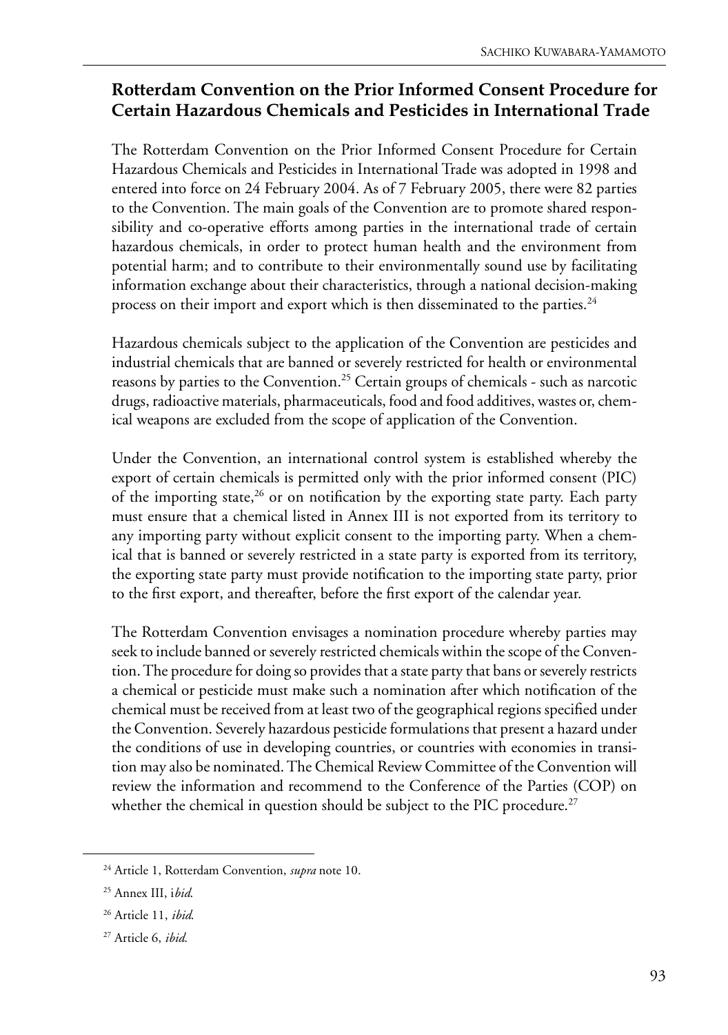## Rotterdam Convention on the Prior Informed Consent Procedure for Certain Hazardous Chemicals and Pesticides in International Trade

The Rotterdam Convention on the Prior Informed Consent Procedure for Certain Hazardous Chemicals and Pesticides in International Trade was adopted in 1998 and entered into force on 24 February 2004. As of 7 February 2005, there were 82 parties to the Convention. The main goals of the Convention are to promote shared responsibility and co-operative efforts among parties in the international trade of certain hazardous chemicals, in order to protect human health and the environment from potential harm; and to contribute to their environmentally sound use by facilitating information exchange about their characteristics, through a national decision-making process on their import and export which is then disseminated to the parties.[24]

Hazardous chemicals subject to the application of the Convention are pesticides and industrial chemicals that are banned or severely restricted for health or environmental reasons by parties to the Convention.[25] Certain groups of chemicals - such as narcotic drugs, radioactive materials, pharmaceuticals, food and food additives, wastes or, chemical weapons are excluded from the scope of application of the Convention.

Under the Convention, an international control system is established whereby the export of certain chemicals is permitted only with the prior informed consent (PIC) of the importing state,[26] or on notification by the exporting state party. Each party must ensure that a chemical listed in Annex III is not exported from its territory to any importing party without explicit consent to the importing party. When a chemical that is banned or severely restricted in a state party is exported from its territory, the exporting state party must provide notification to the importing state party, prior to the first export, and thereafter, before the first export of the calendar year.

The Rotterdam Convention envisages a nomination procedure whereby parties may seek to include banned or severely restricted chemicals within the scope of the Convention. The procedure for doing so provides that a state party that bans or severely restricts a chemical or pesticide must make such a nomination after which notification of the chemical must be received from at least two of the geographical regions specified under the Convention. Severely hazardous pesticide formulations that present a hazard under the conditions of use in developing countries, or countries with economies in transition may also be nominated. The Chemical Review Committee of the Convention will review the information and recommend to the Conference of the Parties (COP) on whether the chemical in question should be subject to the PIC procedure.[27]

---

[24] Article 1, Rotterdam Convention, *supra* note 10.

[25] Annex III, i*bid.*

[26] Article 11, *ibid.*

[27] Article 6, *ibid.*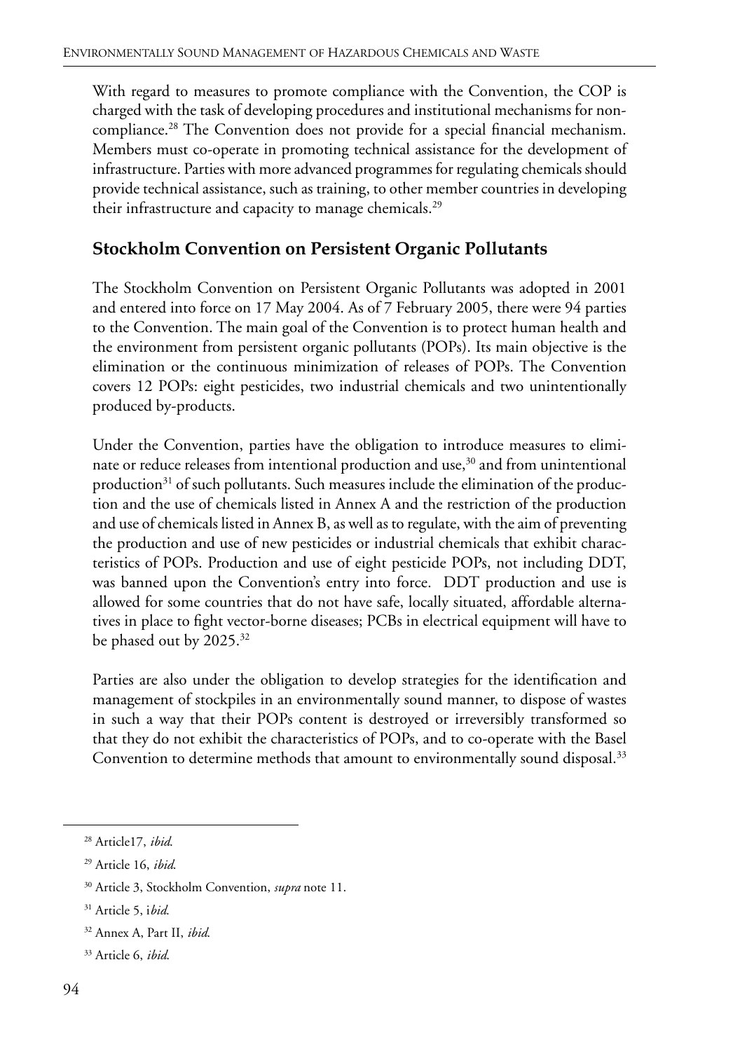With regard to measures to promote compliance with the Convention, the COP is charged with the task of developing procedures and institutional mechanisms for non-compliance.[28] The Convention does not provide for a special financial mechanism. Members must co-operate in promoting technical assistance for the development of infrastructure. Parties with more advanced programmes for regulating chemicals should provide technical assistance, such as training, to other member countries in developing their infrastructure and capacity to manage chemicals.[29]

## Stockholm Convention on Persistent Organic Pollutants

The Stockholm Convention on Persistent Organic Pollutants was adopted in 2001 and entered into force on 17 May 2004. As of 7 February 2005, there were 94 parties to the Convention. The main goal of the Convention is to protect human health and the environment from persistent organic pollutants (POPs). Its main objective is the elimination or the continuous minimization of releases of POPs. The Convention covers 12 POPs: eight pesticides, two industrial chemicals and two unintentionally produced by-products.

Under the Convention, parties have the obligation to introduce measures to eliminate or reduce releases from intentional production and use,[30] and from unintentional production[31] of such pollutants. Such measures include the elimination of the production and the use of chemicals listed in Annex A and the restriction of the production and use of chemicals listed in Annex B, as well as to regulate, with the aim of preventing the production and use of new pesticides or industrial chemicals that exhibit characteristics of POPs. Production and use of eight pesticide POPs, not including DDT, was banned upon the Convention's entry into force. DDT production and use is allowed for some countries that do not have safe, locally situated, affordable alternatives in place to fight vector-borne diseases; PCBs in electrical equipment will have to be phased out by 2025.[32]

Parties are also under the obligation to develop strategies for the identification and management of stockpiles in an environmentally sound manner, to dispose of wastes in such a way that their POPs content is destroyed or irreversibly transformed so that they do not exhibit the characteristics of POPs, and to co-operate with the Basel Convention to determine methods that amount to environmentally sound disposal.[33]

---

[28] Article17, *ibid.*

[29] Article 16, *ibid.*

[30] Article 3, Stockholm Convention, *supra* note 11.

[31] Article 5, i*bid.*

[32] Annex A, Part II, *ibid.*

[33] Article 6, *ibid.*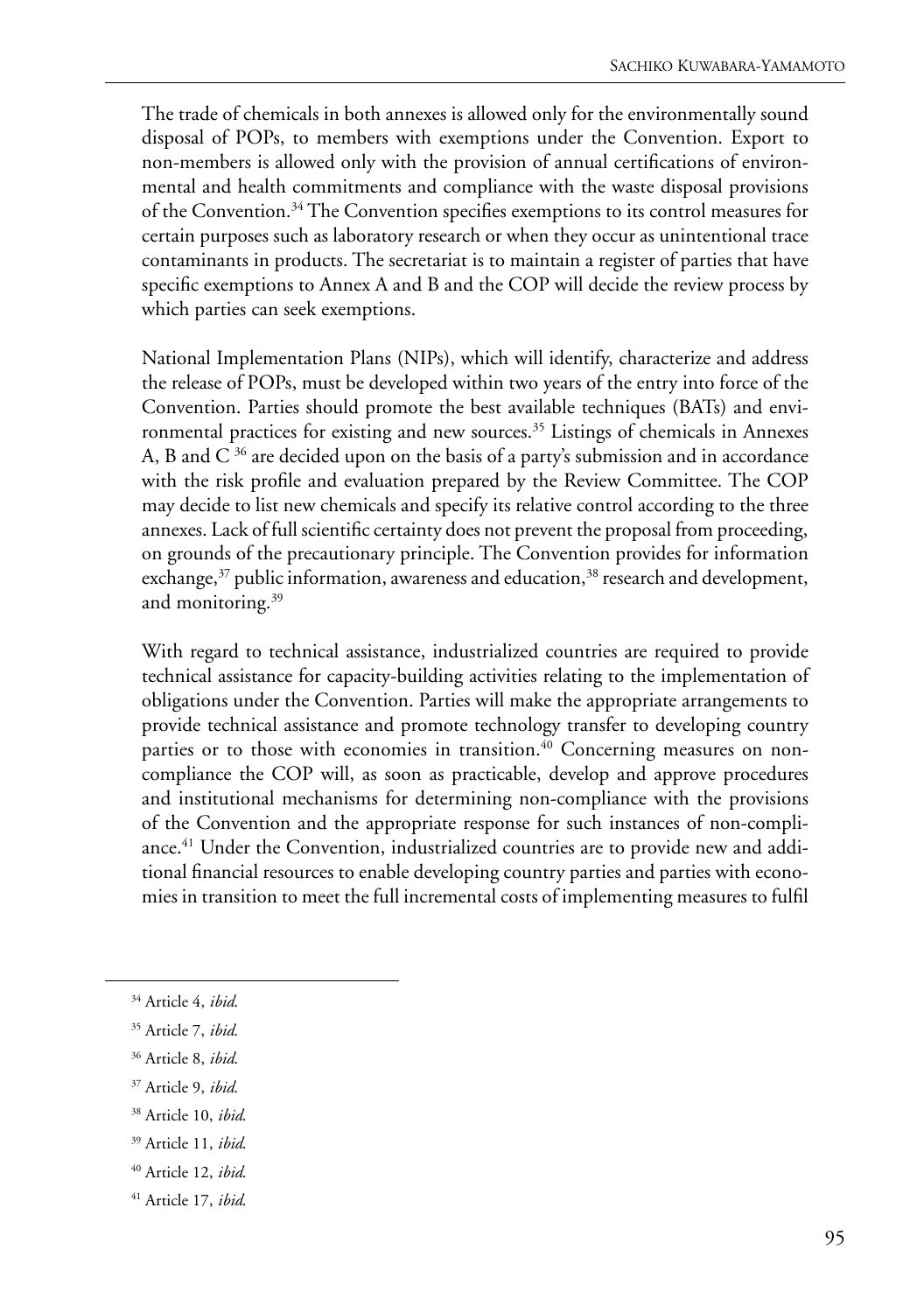The trade of chemicals in both annexes is allowed only for the environmentally sound disposal of POPs, to members with exemptions under the Convention. Export to non-members is allowed only with the provision of annual certifications of environmental and health commitments and compliance with the waste disposal provisions of the Convention.[34] The Convention specifies exemptions to its control measures for certain purposes such as laboratory research or when they occur as unintentional trace contaminants in products. The secretariat is to maintain a register of parties that have specific exemptions to Annex A and B and the COP will decide the review process by which parties can seek exemptions.

National Implementation Plans (NIPs), which will identify, characterize and address the release of POPs, must be developed within two years of the entry into force of the Convention. Parties should promote the best available techniques (BATs) and environmental practices for existing and new sources.[35] Listings of chemicals in Annexes A, B and C [36] are decided upon on the basis of a party's submission and in accordance with the risk profile and evaluation prepared by the Review Committee. The COP may decide to list new chemicals and specify its relative control according to the three annexes. Lack of full scientific certainty does not prevent the proposal from proceeding, on grounds of the precautionary principle. The Convention provides for information exchange,[37] public information, awareness and education,[38] research and development, and monitoring.[39]

With regard to technical assistance, industrialized countries are required to provide technical assistance for capacity-building activities relating to the implementation of obligations under the Convention. Parties will make the appropriate arrangements to provide technical assistance and promote technology transfer to developing country parties or to those with economies in transition.[40] Concerning measures on non-compliance the COP will, as soon as practicable, develop and approve procedures and institutional mechanisms for determining non-compliance with the provisions of the Convention and the appropriate response for such instances of non-compliance.[41] Under the Convention, industrialized countries are to provide new and additional financial resources to enable developing country parties and parties with economies in transition to meet the full incremental costs of implementing measures to fulfil

---

[34] Article 4, *ibid.*

[35] Article 7, *ibid.*

[36] Article 8, *ibid.*

[37] Article 9, *ibid.*

[38] Article 10, *ibid.*

[39] Article 11, *ibid.*

[40] Article 12, *ibid.*

[41] Article 17, *ibid.*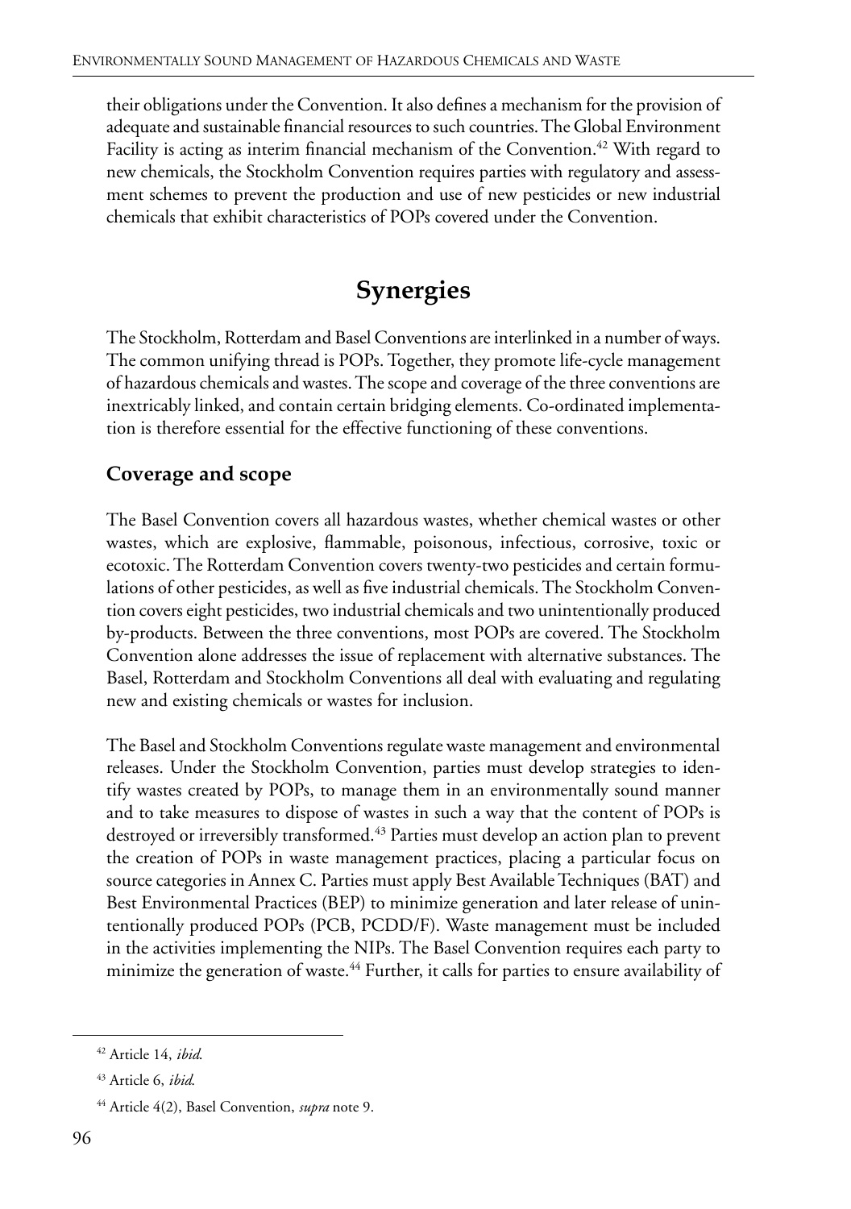their obligations under the Convention. It also defines a mechanism for the provision of adequate and sustainable financial resources to such countries. The Global Environment Facility is acting as interim financial mechanism of the Convention.[42] With regard to new chemicals, the Stockholm Convention requires parties with regulatory and assessment schemes to prevent the production and use of new pesticides or new industrial chemicals that exhibit characteristics of POPs covered under the Convention.

## Synergies

The Stockholm, Rotterdam and Basel Conventions are interlinked in a number of ways. The common unifying thread is POPs. Together, they promote life-cycle management of hazardous chemicals and wastes. The scope and coverage of the three conventions are inextricably linked, and contain certain bridging elements. Co-ordinated implementation is therefore essential for the effective functioning of these conventions.

### Coverage and scope

The Basel Convention covers all hazardous wastes, whether chemical wastes or other wastes, which are explosive, flammable, poisonous, infectious, corrosive, toxic or ecotoxic. The Rotterdam Convention covers twenty-two pesticides and certain formulations of other pesticides, as well as five industrial chemicals. The Stockholm Convention covers eight pesticides, two industrial chemicals and two unintentionally produced by-products. Between the three conventions, most POPs are covered. The Stockholm Convention alone addresses the issue of replacement with alternative substances. The Basel, Rotterdam and Stockholm Conventions all deal with evaluating and regulating new and existing chemicals or wastes for inclusion.

The Basel and Stockholm Conventions regulate waste management and environmental releases. Under the Stockholm Convention, parties must develop strategies to identify wastes created by POPs, to manage them in an environmentally sound manner and to take measures to dispose of wastes in such a way that the content of POPs is destroyed or irreversibly transformed.[43] Parties must develop an action plan to prevent the creation of POPs in waste management practices, placing a particular focus on source categories in Annex C. Parties must apply Best Available Techniques (BAT) and Best Environmental Practices (BEP) to minimize generation and later release of unintentionally produced POPs (PCB, PCDD/F). Waste management must be included in the activities implementing the NIPs. The Basel Convention requires each party to minimize the generation of waste.[44] Further, it calls for parties to ensure availability of

---

[42] Article 14, *ibid.*

[43] Article 6, *ibid.*

[44] Article 4(2), Basel Convention, *supra* note 9.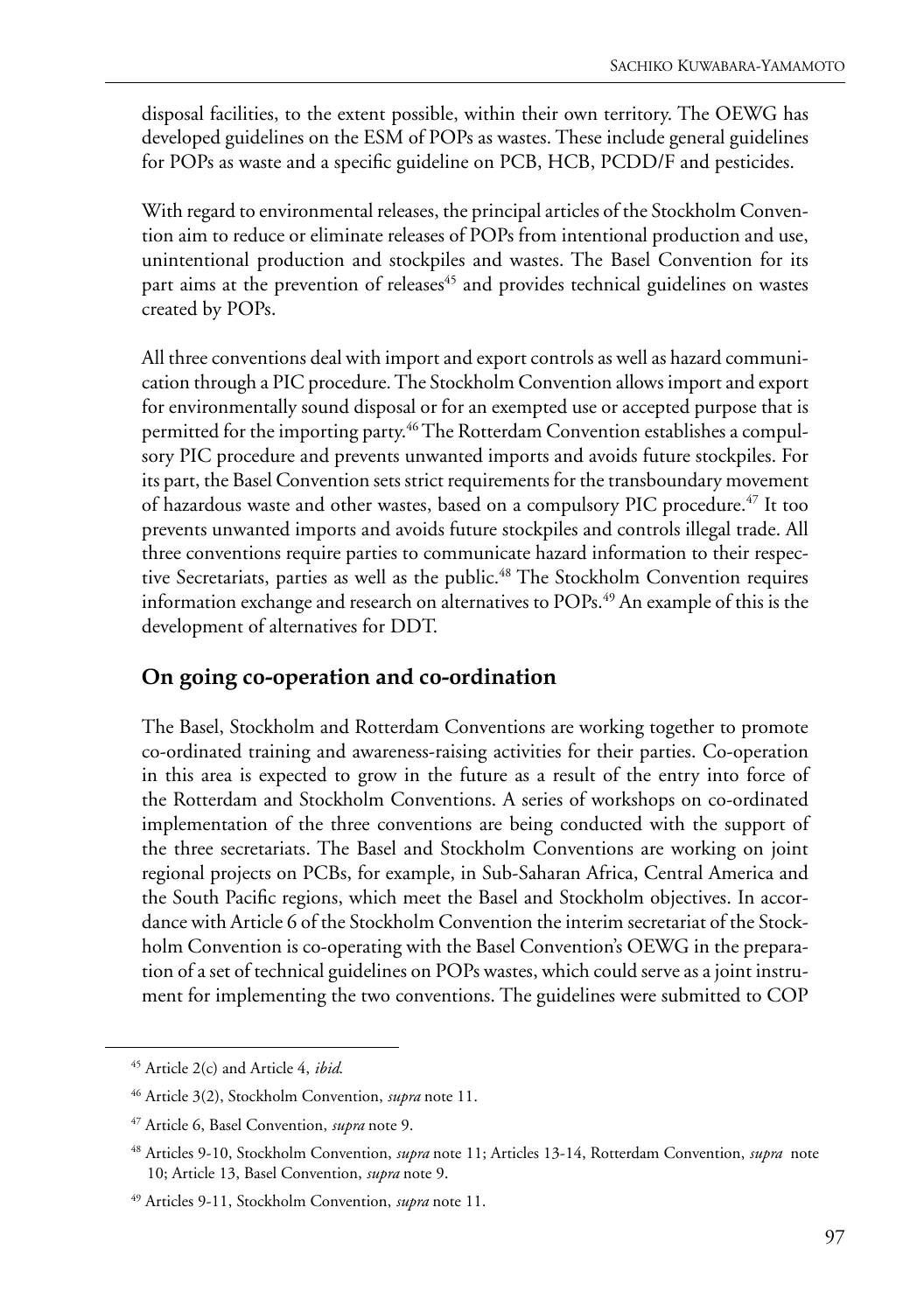disposal facilities, to the extent possible, within their own territory. The OEWG has developed guidelines on the ESM of POPs as wastes. These include general guidelines for POPs as waste and a specific guideline on PCB, HCB, PCDD/F and pesticides.

With regard to environmental releases, the principal articles of the Stockholm Convention aim to reduce or eliminate releases of POPs from intentional production and use, unintentional production and stockpiles and wastes. The Basel Convention for its part aims at the prevention of releases[45] and provides technical guidelines on wastes created by POPs.

All three conventions deal with import and export controls as well as hazard communication through a PIC procedure. The Stockholm Convention allows import and export for environmentally sound disposal or for an exempted use or accepted purpose that is permitted for the importing party.[46] The Rotterdam Convention establishes a compulsory PIC procedure and prevents unwanted imports and avoids future stockpiles. For its part, the Basel Convention sets strict requirements for the transboundary movement of hazardous waste and other wastes, based on a compulsory PIC procedure.[47] It too prevents unwanted imports and avoids future stockpiles and controls illegal trade. All three conventions require parties to communicate hazard information to their respective Secretariats, parties as well as the public.[48] The Stockholm Convention requires information exchange and research on alternatives to POPs.[49] An example of this is the development of alternatives for DDT.

## On going co-operation and co-ordination

The Basel, Stockholm and Rotterdam Conventions are working together to promote co-ordinated training and awareness-raising activities for their parties. Co-operation in this area is expected to grow in the future as a result of the entry into force of the Rotterdam and Stockholm Conventions. A series of workshops on co-ordinated implementation of the three conventions are being conducted with the support of the three secretariats. The Basel and Stockholm Conventions are working on joint regional projects on PCBs, for example, in Sub-Saharan Africa, Central America and the South Pacific regions, which meet the Basel and Stockholm objectives. In accordance with Article 6 of the Stockholm Convention the interim secretariat of the Stockholm Convention is co-operating with the Basel Convention's OEWG in the preparation of a set of technical guidelines on POPs wastes, which could serve as a joint instrument for implementing the two conventions. The guidelines were submitted to COP

---

[45] Article 2(c) and Article 4, *ibid*.

[46] Article 3(2), Stockholm Convention, *supra* note 11.

[47] Article 6, Basel Convention, *supra* note 9.

[48] Articles 9-10, Stockholm Convention, *supra* note 11; Articles 13-14, Rotterdam Convention, *supra* note 10; Article 13, Basel Convention, *supra* note 9.

[49] Articles 9-11, Stockholm Convention, *supra* note 11.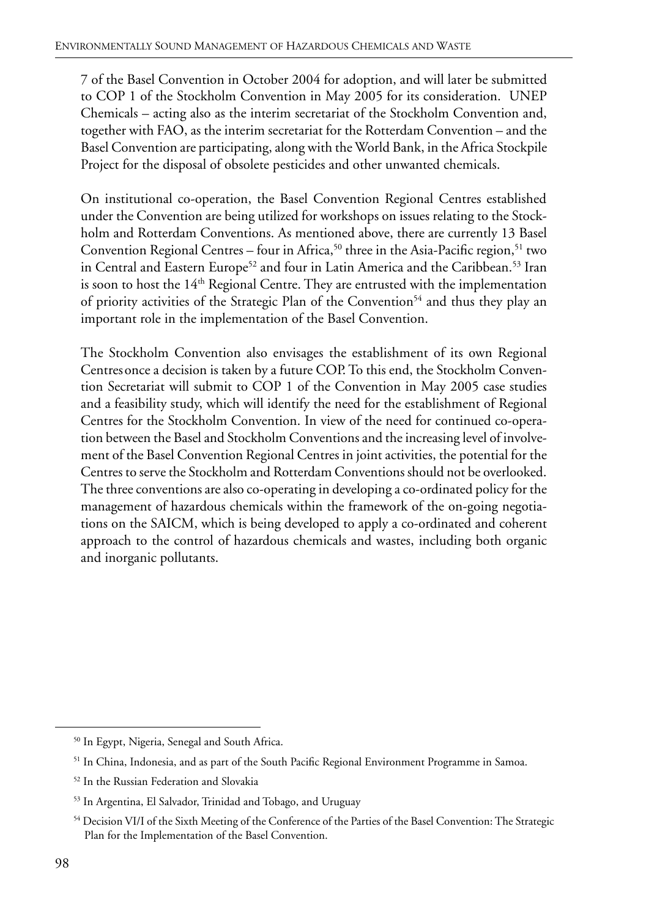7 of the Basel Convention in October 2004 for adoption, and will later be submitted to COP 1 of the Stockholm Convention in May 2005 for its consideration. UNEP Chemicals – acting also as the interim secretariat of the Stockholm Convention and, together with FAO, as the interim secretariat for the Rotterdam Convention – and the Basel Convention are participating, along with the World Bank, in the Africa Stockpile Project for the disposal of obsolete pesticides and other unwanted chemicals.

On institutional co-operation, the Basel Convention Regional Centres established under the Convention are being utilized for workshops on issues relating to the Stockholm and Rotterdam Conventions. As mentioned above, there are currently 13 Basel Convention Regional Centres – four in Africa,[50] three in the Asia-Pacific region,[51] two in Central and Eastern Europe[52] and four in Latin America and the Caribbean.[53] Iran is soon to host the 14th Regional Centre. They are entrusted with the implementation of priority activities of the Strategic Plan of the Convention[54] and thus they play an important role in the implementation of the Basel Convention.

The Stockholm Convention also envisages the establishment of its own Regional Centres once a decision is taken by a future COP. To this end, the Stockholm Convention Secretariat will submit to COP 1 of the Convention in May 2005 case studies and a feasibility study, which will identify the need for the establishment of Regional Centres for the Stockholm Convention. In view of the need for continued co-operation between the Basel and Stockholm Conventions and the increasing level of involvement of the Basel Convention Regional Centres in joint activities, the potential for the Centres to serve the Stockholm and Rotterdam Conventions should not be overlooked. The three conventions are also co-operating in developing a co-ordinated policy for the management of hazardous chemicals within the framework of the on-going negotiations on the SAICM, which is being developed to apply a co-ordinated and coherent approach to the control of hazardous chemicals and wastes, including both organic and inorganic pollutants.

---

[50] In Egypt, Nigeria, Senegal and South Africa.

[51] In China, Indonesia, and as part of the South Pacific Regional Environment Programme in Samoa.

[52] In the Russian Federation and Slovakia

[53] In Argentina, El Salvador, Trinidad and Tobago, and Uruguay

[54] Decision VI/I of the Sixth Meeting of the Conference of the Parties of the Basel Convention: The Strategic Plan for the Implementation of the Basel Convention.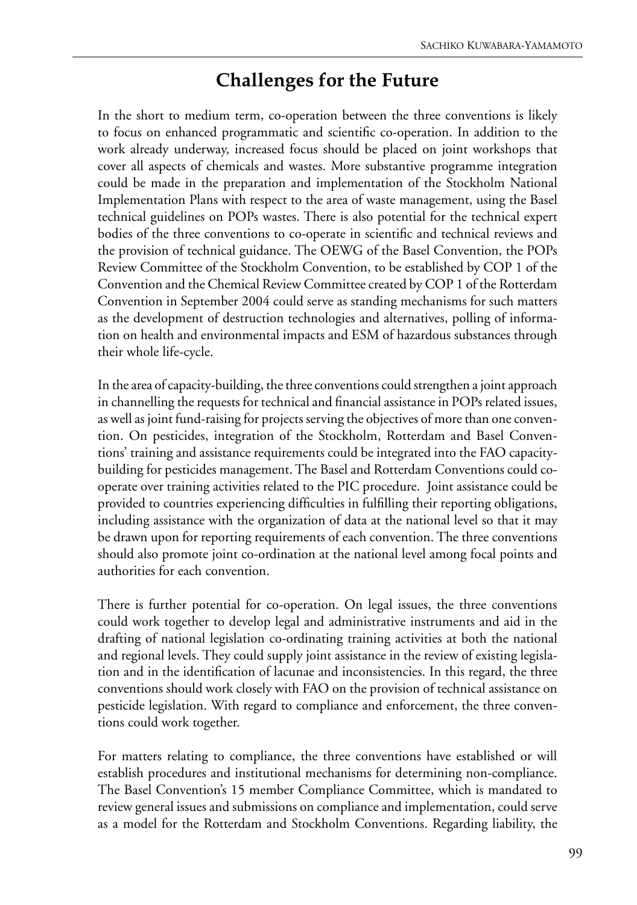## Challenges for the Future

In the short to medium term, co-operation between the three conventions is likely to focus on enhanced programmatic and scientific co-operation. In addition to the work already underway, increased focus should be placed on joint workshops that cover all aspects of chemicals and wastes. More substantive programme integration could be made in the preparation and implementation of the Stockholm National Implementation Plans with respect to the area of waste management, using the Basel technical guidelines on POPs wastes. There is also potential for the technical expert bodies of the three conventions to co-operate in scientific and technical reviews and the provision of technical guidance. The OEWG of the Basel Convention, the POPs Review Committee of the Stockholm Convention, to be established by COP 1 of the Convention and the Chemical Review Committee created by COP 1 of the Rotterdam Convention in September 2004 could serve as standing mechanisms for such matters as the development of destruction technologies and alternatives, polling of information on health and environmental impacts and ESM of hazardous substances through their whole life-cycle.

In the area of capacity-building, the three conventions could strengthen a joint approach in channelling the requests for technical and financial assistance in POPs related issues, as well as joint fund-raising for projects serving the objectives of more than one convention. On pesticides, integration of the Stockholm, Rotterdam and Basel Conventions' training and assistance requirements could be integrated into the FAO capacity-building for pesticides management. The Basel and Rotterdam Conventions could co-operate over training activities related to the PIC procedure. Joint assistance could be provided to countries experiencing difficulties in fulfilling their reporting obligations, including assistance with the organization of data at the national level so that it may be drawn upon for reporting requirements of each convention. The three conventions should also promote joint co-ordination at the national level among focal points and authorities for each convention.

There is further potential for co-operation. On legal issues, the three conventions could work together to develop legal and administrative instruments and aid in the drafting of national legislation co-ordinating training activities at both the national and regional levels. They could supply joint assistance in the review of existing legislation and in the identification of lacunae and inconsistencies. In this regard, the three conventions should work closely with FAO on the provision of technical assistance on pesticide legislation. With regard to compliance and enforcement, the three conventions could work together.

For matters relating to compliance, the three conventions have established or will establish procedures and institutional mechanisms for determining non-compliance. The Basel Convention's 15 member Compliance Committee, which is mandated to review general issues and submissions on compliance and implementation, could serve as a model for the Rotterdam and Stockholm Conventions. Regarding liability, the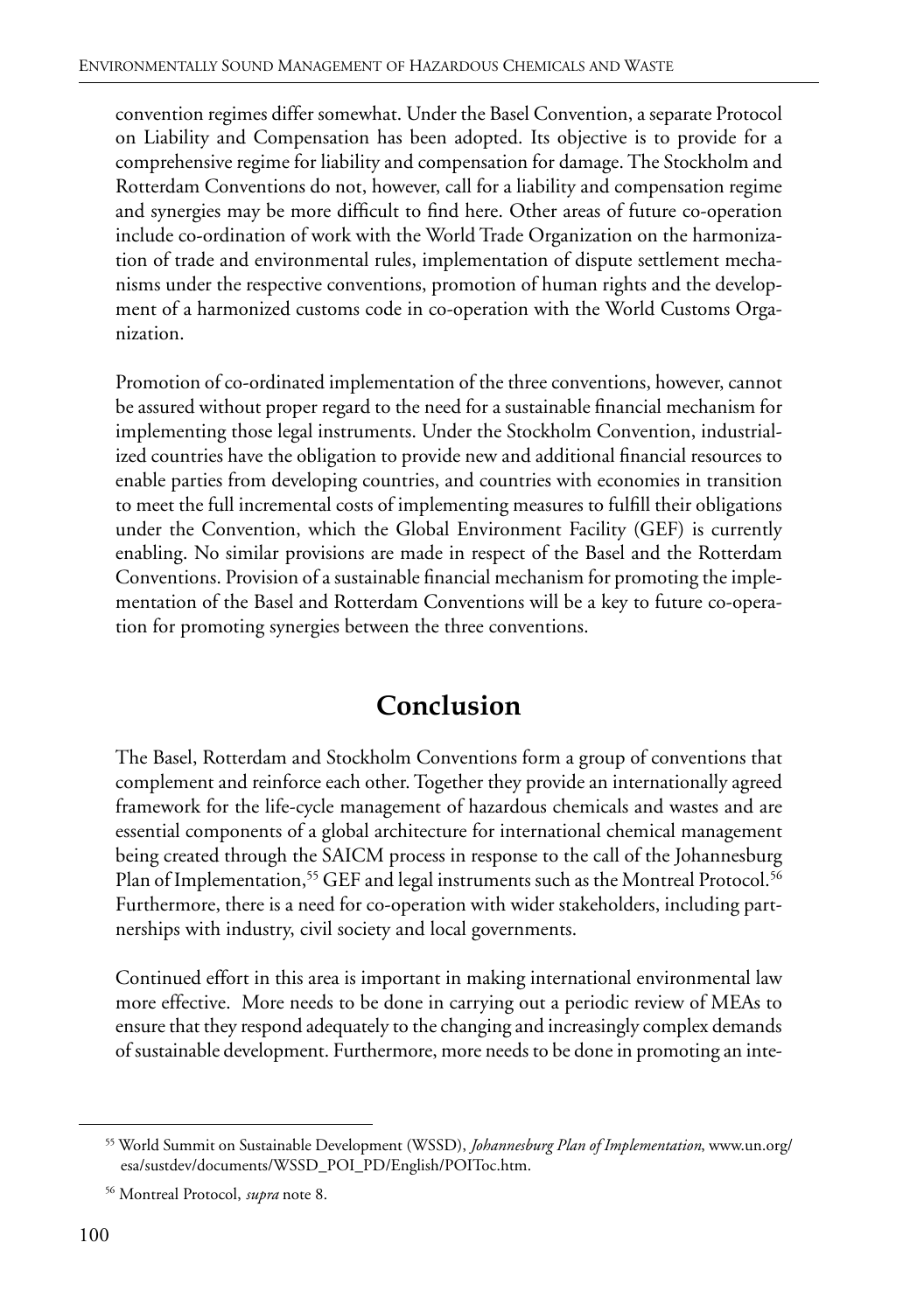convention regimes differ somewhat. Under the Basel Convention, a separate Protocol on Liability and Compensation has been adopted. Its objective is to provide for a comprehensive regime for liability and compensation for damage. The Stockholm and Rotterdam Conventions do not, however, call for a liability and compensation regime and synergies may be more difficult to find here. Other areas of future co-operation include co-ordination of work with the World Trade Organization on the harmonization of trade and environmental rules, implementation of dispute settlement mechanisms under the respective conventions, promotion of human rights and the development of a harmonized customs code in co-operation with the World Customs Organization.

Promotion of co-ordinated implementation of the three conventions, however, cannot be assured without proper regard to the need for a sustainable financial mechanism for implementing those legal instruments. Under the Stockholm Convention, industrialized countries have the obligation to provide new and additional financial resources to enable parties from developing countries, and countries with economies in transition to meet the full incremental costs of implementing measures to fulfill their obligations under the Convention, which the Global Environment Facility (GEF) is currently enabling. No similar provisions are made in respect of the Basel and the Rotterdam Conventions. Provision of a sustainable financial mechanism for promoting the implementation of the Basel and Rotterdam Conventions will be a key to future co-operation for promoting synergies between the three conventions.

## Conclusion

The Basel, Rotterdam and Stockholm Conventions form a group of conventions that complement and reinforce each other. Together they provide an internationally agreed framework for the life-cycle management of hazardous chemicals and wastes and are essential components of a global architecture for international chemical management being created through the SAICM process in response to the call of the Johannesburg Plan of Implementation,[55] GEF and legal instruments such as the Montreal Protocol.[56] Furthermore, there is a need for co-operation with wider stakeholders, including partnerships with industry, civil society and local governments.

Continued effort in this area is important in making international environmental law more effective. More needs to be done in carrying out a periodic review of MEAs to ensure that they respond adequately to the changing and increasingly complex demands of sustainable development. Furthermore, more needs to be done in promoting an inte-

---

[55] World Summit on Sustainable Development (WSSD), *Johannesburg Plan of Implementation*, www.un.org/esa/sustdev/documents/WSSD_POI_PD/English/POIToc.htm.

[56] Montreal Protocol, *supra* note 8.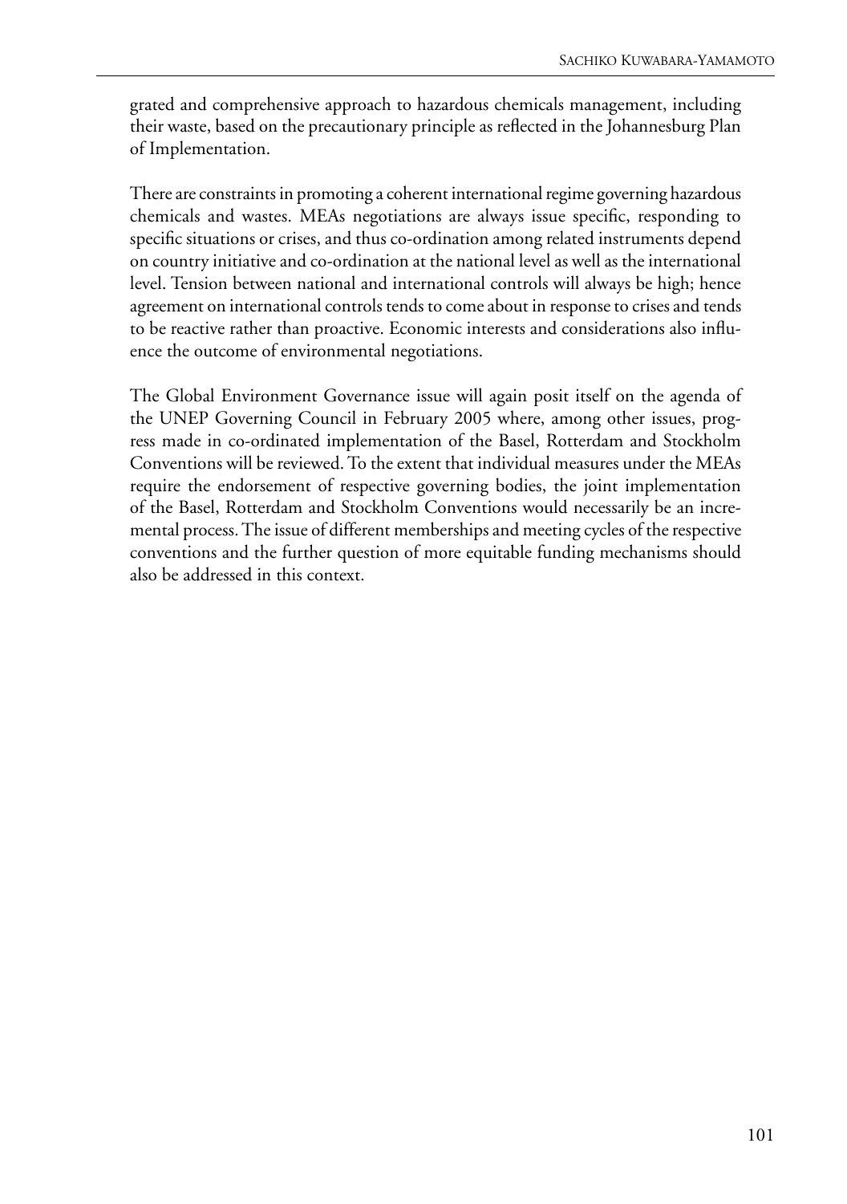grated and comprehensive approach to hazardous chemicals management, including their waste, based on the precautionary principle as reflected in the Johannesburg Plan of Implementation.

There are constraints in promoting a coherent international regime governing hazardous chemicals and wastes. MEAs negotiations are always issue specific, responding to specific situations or crises, and thus co-ordination among related instruments depend on country initiative and co-ordination at the national level as well as the international level. Tension between national and international controls will always be high; hence agreement on international controls tends to come about in response to crises and tends to be reactive rather than proactive. Economic interests and considerations also influence the outcome of environmental negotiations.

The Global Environment Governance issue will again posit itself on the agenda of the UNEP Governing Council in February 2005 where, among other issues, progress made in co-ordinated implementation of the Basel, Rotterdam and Stockholm Conventions will be reviewed. To the extent that individual measures under the MEAs require the endorsement of respective governing bodies, the joint implementation of the Basel, Rotterdam and Stockholm Conventions would necessarily be an incremental process. The issue of different memberships and meeting cycles of the respective conventions and the further question of more equitable funding mechanisms should also be addressed in this context.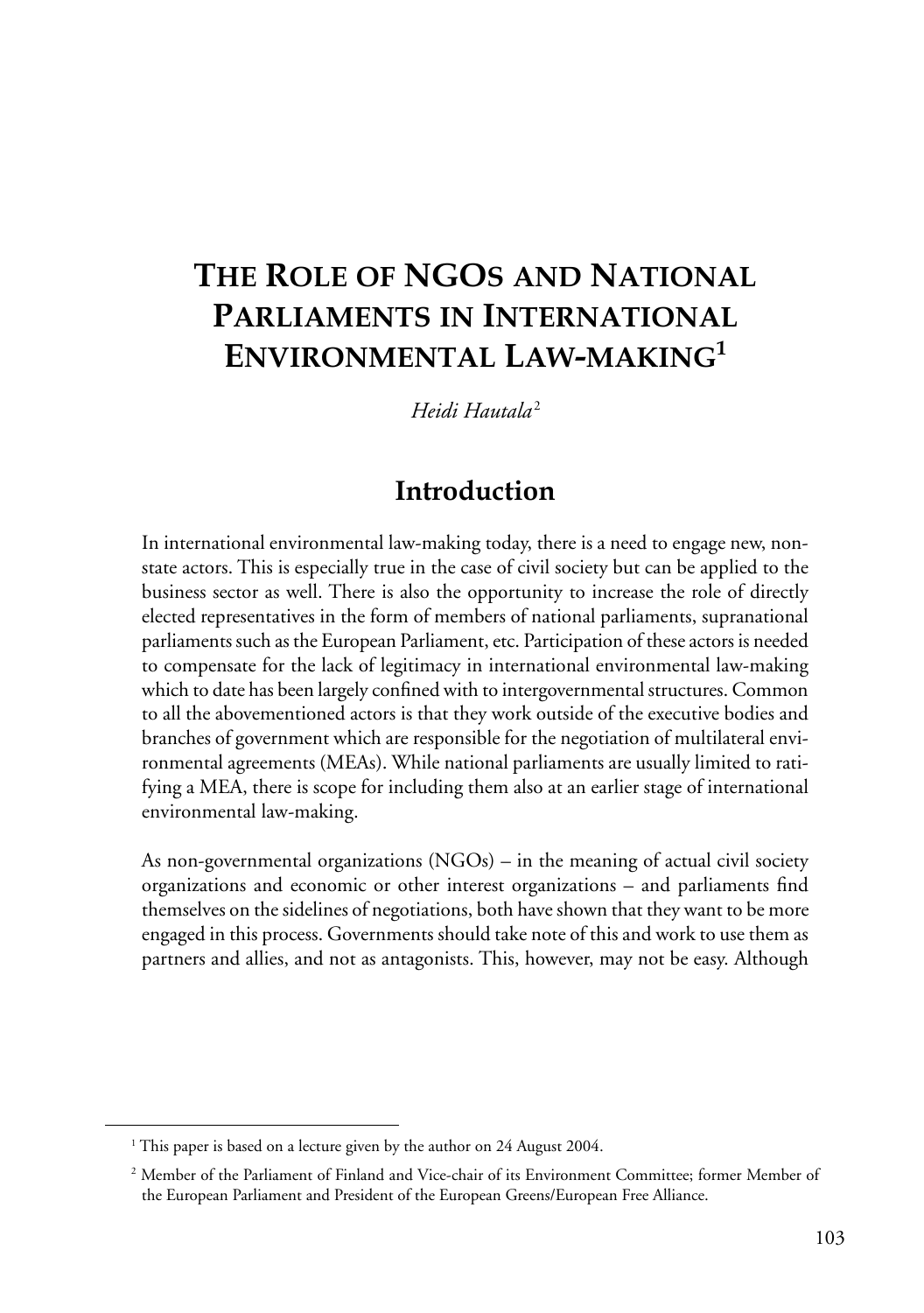# The Role of NGOs and National Parliaments in International Environmental Law-making[1]

*Heidi Hautala*[2]

## Introduction

In international environmental law-making today, there is a need to engage new, non-state actors. This is especially true in the case of civil society but can be applied to the business sector as well. There is also the opportunity to increase the role of directly elected representatives in the form of members of national parliaments, supranational parliaments such as the European Parliament, etc. Participation of these actors is needed to compensate for the lack of legitimacy in international environmental law-making which to date has been largely confined with to intergovernmental structures. Common to all the abovementioned actors is that they work outside of the executive bodies and branches of government which are responsible for the negotiation of multilateral environmental agreements (MEAs). While national parliaments are usually limited to ratifying a MEA, there is scope for including them also at an earlier stage of international environmental law-making.

As non-governmental organizations (NGOs) – in the meaning of actual civil society organizations and economic or other interest organizations – and parliaments find themselves on the sidelines of negotiations, both have shown that they want to be more engaged in this process. Governments should take note of this and work to use them as partners and allies, and not as antagonists. This, however, may not be easy. Although

---

[1] This paper is based on a lecture given by the author on 24 August 2004.

[2] Member of the Parliament of Finland and Vice-chair of its Environment Committee; former Member of the European Parliament and President of the European Greens/European Free Alliance.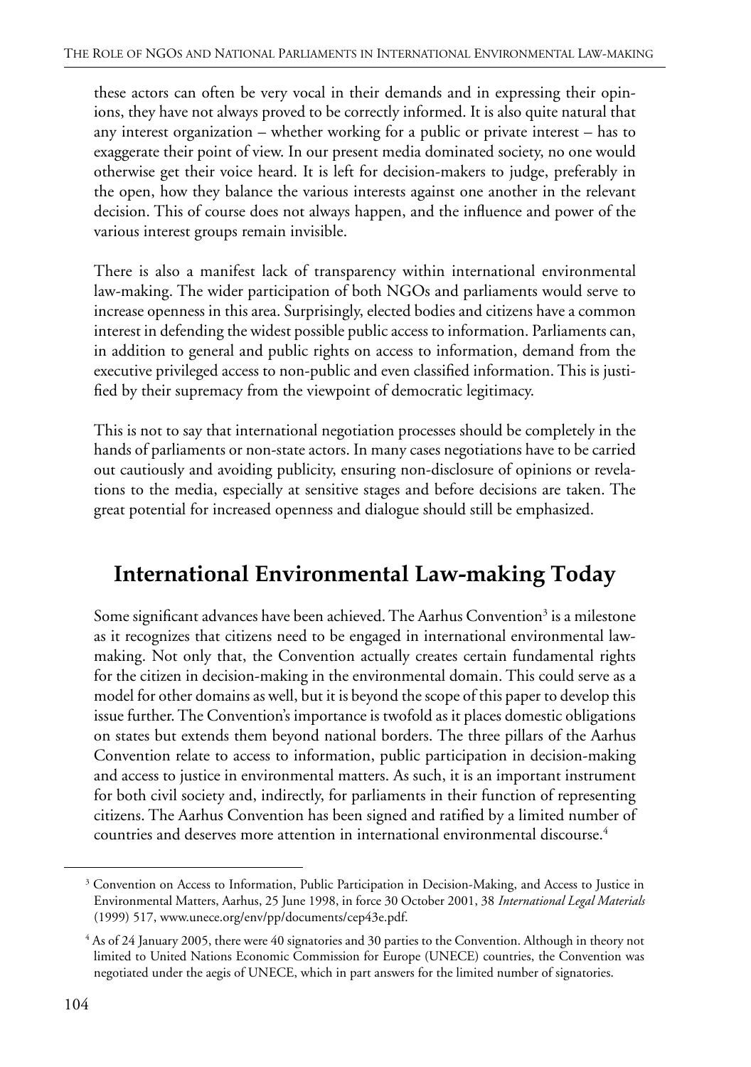these actors can often be very vocal in their demands and in expressing their opinions, they have not always proved to be correctly informed. It is also quite natural that any interest organization – whether working for a public or private interest – has to exaggerate their point of view. In our present media dominated society, no one would otherwise get their voice heard. It is left for decision-makers to judge, preferably in the open, how they balance the various interests against one another in the relevant decision. This of course does not always happen, and the influence and power of the various interest groups remain invisible.

There is also a manifest lack of transparency within international environmental law-making. The wider participation of both NGOs and parliaments would serve to increase openness in this area. Surprisingly, elected bodies and citizens have a common interest in defending the widest possible public access to information. Parliaments can, in addition to general and public rights on access to information, demand from the executive privileged access to non-public and even classified information. This is justified by their supremacy from the viewpoint of democratic legitimacy.

This is not to say that international negotiation processes should be completely in the hands of parliaments or non-state actors. In many cases negotiations have to be carried out cautiously and avoiding publicity, ensuring non-disclosure of opinions or revelations to the media, especially at sensitive stages and before decisions are taken. The great potential for increased openness and dialogue should still be emphasized.

## International Environmental Law-making Today

Some significant advances have been achieved. The Aarhus Convention[3] is a milestone as it recognizes that citizens need to be engaged in international environmental law-making. Not only that, the Convention actually creates certain fundamental rights for the citizen in decision-making in the environmental domain. This could serve as a model for other domains as well, but it is beyond the scope of this paper to develop this issue further. The Convention's importance is twofold as it places domestic obligations on states but extends them beyond national borders. The three pillars of the Aarhus Convention relate to access to information, public participation in decision-making and access to justice in environmental matters. As such, it is an important instrument for both civil society and, indirectly, for parliaments in their function of representing citizens. The Aarhus Convention has been signed and ratified by a limited number of countries and deserves more attention in international environmental discourse.[4]

---

[3] Convention on Access to Information, Public Participation in Decision-Making, and Access to Justice in Environmental Matters, Aarhus, 25 June 1998, in force 30 October 2001, 38 *International Legal Materials* (1999) 517, www.unece.org/env/pp/documents/cep43e.pdf.

[4] As of 24 January 2005, there were 40 signatories and 30 parties to the Convention. Although in theory not limited to United Nations Economic Commission for Europe (UNECE) countries, the Convention was negotiated under the aegis of UNECE, which in part answers for the limited number of signatories.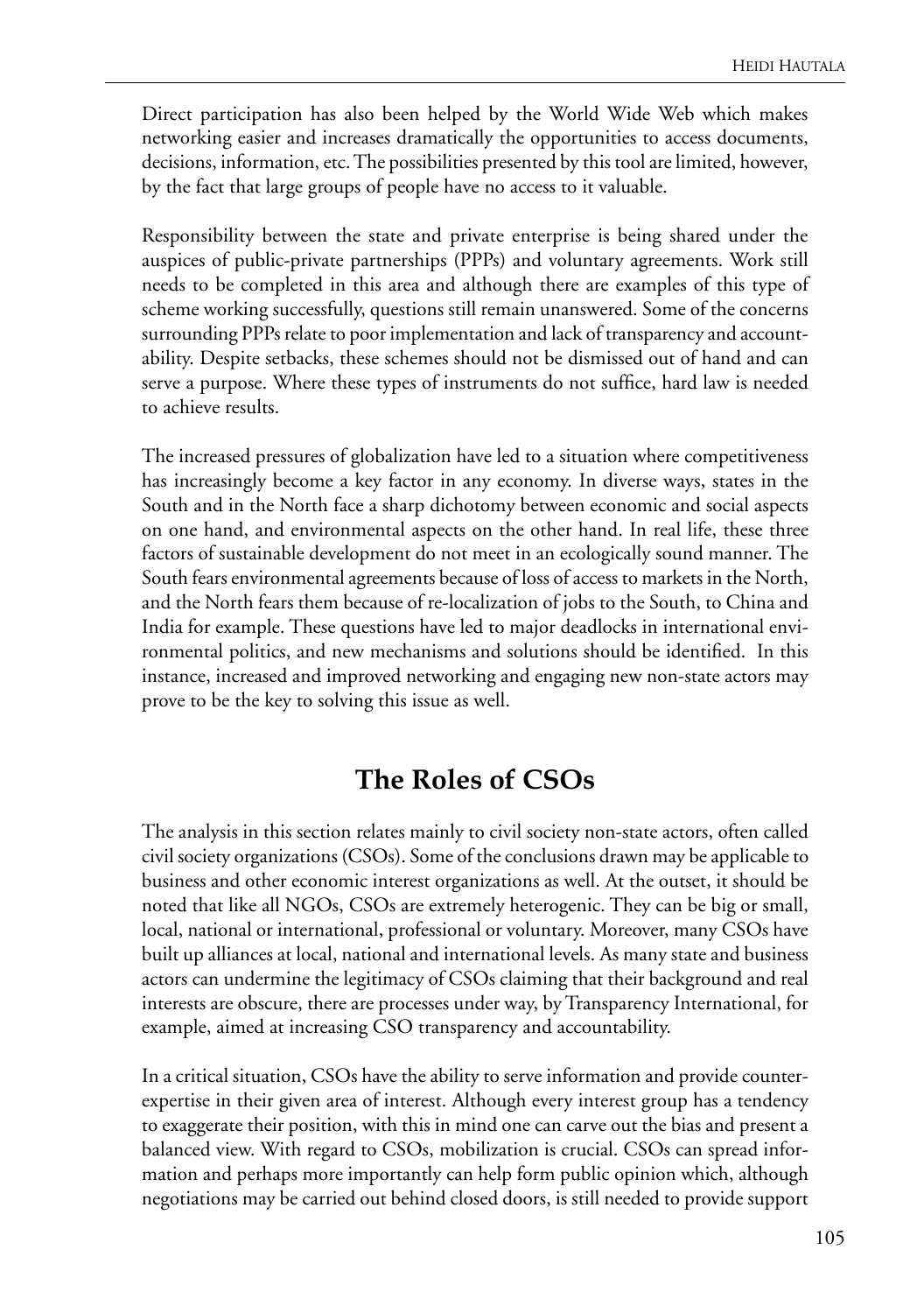Direct participation has also been helped by the World Wide Web which makes networking easier and increases dramatically the opportunities to access documents, decisions, information, etc. The possibilities presented by this tool are limited, however, by the fact that large groups of people have no access to it valuable.

Responsibility between the state and private enterprise is being shared under the auspices of public-private partnerships (PPPs) and voluntary agreements. Work still needs to be completed in this area and although there are examples of this type of scheme working successfully, questions still remain unanswered. Some of the concerns surrounding PPPs relate to poor implementation and lack of transparency and accountability. Despite setbacks, these schemes should not be dismissed out of hand and can serve a purpose. Where these types of instruments do not suffice, hard law is needed to achieve results.

The increased pressures of globalization have led to a situation where competitiveness has increasingly become a key factor in any economy. In diverse ways, states in the South and in the North face a sharp dichotomy between economic and social aspects on one hand, and environmental aspects on the other hand. In real life, these three factors of sustainable development do not meet in an ecologically sound manner. The South fears environmental agreements because of loss of access to markets in the North, and the North fears them because of re-localization of jobs to the South, to China and India for example. These questions have led to major deadlocks in international environmental politics, and new mechanisms and solutions should be identified. In this instance, increased and improved networking and engaging new non-state actors may prove to be the key to solving this issue as well.

## The Roles of CSOs

The analysis in this section relates mainly to civil society non-state actors, often called civil society organizations (CSOs). Some of the conclusions drawn may be applicable to business and other economic interest organizations as well. At the outset, it should be noted that like all NGOs, CSOs are extremely heterogenic. They can be big or small, local, national or international, professional or voluntary. Moreover, many CSOs have built up alliances at local, national and international levels. As many state and business actors can undermine the legitimacy of CSOs claiming that their background and real interests are obscure, there are processes under way, by Transparency International, for example, aimed at increasing CSO transparency and accountability.

In a critical situation, CSOs have the ability to serve information and provide counter-expertise in their given area of interest. Although every interest group has a tendency to exaggerate their position, with this in mind one can carve out the bias and present a balanced view. With regard to CSOs, mobilization is crucial. CSOs can spread information and perhaps more importantly can help form public opinion which, although negotiations may be carried out behind closed doors, is still needed to provide support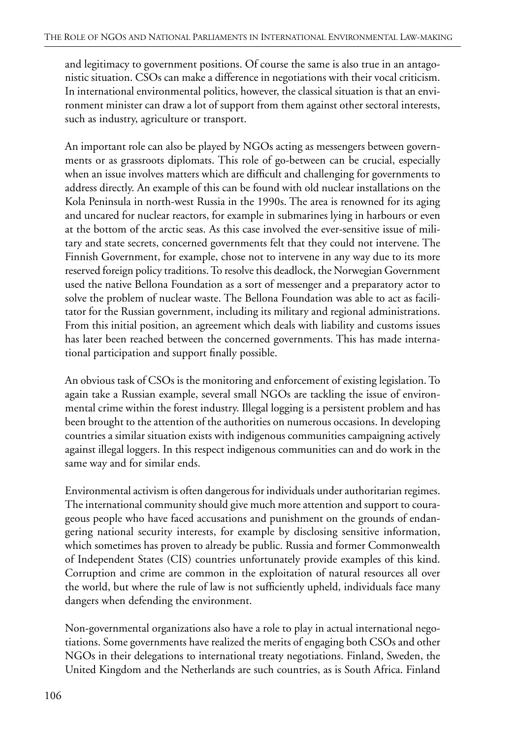and legitimacy to government positions. Of course the same is also true in an antagonistic situation. CSOs can make a difference in negotiations with their vocal criticism. In international environmental politics, however, the classical situation is that an environment minister can draw a lot of support from them against other sectoral interests, such as industry, agriculture or transport.

An important role can also be played by NGOs acting as messengers between governments or as grassroots diplomats. This role of go-between can be crucial, especially when an issue involves matters which are difficult and challenging for governments to address directly. An example of this can be found with old nuclear installations on the Kola Peninsula in north-west Russia in the 1990s. The area is renowned for its aging and uncared for nuclear reactors, for example in submarines lying in harbours or even at the bottom of the arctic seas. As this case involved the ever-sensitive issue of military and state secrets, concerned governments felt that they could not intervene. The Finnish Government, for example, chose not to intervene in any way due to its more reserved foreign policy traditions. To resolve this deadlock, the Norwegian Government used the native Bellona Foundation as a sort of messenger and a preparatory actor to solve the problem of nuclear waste. The Bellona Foundation was able to act as facilitator for the Russian government, including its military and regional administrations. From this initial position, an agreement which deals with liability and customs issues has later been reached between the concerned governments. This has made international participation and support finally possible.

An obvious task of CSOs is the monitoring and enforcement of existing legislation. To again take a Russian example, several small NGOs are tackling the issue of environmental crime within the forest industry. Illegal logging is a persistent problem and has been brought to the attention of the authorities on numerous occasions. In developing countries a similar situation exists with indigenous communities campaigning actively against illegal loggers. In this respect indigenous communities can and do work in the same way and for similar ends.

Environmental activism is often dangerous for individuals under authoritarian regimes. The international community should give much more attention and support to courageous people who have faced accusations and punishment on the grounds of endangering national security interests, for example by disclosing sensitive information, which sometimes has proven to already be public. Russia and former Commonwealth of Independent States (CIS) countries unfortunately provide examples of this kind. Corruption and crime are common in the exploitation of natural resources all over the world, but where the rule of law is not sufficiently upheld, individuals face many dangers when defending the environment.

Non-governmental organizations also have a role to play in actual international negotiations. Some governments have realized the merits of engaging both CSOs and other NGOs in their delegations to international treaty negotiations. Finland, Sweden, the United Kingdom and the Netherlands are such countries, as is South Africa. Finland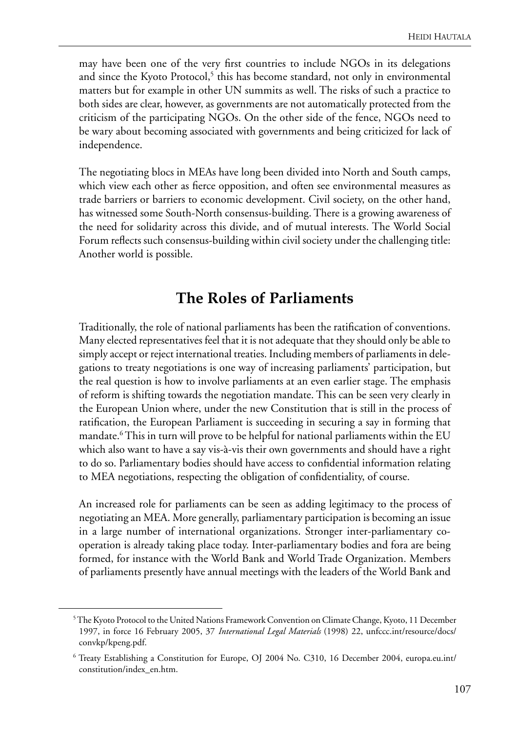may have been one of the very first countries to include NGOs in its delegations and since the Kyoto Protocol,[5] this has become standard, not only in environmental matters but for example in other UN summits as well. The risks of such a practice to both sides are clear, however, as governments are not automatically protected from the criticism of the participating NGOs. On the other side of the fence, NGOs need to be wary about becoming associated with governments and being criticized for lack of independence.

The negotiating blocs in MEAs have long been divided into North and South camps, which view each other as fierce opposition, and often see environmental measures as trade barriers or barriers to economic development. Civil society, on the other hand, has witnessed some South-North consensus-building. There is a growing awareness of the need for solidarity across this divide, and of mutual interests. The World Social Forum reflects such consensus-building within civil society under the challenging title: Another world is possible.

## The Roles of Parliaments

Traditionally, the role of national parliaments has been the ratification of conventions. Many elected representatives feel that it is not adequate that they should only be able to simply accept or reject international treaties. Including members of parliaments in delegations to treaty negotiations is one way of increasing parliaments' participation, but the real question is how to involve parliaments at an even earlier stage. The emphasis of reform is shifting towards the negotiation mandate. This can be seen very clearly in the European Union where, under the new Constitution that is still in the process of ratification, the European Parliament is succeeding in securing a say in forming that mandate.[6] This in turn will prove to be helpful for national parliaments within the EU which also want to have a say vis-à-vis their own governments and should have a right to do so. Parliamentary bodies should have access to confidential information relating to MEA negotiations, respecting the obligation of confidentiality, of course.

An increased role for parliaments can be seen as adding legitimacy to the process of negotiating an MEA. More generally, parliamentary participation is becoming an issue in a large number of international organizations. Stronger inter-parliamentary co-operation is already taking place today. Inter-parliamentary bodies and fora are being formed, for instance with the World Bank and World Trade Organization. Members of parliaments presently have annual meetings with the leaders of the World Bank and

---

[5] The Kyoto Protocol to the United Nations Framework Convention on Climate Change, Kyoto, 11 December 1997, in force 16 February 2005, 37 *International Legal Materials* (1998) 22, unfccc.int/resource/docs/convkp/kpeng.pdf.

[6] Treaty Establishing a Constitution for Europe, OJ 2004 No. C310, 16 December 2004, europa.eu.int/constitution/index_en.htm.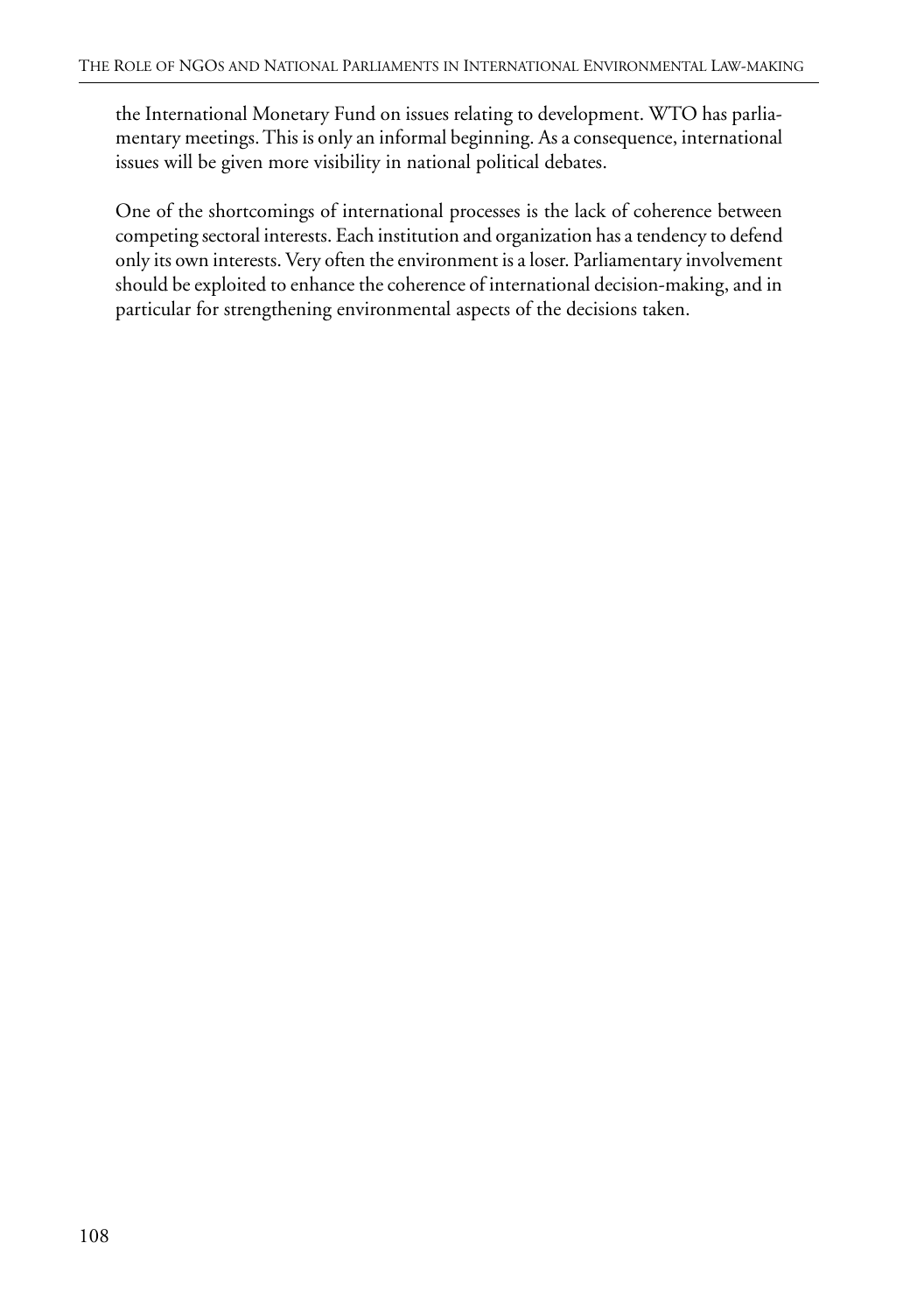the International Monetary Fund on issues relating to development. WTO has parliamentary meetings. This is only an informal beginning. As a consequence, international issues will be given more visibility in national political debates.

One of the shortcomings of international processes is the lack of coherence between competing sectoral interests. Each institution and organization has a tendency to defend only its own interests. Very often the environment is a loser. Parliamentary involvement should be exploited to enhance the coherence of international decision-making, and in particular for strengthening environmental aspects of the decisions taken.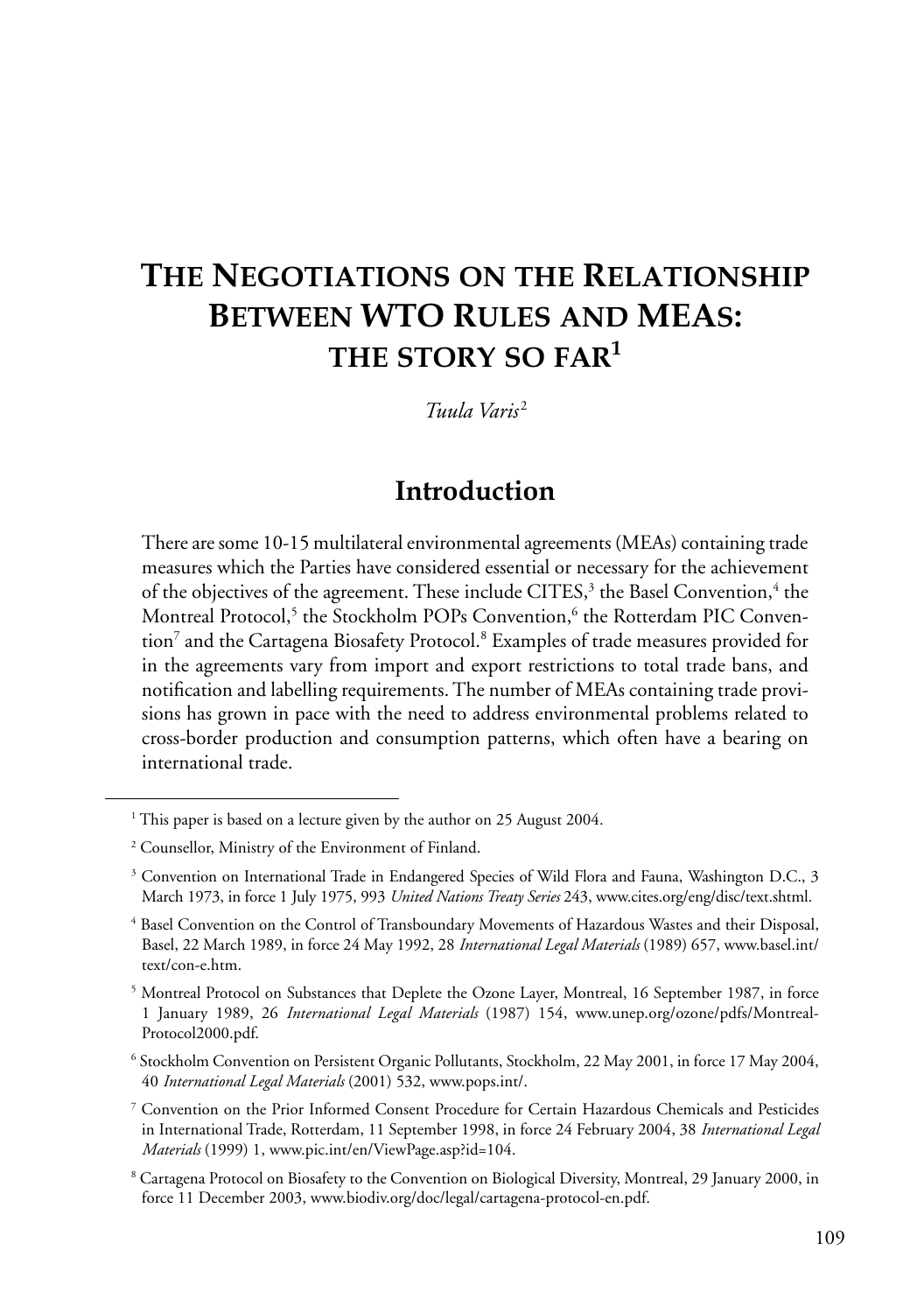# The Negotiations on the Relationship Between WTO Rules and MEAs: the Story so Far[1]

*Tuula Varis*[2]

## Introduction

There are some 10-15 multilateral environmental agreements (MEAs) containing trade measures which the Parties have considered essential or necessary for the achievement of the objectives of the agreement. These include CITES,[3] the Basel Convention,[4] the Montreal Protocol,[5] the Stockholm POPs Convention,[6] the Rotterdam PIC Convention[7] and the Cartagena Biosafety Protocol.[8] Examples of trade measures provided for in the agreements vary from import and export restrictions to total trade bans, and notification and labelling requirements. The number of MEAs containing trade provisions has grown in pace with the need to address environmental problems related to cross-border production and consumption patterns, which often have a bearing on international trade.

---

[1] This paper is based on a lecture given by the author on 25 August 2004.

[2] Counsellor, Ministry of the Environment of Finland.

[3] Convention on International Trade in Endangered Species of Wild Flora and Fauna, Washington D.C., 3 March 1973, in force 1 July 1975, 993 *United Nations Treaty Series* 243, www.cites.org/eng/disc/text.shtml.

[4] Basel Convention on the Control of Transboundary Movements of Hazardous Wastes and their Disposal, Basel, 22 March 1989, in force 24 May 1992, 28 *International Legal Materials* (1989) 657, www.basel.int/text/con-e.htm.

[5] Montreal Protocol on Substances that Deplete the Ozone Layer, Montreal, 16 September 1987, in force 1 January 1989, 26 *International Legal Materials* (1987) 154, www.unep.org/ozone/pdfs/Montreal-Protocol2000.pdf.

[6] Stockholm Convention on Persistent Organic Pollutants, Stockholm, 22 May 2001, in force 17 May 2004, 40 *International Legal Materials* (2001) 532, www.pops.int/.

[7] Convention on the Prior Informed Consent Procedure for Certain Hazardous Chemicals and Pesticides in International Trade, Rotterdam, 11 September 1998, in force 24 February 2004, 38 *International Legal Materials* (1999) 1, www.pic.int/en/ViewPage.asp?id=104.

[8] Cartagena Protocol on Biosafety to the Convention on Biological Diversity, Montreal, 29 January 2000, in force 11 December 2003, www.biodiv.org/doc/legal/cartagena-protocol-en.pdf.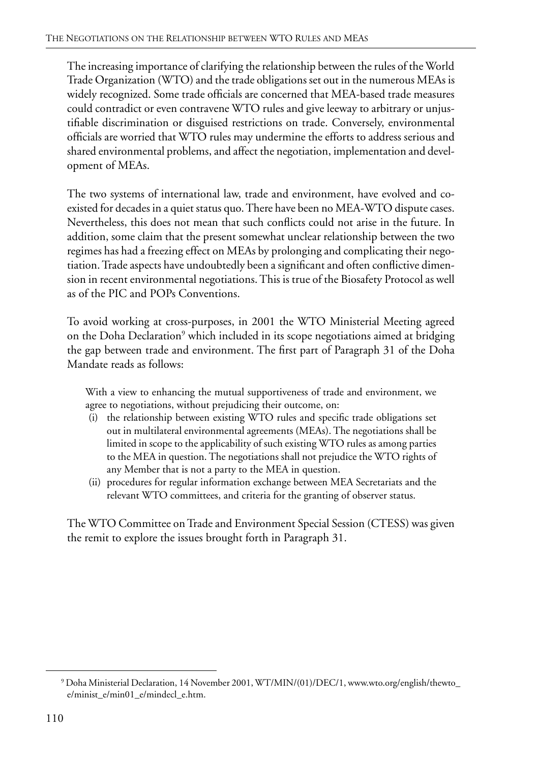The increasing importance of clarifying the relationship between the rules of the World Trade Organization (WTO) and the trade obligations set out in the numerous MEAs is widely recognized. Some trade officials are concerned that MEA-based trade measures could contradict or even contravene WTO rules and give leeway to arbitrary or unjustifiable discrimination or disguised restrictions on trade. Conversely, environmental officials are worried that WTO rules may undermine the efforts to address serious and shared environmental problems, and affect the negotiation, implementation and development of MEAs.

The two systems of international law, trade and environment, have evolved and coexisted for decades in a quiet status quo. There have been no MEA-WTO dispute cases. Nevertheless, this does not mean that such conflicts could not arise in the future. In addition, some claim that the present somewhat unclear relationship between the two regimes has had a freezing effect on MEAs by prolonging and complicating their negotiation. Trade aspects have undoubtedly been a significant and often conflictive dimension in recent environmental negotiations. This is true of the Biosafety Protocol as well as of the PIC and POPs Conventions.

To avoid working at cross-purposes, in 2001 the WTO Ministerial Meeting agreed on the Doha Declaration[9] which included in its scope negotiations aimed at bridging the gap between trade and environment. The first part of Paragraph 31 of the Doha Mandate reads as follows:

> With a view to enhancing the mutual supportiveness of trade and environment, we agree to negotiations, without prejudicing their outcome, on:
>
> (i) the relationship between existing WTO rules and specific trade obligations set out in multilateral environmental agreements (MEAs). The negotiations shall be limited in scope to the applicability of such existing WTO rules as among parties to the MEA in question. The negotiations shall not prejudice the WTO rights of any Member that is not a party to the MEA in question.
>
> (ii) procedures for regular information exchange between MEA Secretariats and the relevant WTO committees, and criteria for the granting of observer status.

The WTO Committee on Trade and Environment Special Session (CTESS) was given the remit to explore the issues brought forth in Paragraph 31.

---

[9] Doha Ministerial Declaration, 14 November 2001, WT/MIN/(01)/DEC/1, www.wto.org/english/thewto_e/minist_e/min01_e/mindecl_e.htm.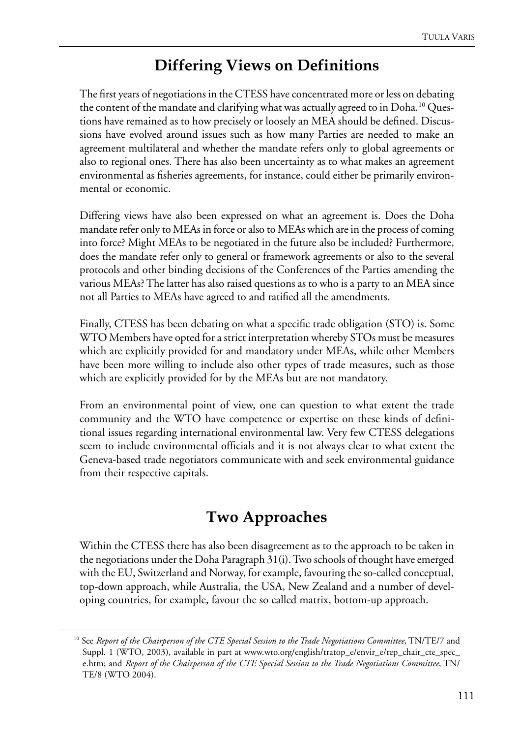## Differing Views on Definitions

The first years of negotiations in the CTESS have concentrated more or less on debating the content of the mandate and clarifying what was actually agreed to in Doha.[10] Questions have remained as to how precisely or loosely an MEA should be defined. Discussions have evolved around issues such as how many Parties are needed to make an agreement multilateral and whether the mandate refers only to global agreements or also to regional ones. There has also been uncertainty as to what makes an agreement environmental as fisheries agreements, for instance, could either be primarily environmental or economic.

Differing views have also been expressed on what an agreement is. Does the Doha mandate refer only to MEAs in force or also to MEAs which are in the process of coming into force? Might MEAs to be negotiated in the future also be included? Furthermore, does the mandate refer only to general or framework agreements or also to the several protocols and other binding decisions of the Conferences of the Parties amending the various MEAs? The latter has also raised questions as to who is a party to an MEA since not all Parties to MEAs have agreed to and ratified all the amendments.

Finally, CTESS has been debating on what a specific trade obligation (STO) is. Some WTO Members have opted for a strict interpretation whereby STOs must be measures which are explicitly provided for and mandatory under MEAs, while other Members have been more willing to include also other types of trade measures, such as those which are explicitly provided for by the MEAs but are not mandatory.

From an environmental point of view, one can question to what extent the trade community and the WTO have competence or expertise on these kinds of definitional issues regarding international environmental law. Very few CTESS delegations seem to include environmental officials and it is not always clear to what extent the Geneva-based trade negotiators communicate with and seek environmental guidance from their respective capitals.

## Two Approaches

Within the CTESS there has also been disagreement as to the approach to be taken in the negotiations under the Doha Paragraph 31(i). Two schools of thought have emerged with the EU, Switzerland and Norway, for example, favouring the so-called conceptual, top-down approach, while Australia, the USA, New Zealand and a number of developing countries, for example, favour the so called matrix, bottom-up approach.

---

[10] See *Report of the Chairperson of the CTE Special Session to the Trade Negotiations Committee*, TN/TE/7 and Suppl. 1 (WTO, 2003), available in part at www.wto.org/english/tratop_e/envir_e/rep_chair_cte_spec_e.htm; and *Report of the Chairperson of the CTE Special Session to the Trade Negotiations Committee*, TN/TE/8 (WTO 2004).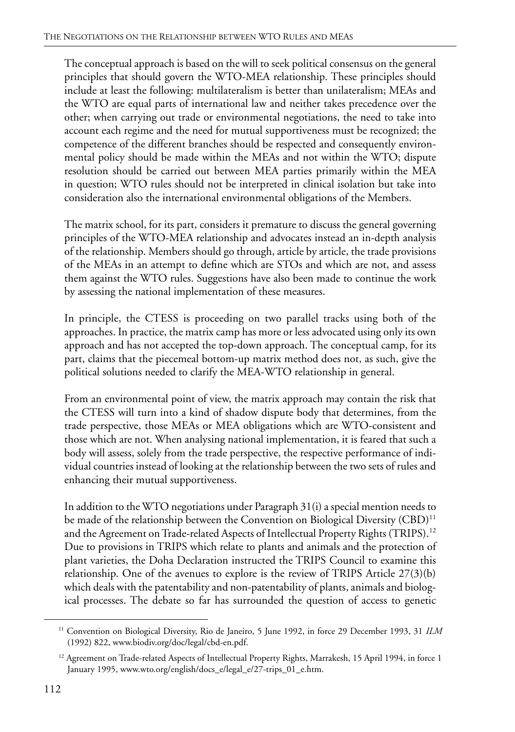The conceptual approach is based on the will to seek political consensus on the general principles that should govern the WTO-MEA relationship. These principles should include at least the following: multilateralism is better than unilateralism; MEAs and the WTO are equal parts of international law and neither takes precedence over the other; when carrying out trade or environmental negotiations, the need to take into account each regime and the need for mutual supportiveness must be recognized; the competence of the different branches should be respected and consequently environmental policy should be made within the MEAs and not within the WTO; dispute resolution should be carried out between MEA parties primarily within the MEA in question; WTO rules should not be interpreted in clinical isolation but take into consideration also the international environmental obligations of the Members.

The matrix school, for its part, considers it premature to discuss the general governing principles of the WTO-MEA relationship and advocates instead an in-depth analysis of the relationship. Members should go through, article by article, the trade provisions of the MEAs in an attempt to define which are STOs and which are not, and assess them against the WTO rules. Suggestions have also been made to continue the work by assessing the national implementation of these measures.

In principle, the CTESS is proceeding on two parallel tracks using both of the approaches. In practice, the matrix camp has more or less advocated using only its own approach and has not accepted the top-down approach. The conceptual camp, for its part, claims that the piecemeal bottom-up matrix method does not, as such, give the political solutions needed to clarify the MEA-WTO relationship in general.

From an environmental point of view, the matrix approach may contain the risk that the CTESS will turn into a kind of shadow dispute body that determines, from the trade perspective, those MEAs or MEA obligations which are WTO-consistent and those which are not. When analysing national implementation, it is feared that such a body will assess, solely from the trade perspective, the respective performance of individual countries instead of looking at the relationship between the two sets of rules and enhancing their mutual supportiveness.

In addition to the WTO negotiations under Paragraph 31(i) a special mention needs to be made of the relationship between the Convention on Biological Diversity (CBD)[11] and the Agreement on Trade-related Aspects of Intellectual Property Rights (TRIPS).[12] Due to provisions in TRIPS which relate to plants and animals and the protection of plant varieties, the Doha Declaration instructed the TRIPS Council to examine this relationship. One of the avenues to explore is the review of TRIPS Article 27(3)(b) which deals with the patentability and non-patentability of plants, animals and biological processes. The debate so far has surrounded the question of access to genetic

---

[11] Convention on Biological Diversity, Rio de Janeiro, 5 June 1992, in force 29 December 1993, 31 *ILM* (1992) 822, www.biodiv.org/doc/legal/cbd-en.pdf.

[12] Agreement on Trade-related Aspects of Intellectual Property Rights, Marrakesh, 15 April 1994, in force 1 January 1995, www.wto.org/english/docs_e/legal_e/27-trips_01_e.htm.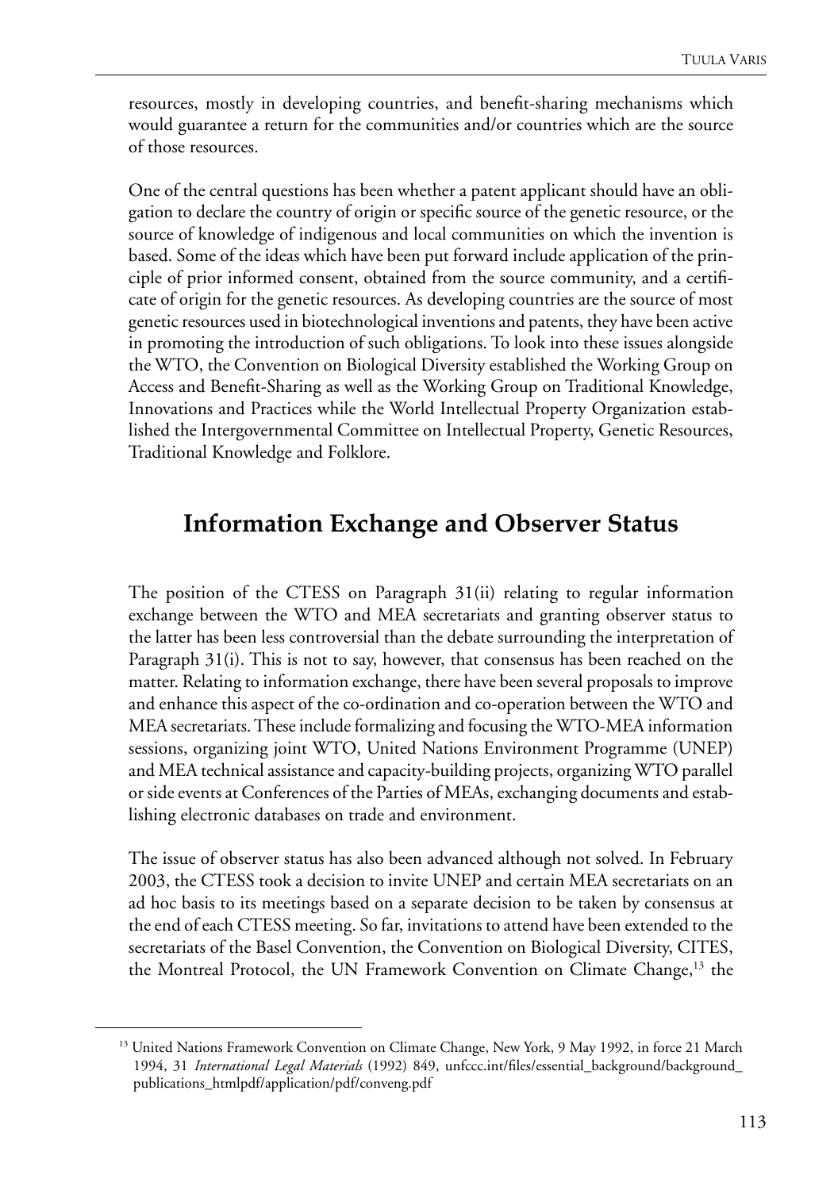resources, mostly in developing countries, and benefit-sharing mechanisms which would guarantee a return for the communities and/or countries which are the source of those resources.

One of the central questions has been whether a patent applicant should have an obligation to declare the country of origin or specific source of the genetic resource, or the source of knowledge of indigenous and local communities on which the invention is based. Some of the ideas which have been put forward include application of the principle of prior informed consent, obtained from the source community, and a certificate of origin for the genetic resources. As developing countries are the source of most genetic resources used in biotechnological inventions and patents, they have been active in promoting the introduction of such obligations. To look into these issues alongside the WTO, the Convention on Biological Diversity established the Working Group on Access and Benefit-Sharing as well as the Working Group on Traditional Knowledge, Innovations and Practices while the World Intellectual Property Organization established the Intergovernmental Committee on Intellectual Property, Genetic Resources, Traditional Knowledge and Folklore.

## Information Exchange and Observer Status

The position of the CTESS on Paragraph 31(ii) relating to regular information exchange between the WTO and MEA secretariats and granting observer status to the latter has been less controversial than the debate surrounding the interpretation of Paragraph 31(i). This is not to say, however, that consensus has been reached on the matter. Relating to information exchange, there have been several proposals to improve and enhance this aspect of the co-ordination and co-operation between the WTO and MEA secretariats. These include formalizing and focusing the WTO-MEA information sessions, organizing joint WTO, United Nations Environment Programme (UNEP) and MEA technical assistance and capacity-building projects, organizing WTO parallel or side events at Conferences of the Parties of MEAs, exchanging documents and establishing electronic databases on trade and environment.

The issue of observer status has also been advanced although not solved. In February 2003, the CTESS took a decision to invite UNEP and certain MEA secretariats on an ad hoc basis to its meetings based on a separate decision to be taken by consensus at the end of each CTESS meeting. So far, invitations to attend have been extended to the secretariats of the Basel Convention, the Convention on Biological Diversity, CITES, the Montreal Protocol, the UN Framework Convention on Climate Change,[13] the

[13] United Nations Framework Convention on Climate Change, New York, 9 May 1992, in force 21 March 1994, 31 *International Legal Materials* (1992) 849, unfccc.int/files/essential_background/background_publications_htmlpdf/application/pdf/conveng.pdf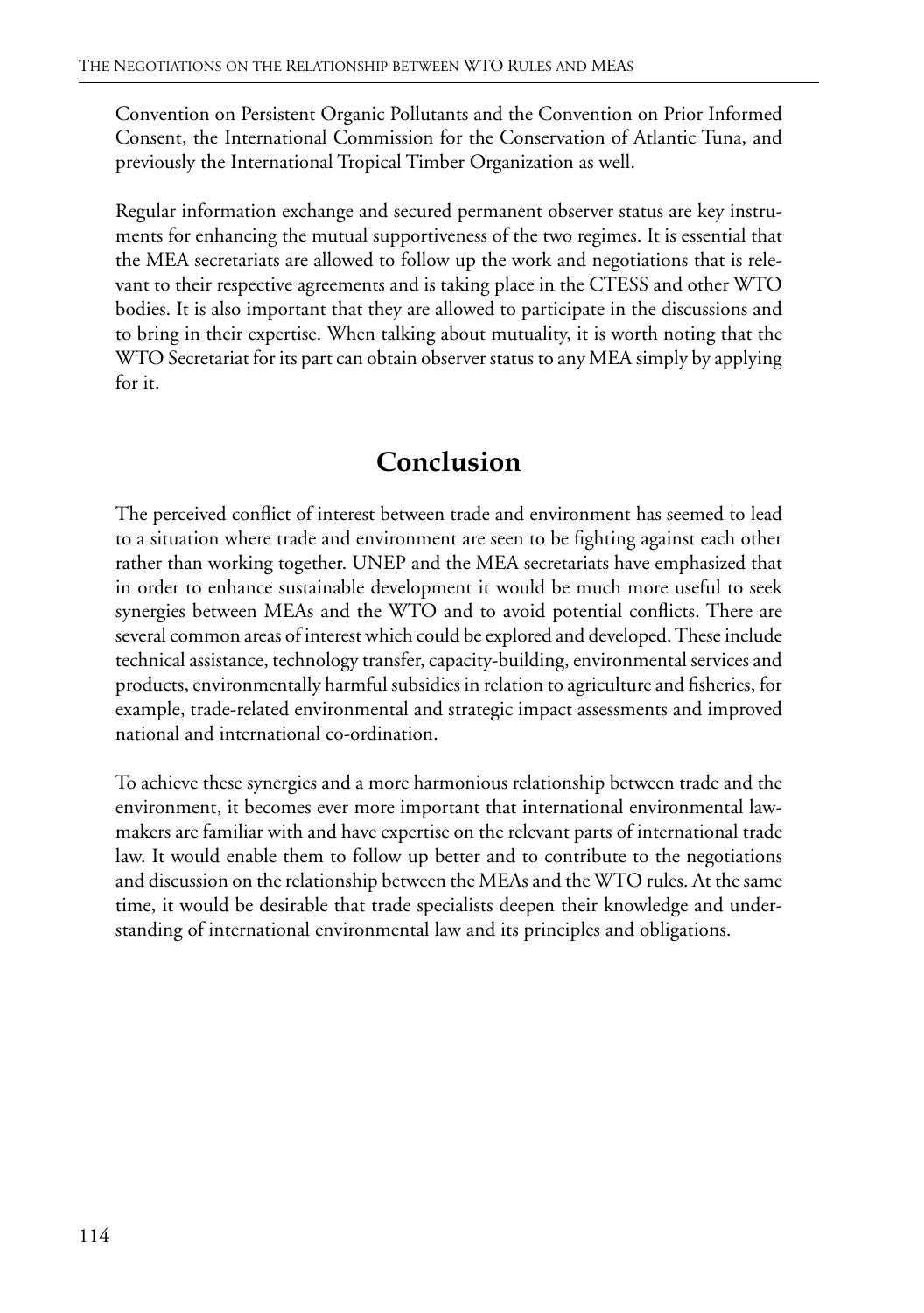Convention on Persistent Organic Pollutants and the Convention on Prior Informed Consent, the International Commission for the Conservation of Atlantic Tuna, and previously the International Tropical Timber Organization as well.

Regular information exchange and secured permanent observer status are key instruments for enhancing the mutual supportiveness of the two regimes. It is essential that the MEA secretariats are allowed to follow up the work and negotiations that is relevant to their respective agreements and is taking place in the CTESS and other WTO bodies. It is also important that they are allowed to participate in the discussions and to bring in their expertise. When talking about mutuality, it is worth noting that the WTO Secretariat for its part can obtain observer status to any MEA simply by applying for it.

## Conclusion

The perceived conflict of interest between trade and environment has seemed to lead to a situation where trade and environment are seen to be fighting against each other rather than working together. UNEP and the MEA secretariats have emphasized that in order to enhance sustainable development it would be much more useful to seek synergies between MEAs and the WTO and to avoid potential conflicts. There are several common areas of interest which could be explored and developed. These include technical assistance, technology transfer, capacity-building, environmental services and products, environmentally harmful subsidies in relation to agriculture and fisheries, for example, trade-related environmental and strategic impact assessments and improved national and international co-ordination.

To achieve these synergies and a more harmonious relationship between trade and the environment, it becomes ever more important that international environmental law-makers are familiar with and have expertise on the relevant parts of international trade law. It would enable them to follow up better and to contribute to the negotiations and discussion on the relationship between the MEAs and the WTO rules. At the same time, it would be desirable that trade specialists deepen their knowledge and understanding of international environmental law and its principles and obligations.